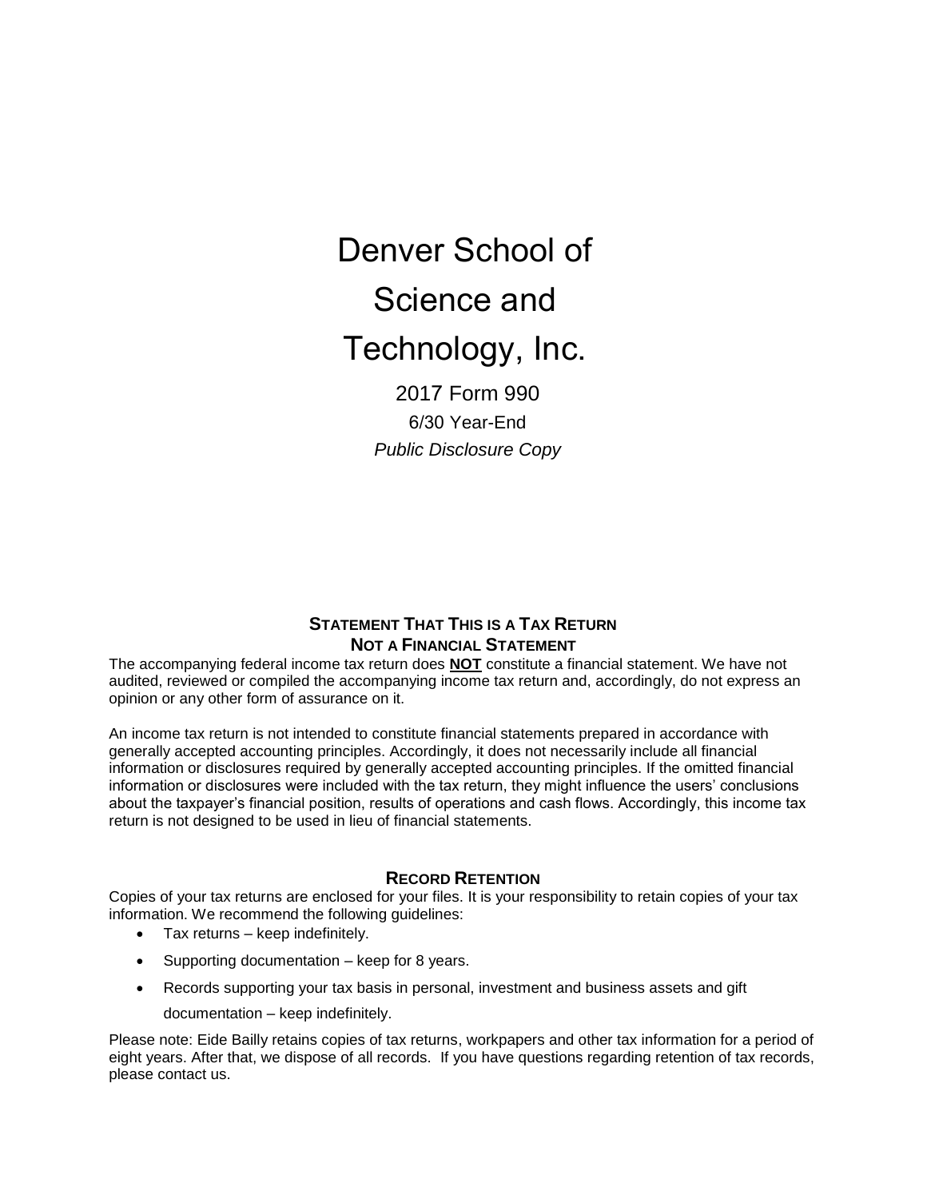# Denver School of Science and Technology, Inc.

2017 Form 990

6/30 Year-End

*Public Disclosure Copy*

## Statement That This is a Tax Return Not a Financial Statement

The accompanying federal income tax return does **NOT** constitute a financial statement. We have not audited, reviewed or compiled the accompanying income tax return and, accordingly, do not express an opinion or any other form of assurance on it.

An income tax return is not intended to constitute financial statements prepared in accordance with generally accepted accounting principles. Accordingly, it does not necessarily include all financial information or disclosures required by generally accepted accounting principles. If the omitted financial information or disclosures were included with the tax return, they might influence the users' conclusions about the taxpayer's financial position, results of operations and cash flows. Accordingly, this income tax return is not designed to be used in lieu of financial statements.

## Record Retention

Copies of your tax returns are enclosed for your files. It is your responsibility to retain copies of your tax information. We recommend the following guidelines:

- Tax returns – keep indefinitely.
- Supporting documentation – keep for 8 years.
- Records supporting your tax basis in personal, investment and business assets and gift documentation – keep indefinitely.

Please note: Eide Bailly retains copies of tax returns, workpapers and other tax information for a period of eight years. After that, we dispose of all records. If you have questions regarding retention of tax records, please contact us.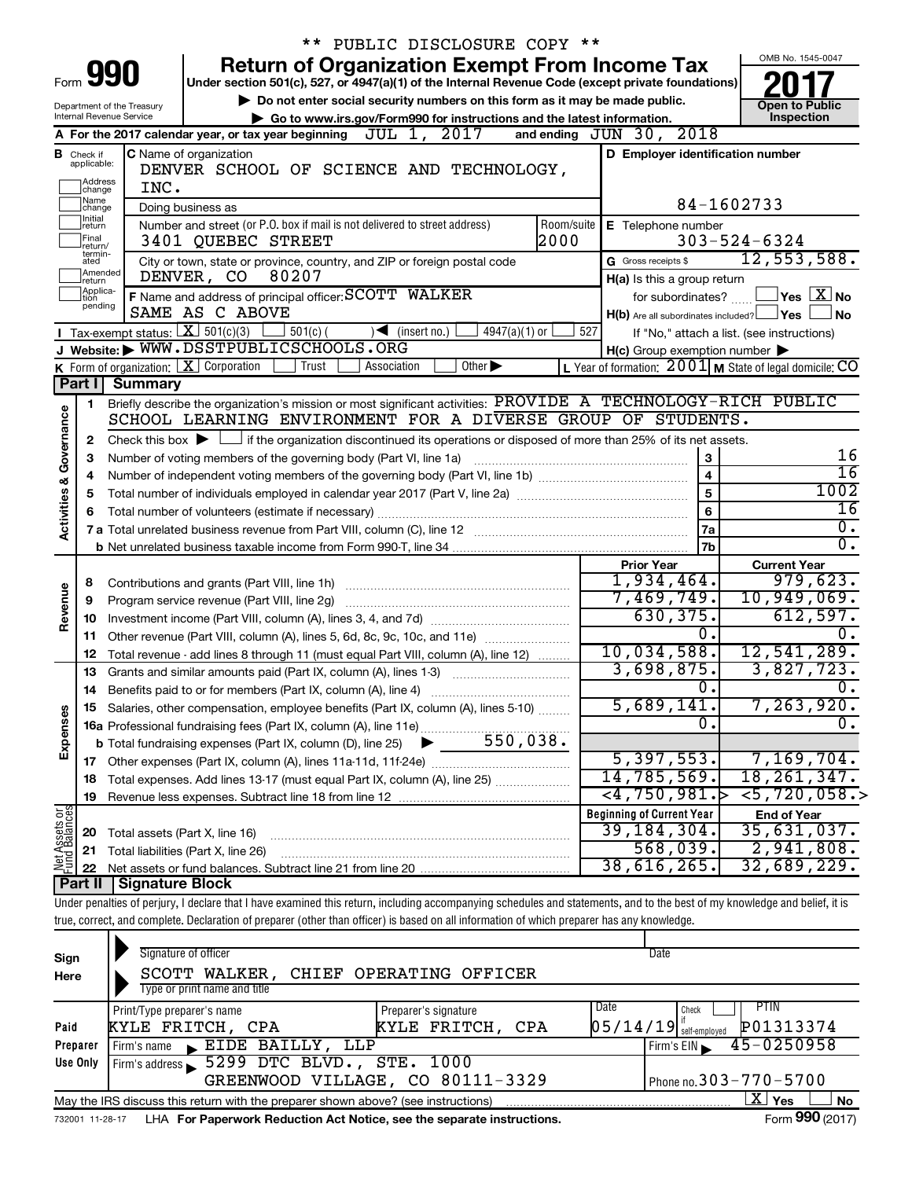\*\* PUBLIC DISCLOSURE COPY \*\*

# Form 990 — Return of Organization Exempt From Income Tax (2017)

Under section 501(c), 527, or 4947(a)(1) of the Internal Revenue Code (except private foundations)

▶ Do not enter social security numbers on this form as it may be made public.

▶ Go to www.irs.gov/Form990 for instructions and the latest information.

Department of the Treasury, Internal Revenue Service

OMB No. 1545-0047 — **Open to Public Inspection**

**A** For the 2017 calendar year, or tax year beginning JUL 1, 2017 and ending JUN 30, 2018

**B** Check if applicable: Address change ☐, Name change ☐, Initial return ☐, Final return/terminated ☐, Amended return ☐, Application pending ☐

**C** Name of organization: DENVER SCHOOL OF SCIENCE AND TECHNOLOGY, INC.

Doing business as

Number and street (or P.O. box if mail is not delivered to street address): 3401 QUEBEC STREET — Room/suite: 2000

City or town, state or province, country, and ZIP or foreign postal code: DENVER, CO 80207

**D** Employer identification number: 84-1602733

**E** Telephone number: 303-524-6324

**G** Gross receipts $ 12,553,588.

**F** Name and address of principal officer: SCOTT WALKER, SAME AS C ABOVE

**H(a)** Is this a group return for subordinates? ☐ Yes ☒ No

**H(b)** Are all subordinates included? ☐ Yes ☐ No — If "No," attach a list. (see instructions)

**H(c)** Group exemption number ▶

**I** Tax-exempt status: ☒ 501(c)(3) ☐ 501(c) ( ) ◀ (insert no.) ☐ 4947(a)(1) or ☐ 527

**J** Website: ▶ WWW.DSSTPUBLICSCHOOLS.ORG

**K** Form of organization: ☒ Corporation ☐ Trust ☐ Association ☐ Other ▶

**L** Year of formation: 2001 **M** State of legal domicile: CO

## Part I Summary

**Activities & Governance**

1. Briefly describe the organization's mission or most significant activities: PROVIDE A TECHNOLOGY-RICH PUBLIC SCHOOL LEARNING ENVIRONMENT FOR A DIVERSE GROUP OF STUDENTS.
2. Check this box ▶ ☐ if the organization discontinued its operations or disposed of more than 25% of its net assets.

| Line | Description | Box | Value |
|---|---|---|---|
| 3 | Number of voting members of the governing body (Part VI, line 1a) | 3 | 16 |
| 4 | Number of independent voting members of the governing body (Part VI, line 1b) | 4 | 16 |
| 5 | Total number of individuals employed in calendar year 2017 (Part V, line 2a) | 5 | 1002 |
| 6 | Total number of volunteers (estimate if necessary) | 6 | 16 |
| 7a | Total unrelated business revenue from Part VIII, column (C), line 12 | 7a | 0. |
| 7b | Net unrelated business taxable income from Form 990-T, line 34 | 7b | 0. |

| Section | Line | Description | Prior Year | Current Year |
|---|---|---|---|---|
| Revenue | 8 | Contributions and grants (Part VIII, line 1h) | 1,934,464. | 979,623. |
| | 9 | Program service revenue (Part VIII, line 2g) | 7,469,749. | 10,949,069. |
| | 10 | Investment income (Part VIII, column (A), lines 3, 4, and 7d) | 630,375. | 612,597. |
| | 11 | Other revenue (Part VIII, column (A), lines 5, 6d, 8c, 9c, 10c, and 11e) | 0. | 0. |
| | 12 | Total revenue - add lines 8 through 11 (must equal Part VIII, column (A), line 12) | 10,034,588. | 12,541,289. |
| Expenses | 13 | Grants and similar amounts paid (Part IX, column (A), lines 1-3) | 3,698,875. | 3,827,723. |
| | 14 | Benefits paid to or for members (Part IX, column (A), line 4) | 0. | 0. |
| | 15 | Salaries, other compensation, employee benefits (Part IX, column (A), lines 5-10) | 5,689,141. | 7,263,920. |
| | 16a | Professional fundraising fees (Part IX, column (A), line 11e) | 0. | 0. |
| | b | Total fundraising expenses (Part IX, column (D), line 25) ▶ 550,038. | | |
| | 17 | Other expenses (Part IX, column (A), lines 11a-11d, 11f-24e) | 5,397,553. | 7,169,704. |
| | 18 | Total expenses. Add lines 13-17 (must equal Part IX, column (A), line 25) | 14,785,569. | 18,261,347. |
| | 19 | Revenue less expenses. Subtract line 18 from line 12 | <4,750,981.> | <5,720,058.> |

| Section | Line | Description | Beginning of Current Year | End of Year |
|---|---|---|---|---|
| Net Assets or Fund Balances | 20 | Total assets (Part X, line 16) | 39,184,304. | 35,631,037. |
| | 21 | Total liabilities (Part X, line 26) | 568,039. | 2,941,808. |
| | 22 | Net assets or fund balances. Subtract line 21 from line 20 | 38,616,265. | 32,689,229. |

## Part II Signature Block

Under penalties of perjury, I declare that I have examined this return, including accompanying schedules and statements, and to the best of my knowledge and belief, it is true, correct, and complete. Declaration of preparer (other than officer) is based on all information of which preparer has any knowledge.

**Sign Here**

Signature of officer — Date

SCOTT WALKER, CHIEF OPERATING OFFICER

Type or print name and title

**Paid Preparer Use Only**

| Print/Type preparer's name | Preparer's signature | Date | Check ☐ if self-employed | PTIN |
|---|---|---|---|---|
| KYLE FRITCH, CPA | KYLE FRITCH, CPA | 05/14/19 | | P01313374 |

Firm's name ▶ EIDE BAILLY, LLP — Firm's EIN ▶ 45-0250958

Firm's address ▶ 5299 DTC BLVD., STE. 1000, GREENWOOD VILLAGE, CO 80111-3329 — Phone no. 303-770-5700

May the IRS discuss this return with the preparer shown above? (see instructions) ☒ Yes ☐ No

732001 11-28-17 LHA For Paperwork Reduction Act Notice, see the separate instructions. Form 990 (2017)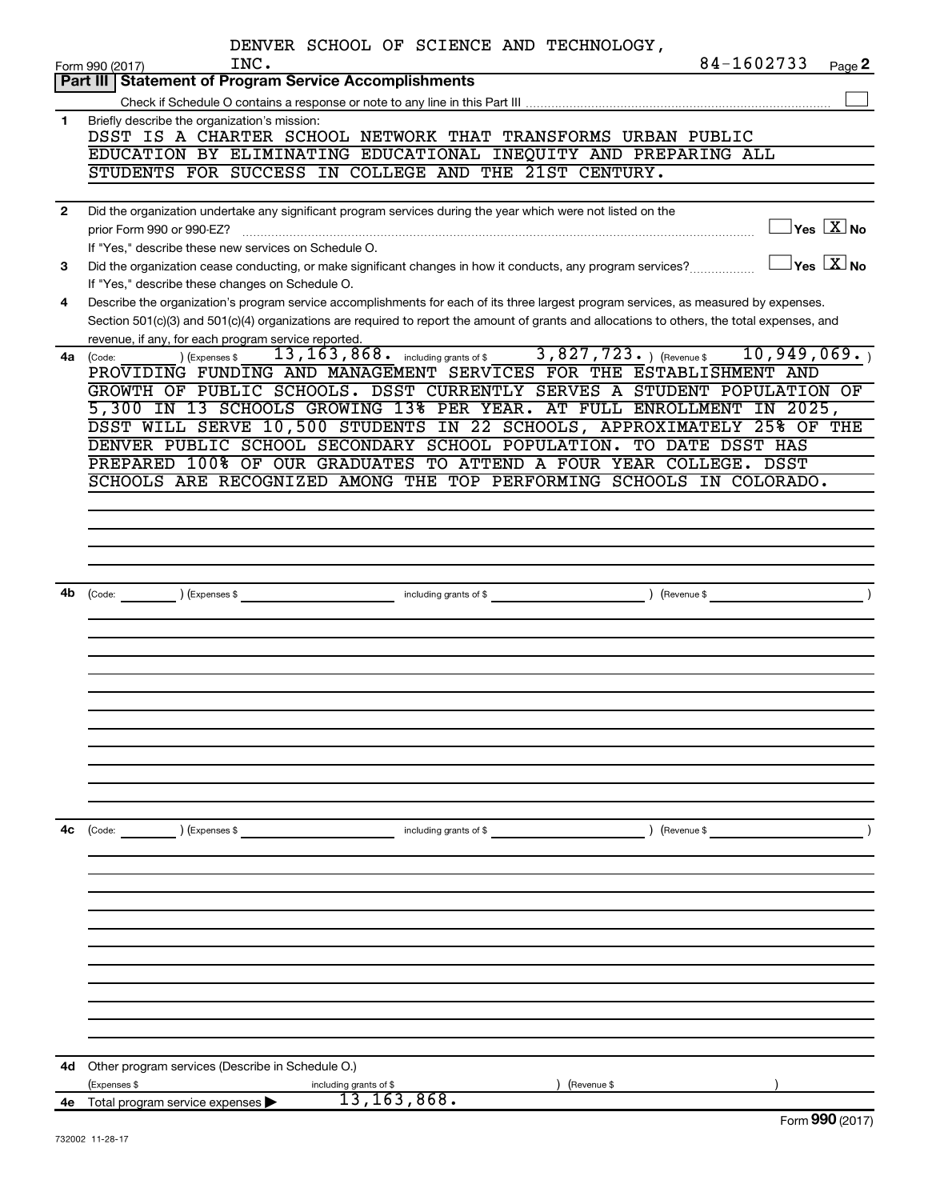DENVER SCHOOL OF SCIENCE AND TECHNOLOGY, INC. 84-1602733

Form 990 (2017) Page 2

## Part III Statement of Program Service Accomplishments

Check if Schedule O contains a response or note to any line in this Part III ☐

**1** Briefly describe the organization's mission:

DSST IS A CHARTER SCHOOL NETWORK THAT TRANSFORMS URBAN PUBLIC EDUCATION BY ELIMINATING EDUCATIONAL INEQUITY AND PREPARING ALL STUDENTS FOR SUCCESS IN COLLEGE AND THE 21ST CENTURY.

**2** Did the organization undertake any significant program services during the year which were not listed on the prior Form 990 or 990-EZ? ☐ Yes ☒ No

If "Yes," describe these new services on Schedule O.

**3** Did the organization cease conducting, or make significant changes in how it conducts, any program services? ☐ Yes ☒ No

If "Yes," describe these changes on Schedule O.

**4** Describe the organization's program service accomplishments for each of its three largest program services, as measured by expenses. Section 501(c)(3) and 501(c)(4) organizations are required to report the amount of grants and allocations to others, the total expenses, and revenue, if any, for each program service reported.

**4a** (Code: ) (Expenses $ 13,163,868. including grants of $ 3,827,723. ) (Revenue $ 10,949,069. )

PROVIDING FUNDING AND MANAGEMENT SERVICES FOR THE ESTABLISHMENT AND GROWTH OF PUBLIC SCHOOLS. DSST CURRENTLY SERVES A STUDENT POPULATION OF 5,300 IN 13 SCHOOLS GROWING 13% PER YEAR. AT FULL ENROLLMENT IN 2025, DSST WILL SERVE 10,500 STUDENTS IN 22 SCHOOLS, APPROXIMATELY 25% OF THE DENVER PUBLIC SCHOOL SECONDARY SCHOOL POPULATION. TO DATE DSST HAS PREPARED 100% OF OUR GRADUATES TO ATTEND A FOUR YEAR COLLEGE. DSST SCHOOLS ARE RECOGNIZED AMONG THE TOP PERFORMING SCHOOLS IN COLORADO.

**4b** (Code: ) (Expenses $ including grants of $ ) (Revenue $ )

**4c** (Code: ) (Expenses $ including grants of $ ) (Revenue $ )

**4d** Other program services (Describe in Schedule O.)

(Expenses $ including grants of $ ) (Revenue $ )

**4e** Total program service expenses ▶ 13,163,868.

Form 990 (2017)

732002 11-28-17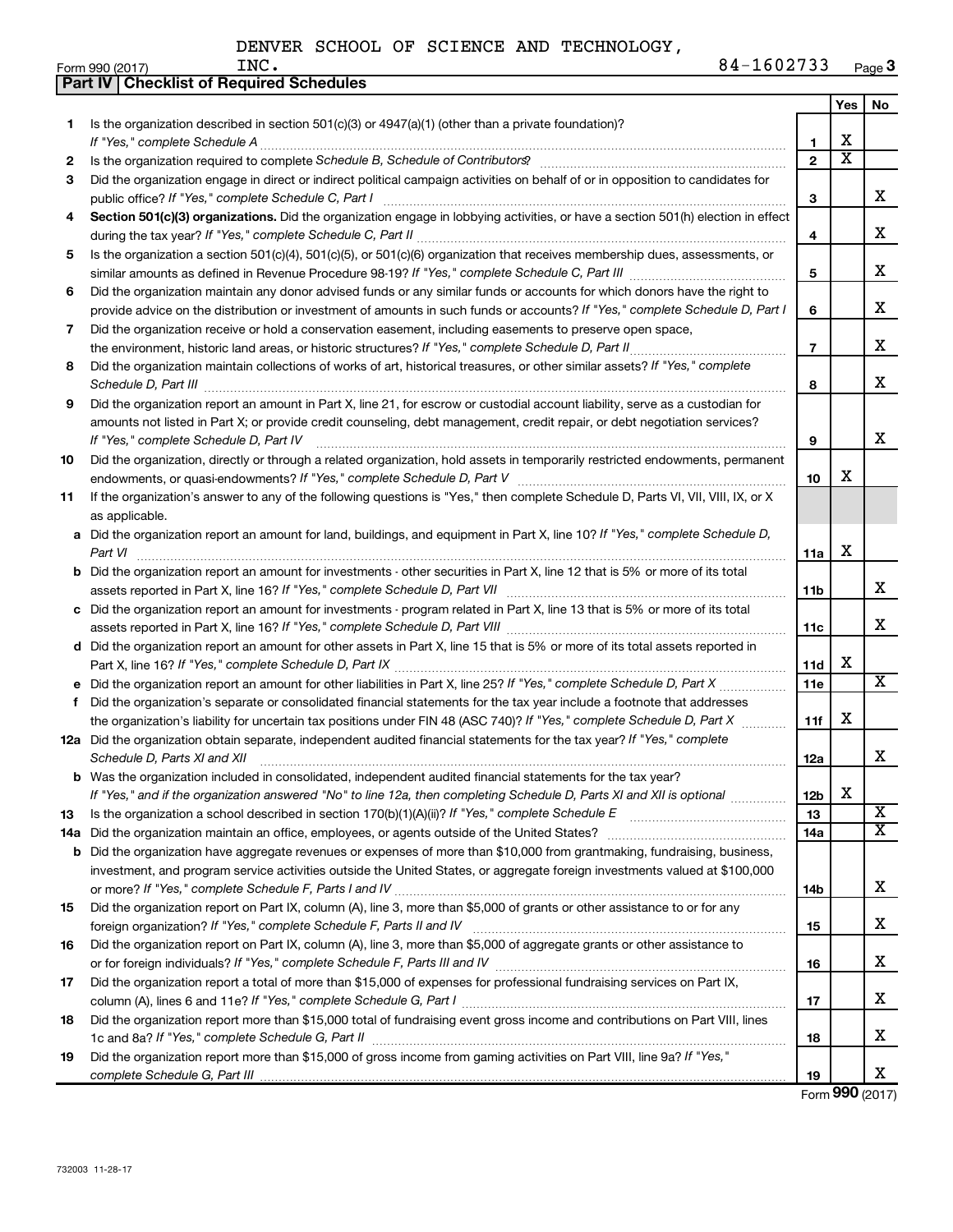DENVER SCHOOL OF SCIENCE AND TECHNOLOGY, INC. 84-1602733

Form 990 (2017)

## Part IV | Checklist of Required Schedules

| | | | Yes | No |
|---|---|---|---|---|
| 1 | Is the organization described in section 501(c)(3) or 4947(a)(1) (other than a private foundation)? *If "Yes," complete Schedule A* | 1 | X | |
| 2 | Is the organization required to complete *Schedule B, Schedule of Contributors*? | 2 | X | |
| 3 | Did the organization engage in direct or indirect political campaign activities on behalf of or in opposition to candidates for public office? *If "Yes," complete Schedule C, Part I* | 3 | | X |
| 4 | **Section 501(c)(3) organizations.** Did the organization engage in lobbying activities, or have a section 501(h) election in effect during the tax year? *If "Yes," complete Schedule C, Part II* | 4 | | X |
| 5 | Is the organization a section 501(c)(4), 501(c)(5), or 501(c)(6) organization that receives membership dues, assessments, or similar amounts as defined in Revenue Procedure 98-19? *If "Yes," complete Schedule C, Part III* | 5 | | X |
| 6 | Did the organization maintain any donor advised funds or any similar funds or accounts for which donors have the right to provide advice on the distribution or investment of amounts in such funds or accounts? *If "Yes," complete Schedule D, Part I* | 6 | | X |
| 7 | Did the organization receive or hold a conservation easement, including easements to preserve open space, the environment, historic land areas, or historic structures? *If "Yes," complete Schedule D, Part II* | 7 | | X |
| 8 | Did the organization maintain collections of works of art, historical treasures, or other similar assets? *If "Yes," complete Schedule D, Part III* | 8 | | X |
| 9 | Did the organization report an amount in Part X, line 21, for escrow or custodial account liability, serve as a custodian for amounts not listed in Part X; or provide credit counseling, debt management, credit repair, or debt negotiation services? *If "Yes," complete Schedule D, Part IV* | 9 | | X |
| 10 | Did the organization, directly or through a related organization, hold assets in temporarily restricted endowments, permanent endowments, or quasi-endowments? *If "Yes," complete Schedule D, Part V* | 10 | X | |
| 11 | If the organization's answer to any of the following questions is "Yes," then complete Schedule D, Parts VI, VII, VIII, IX, or X as applicable. | | | |
| a | Did the organization report an amount for land, buildings, and equipment in Part X, line 10? *If "Yes," complete Schedule D, Part VI* | 11a | X | |
| b | Did the organization report an amount for investments - other securities in Part X, line 12 that is 5% or more of its total assets reported in Part X, line 16? *If "Yes," complete Schedule D, Part VII* | 11b | | X |
| c | Did the organization report an amount for investments - program related in Part X, line 13 that is 5% or more of its total assets reported in Part X, line 16? *If "Yes," complete Schedule D, Part VIII* | 11c | | X |
| d | Did the organization report an amount for other assets in Part X, line 15 that is 5% or more of its total assets reported in Part X, line 16? *If "Yes," complete Schedule D, Part IX* | 11d | X | |
| e | Did the organization report an amount for other liabilities in Part X, line 25? *If "Yes," complete Schedule D, Part X* | 11e | | X |
| f | Did the organization's separate or consolidated financial statements for the tax year include a footnote that addresses the organization's liability for uncertain tax positions under FIN 48 (ASC 740)? *If "Yes," complete Schedule D, Part X* | 11f | X | |
| 12a | Did the organization obtain separate, independent audited financial statements for the tax year? *If "Yes," complete Schedule D, Parts XI and XII* | 12a | | X |
| b | Was the organization included in consolidated, independent audited financial statements for the tax year? *If "Yes," and if the organization answered "No" to line 12a, then completing Schedule D, Parts XI and XII is optional* | 12b | X | |
| 13 | Is the organization a school described in section 170(b)(1)(A)(ii)? *If "Yes," complete Schedule E* | 13 | | X |
| 14a | Did the organization maintain an office, employees, or agents outside of the United States? | 14a | | X |
| b | Did the organization have aggregate revenues or expenses of more than $10,000 from grantmaking, fundraising, business, investment, and program service activities outside the United States, or aggregate foreign investments valued at $100,000 or more? *If "Yes," complete Schedule F, Parts I and IV* | 14b | | X |
| 15 | Did the organization report on Part IX, column (A), line 3, more than $5,000 of grants or other assistance to or for any foreign organization? *If "Yes," complete Schedule F, Parts II and IV* | 15 | | X |
| 16 | Did the organization report on Part IX, column (A), line 3, more than $5,000 of aggregate grants or other assistance to or for foreign individuals? *If "Yes," complete Schedule F, Parts III and IV* | 16 | | X |
| 17 | Did the organization report a total of more than $15,000 of expenses for professional fundraising services on Part IX, column (A), lines 6 and 11e? *If "Yes," complete Schedule G, Part I* | 17 | | X |
| 18 | Did the organization report more than $15,000 total of fundraising event gross income and contributions on Part VIII, lines 1c and 8a? *If "Yes," complete Schedule G, Part II* | 18 | | X |
| 19 | Did the organization report more than $15,000 of gross income from gaming activities on Part VIII, line 9a? *If "Yes," complete Schedule G, Part III* | 19 | | X |

Form **990** (2017)

732003 11-28-17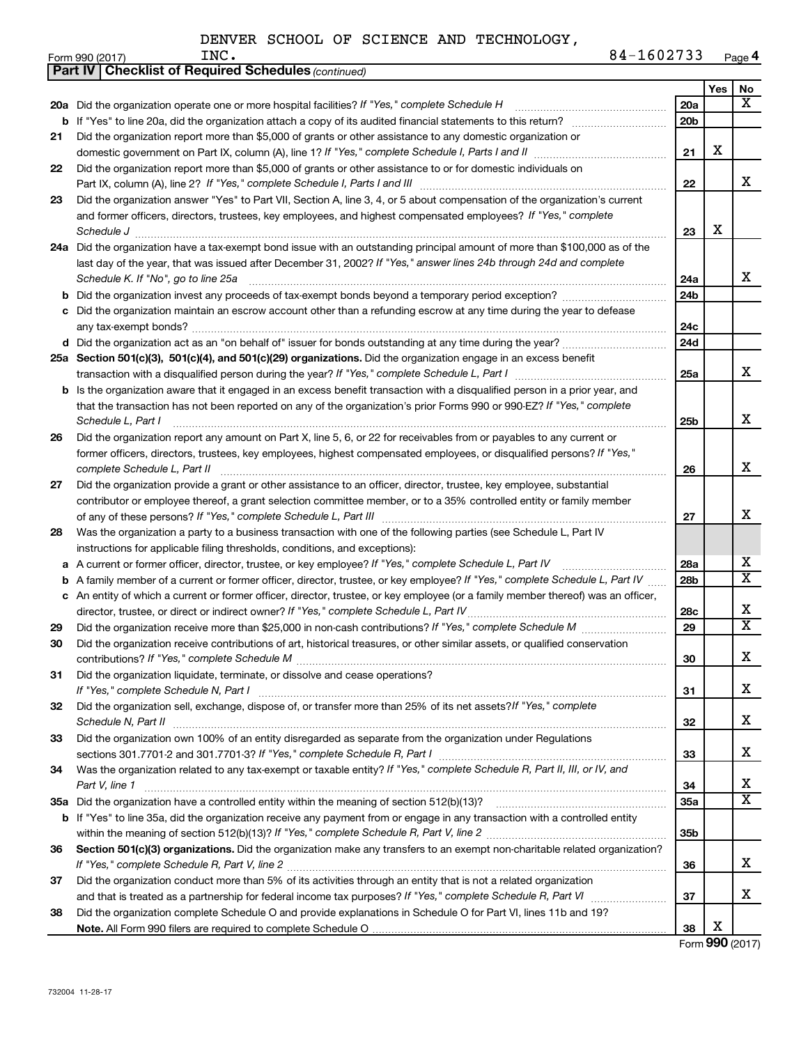DENVER SCHOOL OF SCIENCE AND TECHNOLOGY, INC. 84-1602733

Form 990 (2017) Page 4

**Part IV | Checklist of Required Schedules** *(continued)*

| | | | Yes | No |
|---|---|---|---|---|
| **20a** | Did the organization operate one or more hospital facilities? *If "Yes," complete Schedule H* | 20a | | X |
| **b** | If "Yes" to line 20a, did the organization attach a copy of its audited financial statements to this return? | 20b | | |
| **21** | Did the organization report more than $5,000 of grants or other assistance to any domestic organization or domestic government on Part IX, column (A), line 1? *If "Yes," complete Schedule I, Parts I and II* | 21 | X | |
| **22** | Did the organization report more than $5,000 of grants or other assistance to or for domestic individuals on Part IX, column (A), line 2? *If "Yes," complete Schedule I, Parts I and III* | 22 | | X |
| **23** | Did the organization answer "Yes" to Part VII, Section A, line 3, 4, or 5 about compensation of the organization's current and former officers, directors, trustees, key employees, and highest compensated employees? *If "Yes," complete Schedule J* | 23 | X | |
| **24a** | Did the organization have a tax-exempt bond issue with an outstanding principal amount of more than $100,000 as of the last day of the year, that was issued after December 31, 2002? *If "Yes," answer lines 24b through 24d and complete Schedule K. If "No", go to line 25a* | 24a | | X |
| **b** | Did the organization invest any proceeds of tax-exempt bonds beyond a temporary period exception? | 24b | | |
| **c** | Did the organization maintain an escrow account other than a refunding escrow at any time during the year to defease any tax-exempt bonds? | 24c | | |
| **d** | Did the organization act as an "on behalf of" issuer for bonds outstanding at any time during the year? | 24d | | |
| **25a** | **Section 501(c)(3), 501(c)(4), and 501(c)(29) organizations.** Did the organization engage in an excess benefit transaction with a disqualified person during the year? *If "Yes," complete Schedule L, Part I* | 25a | | X |
| **b** | Is the organization aware that it engaged in an excess benefit transaction with a disqualified person in a prior year, and that the transaction has not been reported on any of the organization's prior Forms 990 or 990-EZ? *If "Yes," complete Schedule L, Part I* | 25b | | X |
| **26** | Did the organization report any amount on Part X, line 5, 6, or 22 for receivables from or payables to any current or former officers, directors, trustees, key employees, highest compensated employees, or disqualified persons? *If "Yes," complete Schedule L, Part II* | 26 | | X |
| **27** | Did the organization provide a grant or other assistance to an officer, director, trustee, key employee, substantial contributor or employee thereof, a grant selection committee member, or to a 35% controlled entity or family member of any of these persons? *If "Yes," complete Schedule L, Part III* | 27 | | X |
| **28** | Was the organization a party to a business transaction with one of the following parties (see Schedule L, Part IV instructions for applicable filing thresholds, conditions, and exceptions): | | | |
| **a** | A current or former officer, director, trustee, or key employee? *If "Yes," complete Schedule L, Part IV* | 28a | | X |
| **b** | A family member of a current or former officer, director, trustee, or key employee? *If "Yes," complete Schedule L, Part IV* | 28b | | X |
| **c** | An entity of which a current or former officer, director, trustee, or key employee (or a family member thereof) was an officer, director, trustee, or direct or indirect owner? *If "Yes," complete Schedule L, Part IV* | 28c | | X |
| **29** | Did the organization receive more than $25,000 in non-cash contributions? *If "Yes," complete Schedule M* | 29 | | X |
| **30** | Did the organization receive contributions of art, historical treasures, or other similar assets, or qualified conservation contributions? *If "Yes," complete Schedule M* | 30 | | X |
| **31** | Did the organization liquidate, terminate, or dissolve and cease operations? *If "Yes," complete Schedule N, Part I* | 31 | | X |
| **32** | Did the organization sell, exchange, dispose of, or transfer more than 25% of its net assets? *If "Yes," complete Schedule N, Part II* | 32 | | X |
| **33** | Did the organization own 100% of an entity disregarded as separate from the organization under Regulations sections 301.7701-2 and 301.7701-3? *If "Yes," complete Schedule R, Part I* | 33 | | X |
| **34** | Was the organization related to any tax-exempt or taxable entity? *If "Yes," complete Schedule R, Part II, III, or IV, and Part V, line 1* | 34 | | X |
| **35a** | Did the organization have a controlled entity within the meaning of section 512(b)(13)? | 35a | | X |
| **b** | If "Yes" to line 35a, did the organization receive any payment from or engage in any transaction with a controlled entity within the meaning of section 512(b)(13)? *If "Yes," complete Schedule R, Part V, line 2* | 35b | | |
| **36** | **Section 501(c)(3) organizations.** Did the organization make any transfers to an exempt non-charitable related organization? *If "Yes," complete Schedule R, Part V, line 2* | 36 | | X |
| **37** | Did the organization conduct more than 5% of its activities through an entity that is not a related organization and that is treated as a partnership for federal income tax purposes? *If "Yes," complete Schedule R, Part VI* | 37 | | X |
| **38** | Did the organization complete Schedule O and provide explanations in Schedule O for Part VI, lines 11b and 19? **Note.** All Form 990 filers are required to complete Schedule O | 38 | X | |

Form **990** (2017)

732004 11-28-17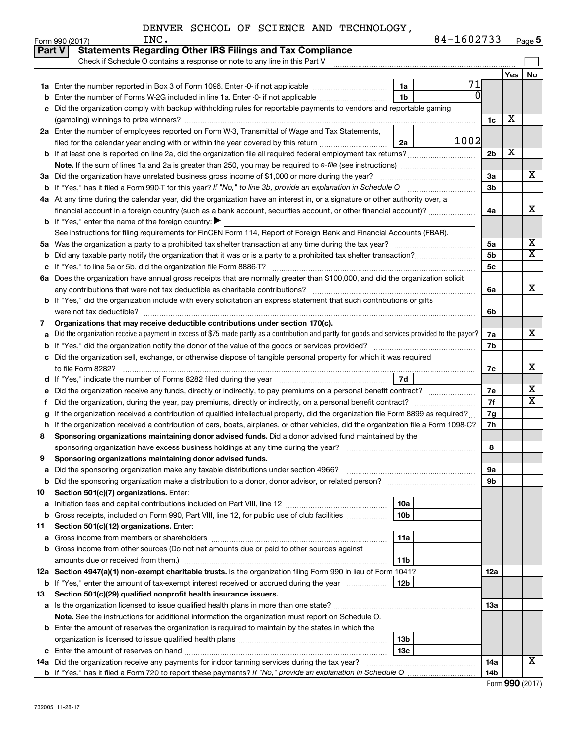DENVER SCHOOL OF SCIENCE AND TECHNOLOGY, INC. 84-1602733

Form 990 (2017)

## Part V Statements Regarding Other IRS Filings and Tax Compliance

Check if Schedule O contains a response or note to any line in this Part V

| | | | | | Yes | No |
|---|---|---|---|---|---|---|
| 1a | Enter the number reported in Box 3 of Form 1096. Enter -0- if not applicable | 1a | 71 | | | |
| b | Enter the number of Forms W-2G included in line 1a. Enter -0- if not applicable | 1b | 0 | | | |
| c | Did the organization comply with backup withholding rules for reportable payments to vendors and reportable gaming (gambling) winnings to prize winners? | | | 1c | X | |
| 2a | Enter the number of employees reported on Form W-3, Transmittal of Wage and Tax Statements, filed for the calendar year ending with or within the year covered by this return | 2a | 1002 | | | |
| b | If at least one is reported on line 2a, did the organization file all required federal employment tax returns? | | | 2b | X | |
| | **Note.** If the sum of lines 1a and 2a is greater than 250, you may be required to e-file (see instructions) | | | | | |
| 3a | Did the organization have unrelated business gross income of $1,000 or more during the year? | | | 3a | | X |
| b | If "Yes," has it filed a Form 990-T for this year? *If "No," to line 3b, provide an explanation in Schedule O* | | | 3b | | |
| 4a | At any time during the calendar year, did the organization have an interest in, or a signature or other authority over, a financial account in a foreign country (such as a bank account, securities account, or other financial account)? | | | 4a | | X |
| b | If "Yes," enter the name of the foreign country: ▶ | | | | | |
| | See instructions for filing requirements for FinCEN Form 114, Report of Foreign Bank and Financial Accounts (FBAR). | | | | | |
| 5a | Was the organization a party to a prohibited tax shelter transaction at any time during the tax year? | | | 5a | | X |
| b | Did any taxable party notify the organization that it was or is a party to a prohibited tax shelter transaction? | | | 5b | | X |
| c | If "Yes," to line 5a or 5b, did the organization file Form 8886-T? | | | 5c | | |
| 6a | Does the organization have annual gross receipts that are normally greater than $100,000, and did the organization solicit any contributions that were not tax deductible as charitable contributions? | | | 6a | | X |
| b | If "Yes," did the organization include with every solicitation an express statement that such contributions or gifts were not tax deductible? | | | 6b | | |
| 7 | **Organizations that may receive deductible contributions under section 170(c).** | | | | | |
| a | Did the organization receive a payment in excess of $75 made partly as a contribution and partly for goods and services provided to the payor? | | | 7a | | X |
| b | If "Yes," did the organization notify the donor of the value of the goods or services provided? | | | 7b | | |
| c | Did the organization sell, exchange, or otherwise dispose of tangible personal property for which it was required to file Form 8282? | | | 7c | | X |
| d | If "Yes," indicate the number of Forms 8282 filed during the year | 7d | | | | |
| e | Did the organization receive any funds, directly or indirectly, to pay premiums on a personal benefit contract? | | | 7e | | X |
| f | Did the organization, during the year, pay premiums, directly or indirectly, on a personal benefit contract? | | | 7f | | X |
| g | If the organization received a contribution of qualified intellectual property, did the organization file Form 8899 as required? | | | 7g | | |
| h | If the organization received a contribution of cars, boats, airplanes, or other vehicles, did the organization file a Form 1098-C? | | | 7h | | |
| 8 | **Sponsoring organizations maintaining donor advised funds.** Did a donor advised fund maintained by the sponsoring organization have excess business holdings at any time during the year? | | | 8 | | |
| 9 | **Sponsoring organizations maintaining donor advised funds.** | | | | | |
| a | Did the sponsoring organization make any taxable distributions under section 4966? | | | 9a | | |
| b | Did the sponsoring organization make a distribution to a donor, donor advisor, or related person? | | | 9b | | |
| 10 | **Section 501(c)(7) organizations.** Enter: | | | | | |
| a | Initiation fees and capital contributions included on Part VIII, line 12 | 10a | | | | |
| b | Gross receipts, included on Form 990, Part VIII, line 12, for public use of club facilities | 10b | | | | |
| 11 | **Section 501(c)(12) organizations.** Enter: | | | | | |
| a | Gross income from members or shareholders | 11a | | | | |
| b | Gross income from other sources (Do not net amounts due or paid to other sources against amounts due or received from them.) | 11b | | | | |
| 12a | **Section 4947(a)(1) non-exempt charitable trusts.** Is the organization filing Form 990 in lieu of Form 1041? | | | 12a | | |
| b | If "Yes," enter the amount of tax-exempt interest received or accrued during the year | 12b | | | | |
| 13 | **Section 501(c)(29) qualified nonprofit health insurance issuers.** | | | | | |
| a | Is the organization licensed to issue qualified health plans in more than one state? | | | 13a | | |
| | **Note.** See the instructions for additional information the organization must report on Schedule O. | | | | | |
| b | Enter the amount of reserves the organization is required to maintain by the states in which the organization is licensed to issue qualified health plans | 13b | | | | |
| c | Enter the amount of reserves on hand | 13c | | | | |
| 14a | Did the organization receive any payments for indoor tanning services during the tax year? | | | 14a | | X |
| b | If "Yes," has it filed a Form 720 to report these payments? *If "No," provide an explanation in Schedule O* | | | 14b | | |

Form **990** (2017)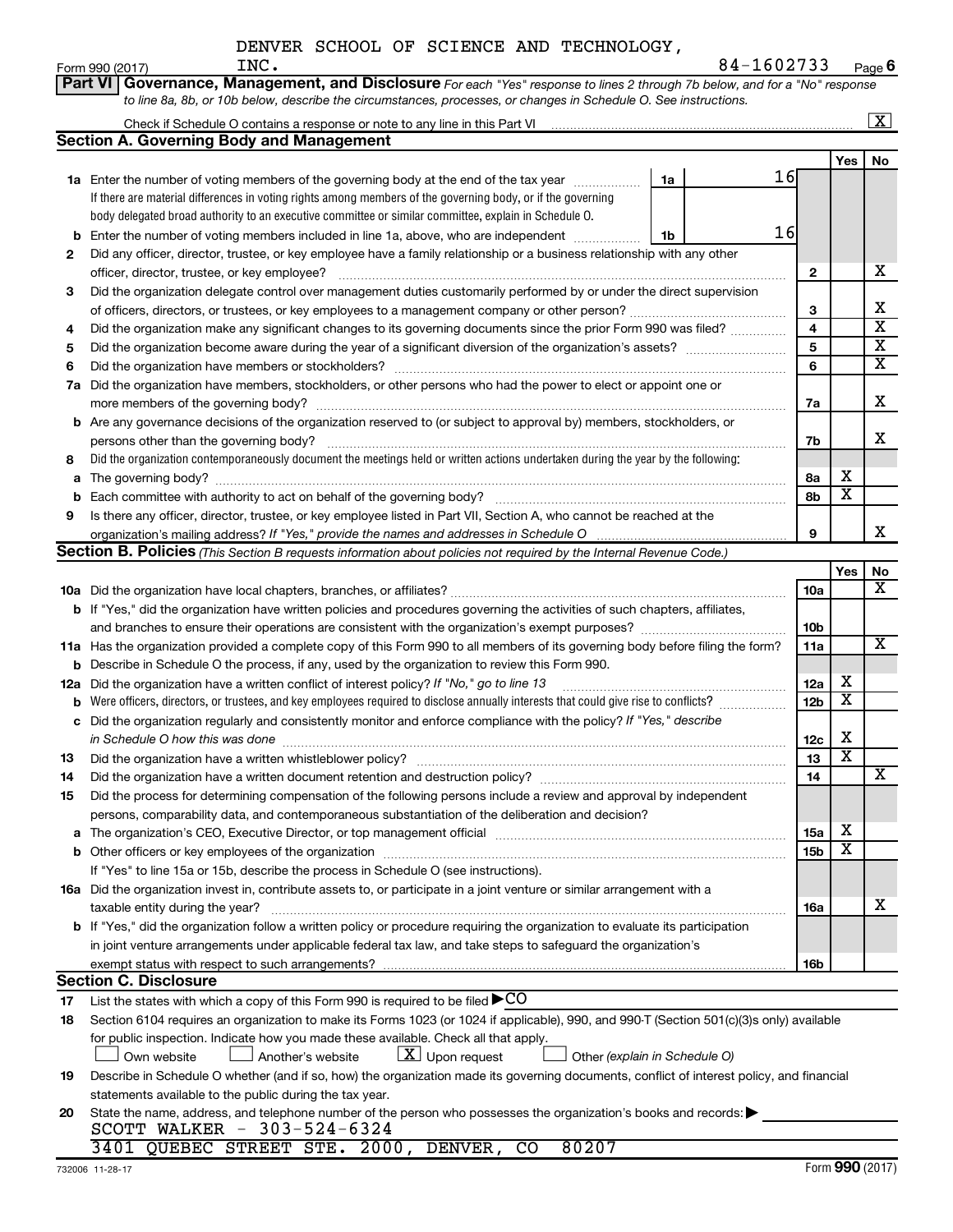DENVER SCHOOL OF SCIENCE AND TECHNOLOGY, INC. 84-1602733

Form 990 (2017) Page 6

**Part VI Governance, Management, and Disclosure** *For each "Yes" response to lines 2 through 7b below, and for a "No" response to line 8a, 8b, or 10b below, describe the circumstances, processes, or changes in Schedule O. See instructions.*

Check if Schedule O contains a response or note to any line in this Part VI [X]

## Section A. Governing Body and Management

| | | | | Yes | No |
|---|---|---|---|---|---|
| **1a** | Enter the number of voting members of the governing body at the end of the tax year. If there are material differences in voting rights among members of the governing body, or if the governing body delegated broad authority to an executive committee or similar committee, explain in Schedule O. | 1a: 16 | | | |
| **b** | Enter the number of voting members included in line 1a, above, who are independent | 1b: 16 | | | |
| **2** | Did any officer, director, trustee, or key employee have a family relationship or a business relationship with any other officer, director, trustee, or key employee? | | 2 | | X |
| **3** | Did the organization delegate control over management duties customarily performed by or under the direct supervision of officers, directors, or trustees, or key employees to a management company or other person? | | 3 | | X |
| **4** | Did the organization make any significant changes to its governing documents since the prior Form 990 was filed? | | 4 | | X |
| **5** | Did the organization become aware during the year of a significant diversion of the organization's assets? | | 5 | | X |
| **6** | Did the organization have members or stockholders? | | 6 | | X |
| **7a** | Did the organization have members, stockholders, or other persons who had the power to elect or appoint one or more members of the governing body? | | 7a | | X |
| **b** | Are any governance decisions of the organization reserved to (or subject to approval by) members, stockholders, or persons other than the governing body? | | 7b | | X |
| **8** | Did the organization contemporaneously document the meetings held or written actions undertaken during the year by the following: | | | | |
| **a** | The governing body? | | 8a | X | |
| **b** | Each committee with authority to act on behalf of the governing body? | | 8b | X | |
| **9** | Is there any officer, director, trustee, or key employee listed in Part VII, Section A, who cannot be reached at the organization's mailing address? *If "Yes," provide the names and addresses in Schedule O* | | 9 | | X |

## Section B. Policies *(This Section B requests information about policies not required by the Internal Revenue Code.)*

| | | | Yes | No |
|---|---|---|---|---|
| **10a** | Did the organization have local chapters, branches, or affiliates? | 10a | | X |
| **b** | If "Yes," did the organization have written policies and procedures governing the activities of such chapters, affiliates, and branches to ensure their operations are consistent with the organization's exempt purposes? | 10b | | |
| **11a** | Has the organization provided a complete copy of this Form 990 to all members of its governing body before filing the form? | 11a | | X |
| **b** | Describe in Schedule O the process, if any, used by the organization to review this Form 990. | | | |
| **12a** | Did the organization have a written conflict of interest policy? *If "No," go to line 13* | 12a | X | |
| **b** | Were officers, directors, or trustees, and key employees required to disclose annually interests that could give rise to conflicts? | 12b | X | |
| **c** | Did the organization regularly and consistently monitor and enforce compliance with the policy? *If "Yes," describe in Schedule O how this was done* | 12c | X | |
| **13** | Did the organization have a written whistleblower policy? | 13 | X | |
| **14** | Did the organization have a written document retention and destruction policy? | 14 | | X |
| **15** | Did the process for determining compensation of the following persons include a review and approval by independent persons, comparability data, and contemporaneous substantiation of the deliberation and decision? | | | |
| **a** | The organization's CEO, Executive Director, or top management official | 15a | X | |
| **b** | Other officers or key employees of the organization | 15b | X | |
| | If "Yes" to line 15a or 15b, describe the process in Schedule O (see instructions). | | | |
| **16a** | Did the organization invest in, contribute assets to, or participate in a joint venture or similar arrangement with a taxable entity during the year? | 16a | | X |
| **b** | If "Yes," did the organization follow a written policy or procedure requiring the organization to evaluate its participation in joint venture arrangements under applicable federal tax law, and take steps to safeguard the organization's exempt status with respect to such arrangements? | 16b | | |

## Section C. Disclosure

**17** List the states with which a copy of this Form 990 is required to be filed ▶ CO

**18** Section 6104 requires an organization to make its Forms 1023 (or 1024 if applicable), 990, and 990-T (Section 501(c)(3)s only) available for public inspection. Indicate how you made these available. Check all that apply.

[ ] Own website [ ] Another's website [X] Upon request [ ] Other *(explain in Schedule O)*

**19** Describe in Schedule O whether (and if so, how) the organization made its governing documents, conflict of interest policy, and financial statements available to the public during the tax year.

**20** State the name, address, and telephone number of the person who possesses the organization's books and records: ▶

SCOTT WALKER - 303-524-6324
3401 QUEBEC STREET STE. 2000, DENVER, CO 80207

732006 11-28-17 Form **990** (2017)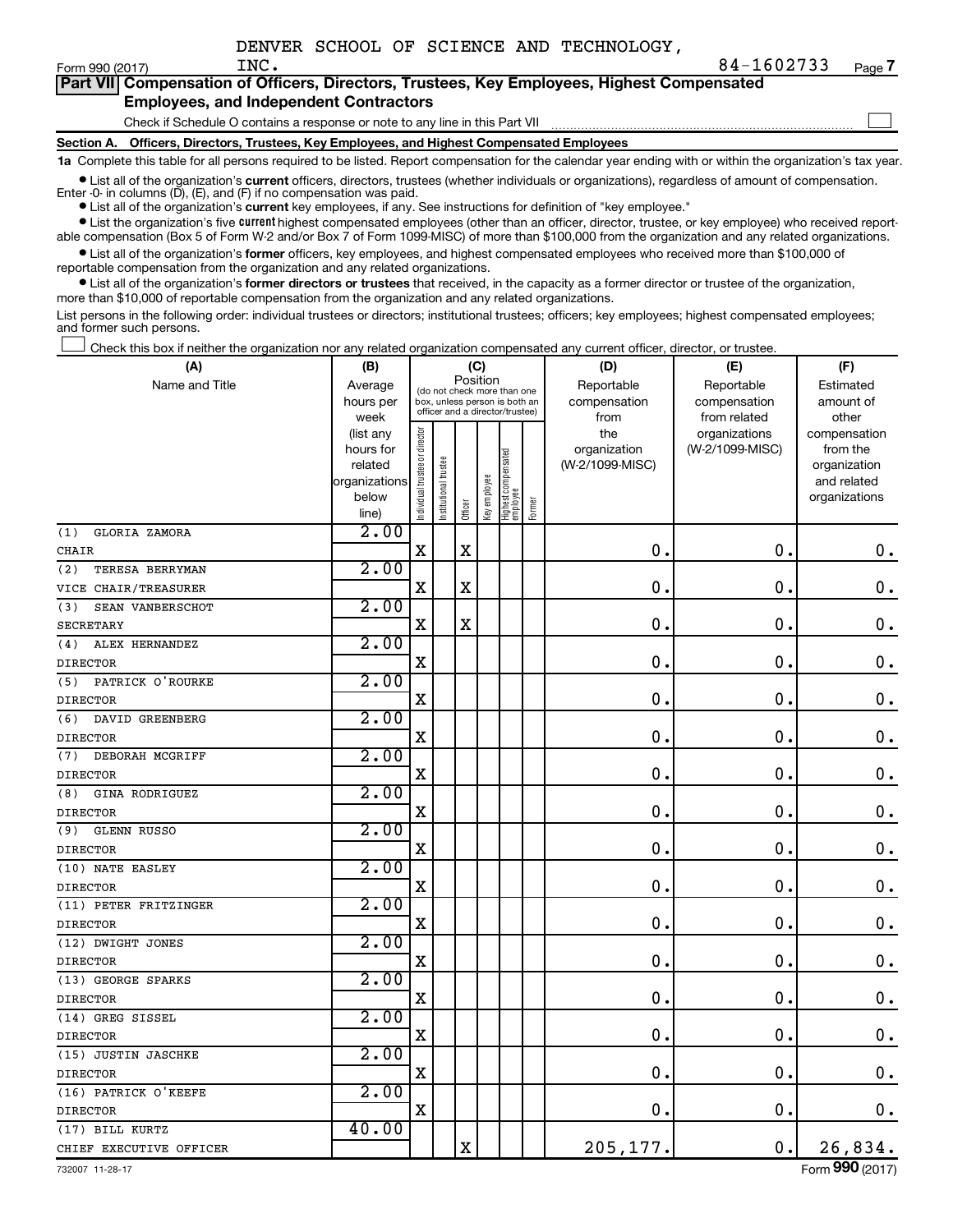DENVER SCHOOL OF SCIENCE AND TECHNOLOGY, INC.

Form 990 (2017) 84-1602733 Page 7

**Part VII Compensation of Officers, Directors, Trustees, Key Employees, Highest Compensated Employees, and Independent Contractors**

Check if Schedule O contains a response or note to any line in this Part VII

**Section A. Officers, Directors, Trustees, Key Employees, and Highest Compensated Employees**

**1a** Complete this table for all persons required to be listed. Report compensation for the calendar year ending with or within the organization's tax year.

- List all of the organization's **current** officers, directors, trustees (whether individuals or organizations), regardless of amount of compensation. Enter -0- in columns (D), (E), and (F) if no compensation was paid.
- List all of the organization's **current** key employees, if any. See instructions for definition of "key employee."
- List the organization's five **current** highest compensated employees (other than an officer, director, trustee, or key employee) who received reportable compensation (Box 5 of Form W-2 and/or Box 7 of Form 1099-MISC) of more than $100,000 from the organization and any related organizations.
- List all of the organization's **former** officers, key employees, and highest compensated employees who received more than $100,000 of reportable compensation from the organization and any related organizations.
- List all of the organization's **former directors or trustees** that received, in the capacity as a former director or trustee of the organization, more than $10,000 of reportable compensation from the organization and any related organizations.

List persons in the following order: individual trustees or directors; institutional trustees; officers; key employees; highest compensated employees; and former such persons.

Check this box if neither the organization nor any related organization compensated any current officer, director, or trustee.

| (A) Name and Title | (B) Average hours per week (list any hours for related organizations below line) | (C) Position: Individual trustee or director | Institutional trustee | Officer | Key employee | Highest compensated employee | Former | (D) Reportable compensation from the organization (W-2/1099-MISC) | (E) Reportable compensation from related organizations (W-2/1099-MISC) | (F) Estimated amount of other compensation from the organization and related organizations |
|---|---|---|---|---|---|---|---|---|---|---|
| (1) GLORIA ZAMORA<br>CHAIR | 2.00 | X | | X | | | | 0. | 0. | 0. |
| (2) TERESA BERRYMAN<br>VICE CHAIR/TREASURER | 2.00 | X | | X | | | | 0. | 0. | 0. |
| (3) SEAN VANBERSCHOT<br>SECRETARY | 2.00 | X | | X | | | | 0. | 0. | 0. |
| (4) ALEX HERNANDEZ<br>DIRECTOR | 2.00 | X | | | | | | 0. | 0. | 0. |
| (5) PATRICK O'ROURKE<br>DIRECTOR | 2.00 | X | | | | | | 0. | 0. | 0. |
| (6) DAVID GREENBERG<br>DIRECTOR | 2.00 | X | | | | | | 0. | 0. | 0. |
| (7) DEBORAH MCGRIFF<br>DIRECTOR | 2.00 | X | | | | | | 0. | 0. | 0. |
| (8) GINA RODRIGUEZ<br>DIRECTOR | 2.00 | X | | | | | | 0. | 0. | 0. |
| (9) GLENN RUSSO<br>DIRECTOR | 2.00 | X | | | | | | 0. | 0. | 0. |
| (10) NATE EASLEY<br>DIRECTOR | 2.00 | X | | | | | | 0. | 0. | 0. |
| (11) PETER FRITZINGER<br>DIRECTOR | 2.00 | X | | | | | | 0. | 0. | 0. |
| (12) DWIGHT JONES<br>DIRECTOR | 2.00 | X | | | | | | 0. | 0. | 0. |
| (13) GEORGE SPARKS<br>DIRECTOR | 2.00 | X | | | | | | 0. | 0. | 0. |
| (14) GREG SISSEL<br>DIRECTOR | 2.00 | X | | | | | | 0. | 0. | 0. |
| (15) JUSTIN JASCHKE<br>DIRECTOR | 2.00 | X | | | | | | 0. | 0. | 0. |
| (16) PATRICK O'KEEFE<br>DIRECTOR | 2.00 | X | | | | | | 0. | 0. | 0. |
| (17) BILL KURTZ<br>CHIEF EXECUTIVE OFFICER | 40.00 | | | X | | | | 205,177. | 0. | 26,834. |

732007 11-28-17 Form 990 (2017)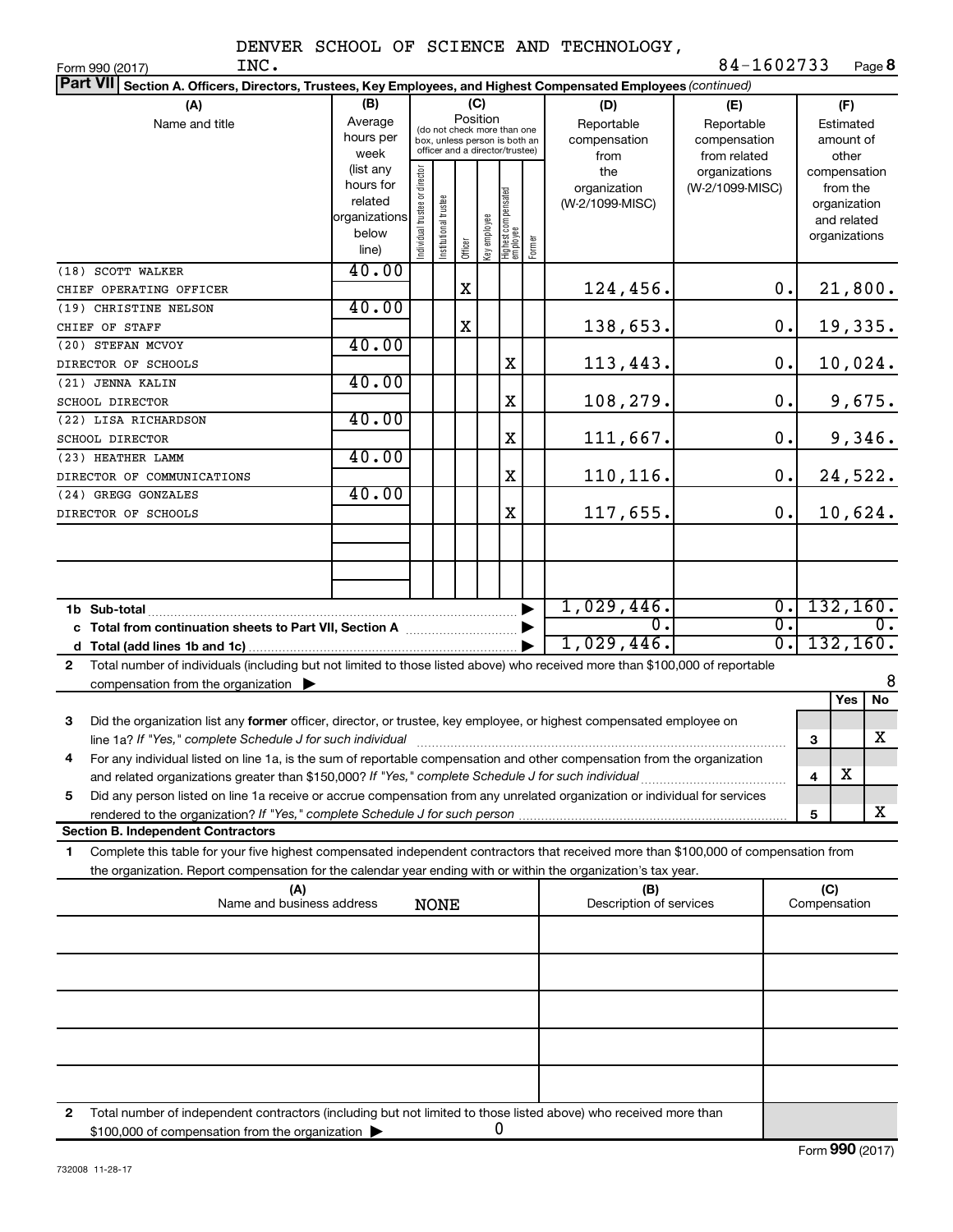DENVER SCHOOL OF SCIENCE AND TECHNOLOGY, INC. 84-1602733

Form 990 (2017) Page 8

**Part VII Section A. Officers, Directors, Trustees, Key Employees, and Highest Compensated Employees** *(continued)*

| (A) Name and title | (B) Average hours per week (list any hours for related organizations below line) | (C) Position: Individual trustee or director | Institutional trustee | Officer | Key employee | Highest compensated employee | Former | (D) Reportable compensation from the organization (W-2/1099-MISC) | (E) Reportable compensation from related organizations (W-2/1099-MISC) | (F) Estimated amount of other compensation from the organization and related organizations |
|---|---|---|---|---|---|---|---|---|---|---|
| (18) SCOTT WALKER<br>CHIEF OPERATING OFFICER | 40.00 | | | X | | | | 124,456. | 0. | 21,800. |
| (19) CHRISTINE NELSON<br>CHIEF OF STAFF | 40.00 | | | X | | | | 138,653. | 0. | 19,335. |
| (20) STEFAN MCVOY<br>DIRECTOR OF SCHOOLS | 40.00 | | | | | X | | 113,443. | 0. | 10,024. |
| (21) JENNA KALIN<br>SCHOOL DIRECTOR | 40.00 | | | | | X | | 108,279. | 0. | 9,675. |
| (22) LISA RICHARDSON<br>SCHOOL DIRECTOR | 40.00 | | | | | X | | 111,667. | 0. | 9,346. |
| (23) HEATHER LAMM<br>DIRECTOR OF COMMUNICATIONS | 40.00 | | | | | X | | 110,116. | 0. | 24,522. |
| (24) GREGG GONZALES<br>DIRECTOR OF SCHOOLS | 40.00 | | | | | X | | 117,655. | 0. | 10,624. |
| | | | | | | | | | | |
| **1b Sub-total** | | | | | | | | 1,029,446. | 0. | 132,160. |
| **c Total from continuation sheets to Part VII, Section A** | | | | | | | | 0. | 0. | 0. |
| **d Total (add lines 1b and 1c)** | | | | | | | | 1,029,446. | 0. | 132,160. |

**2** Total number of individuals (including but not limited to those listed above) who received more than $100,000 of reportable compensation from the organization ▶ 8

| | | Yes | No |
|---|---|---|---|
| **3** Did the organization list any **former** officer, director, or trustee, key employee, or highest compensated employee on line 1a? *If "Yes," complete Schedule J for such individual* | 3 | | X |
| **4** For any individual listed on line 1a, is the sum of reportable compensation and other compensation from the organization and related organizations greater than $150,000? *If "Yes," complete Schedule J for such individual* | 4 | X | |
| **5** Did any person listed on line 1a receive or accrue compensation from any unrelated organization or individual for services rendered to the organization? *If "Yes," complete Schedule J for such person* | 5 | | X |

**Section B. Independent Contractors**

**1** Complete this table for your five highest compensated independent contractors that received more than $100,000 of compensation from the organization. Report compensation for the calendar year ending with or within the organization's tax year.

| (A) Name and business address | (B) Description of services | (C) Compensation |
|---|---|---|
| NONE | | |
| | | |
| | | |
| | | |
| | | |

**2** Total number of independent contractors (including but not limited to those listed above) who received more than $100,000 of compensation from the organization ▶ 0

Form **990** (2017)

732008 11-28-17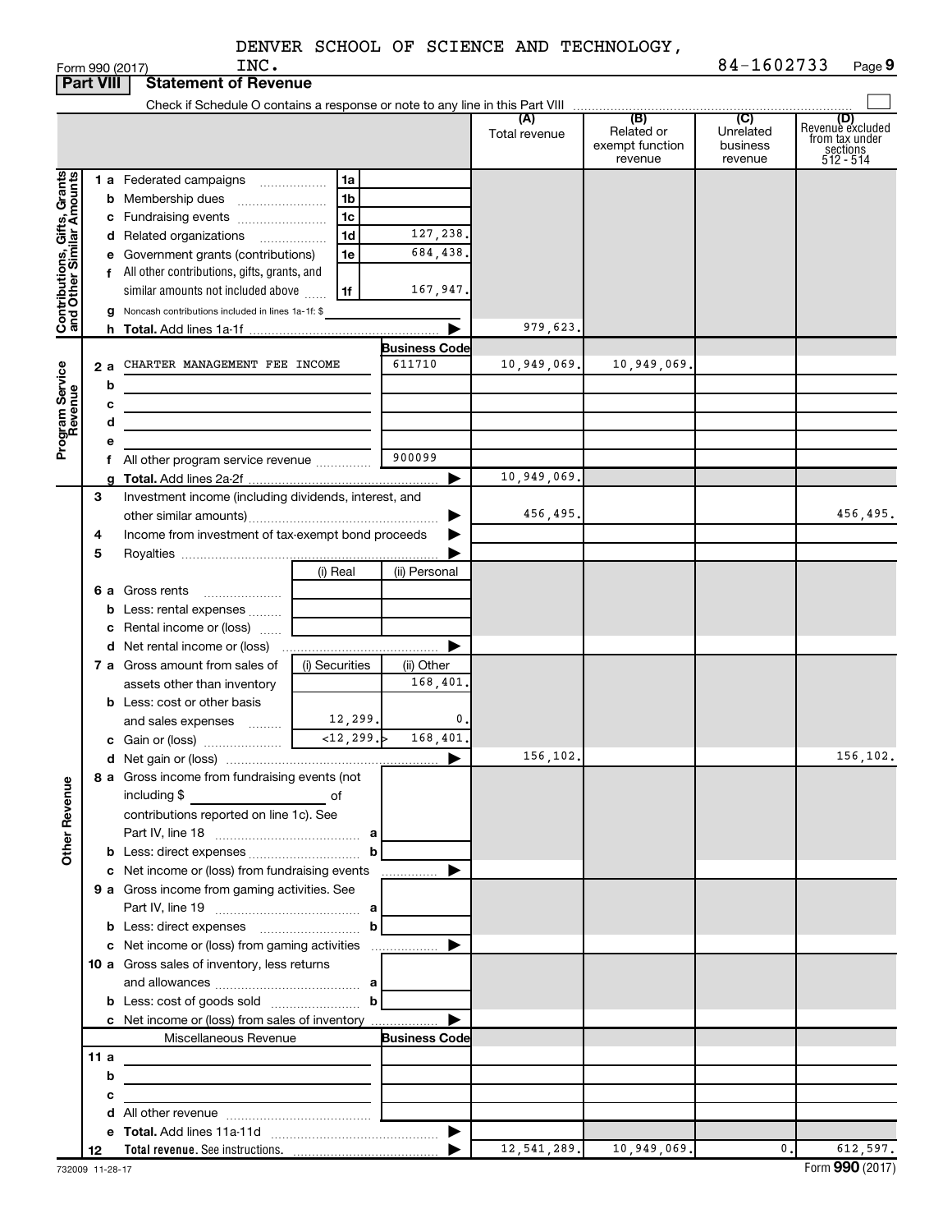DENVER SCHOOL OF SCIENCE AND TECHNOLOGY, INC. 84-1602733

Form 990 (2017)

## Part VIII Statement of Revenue

Check if Schedule O contains a response or note to any line in this Part VIII

| | | | | (A) Total revenue | (B) Related or exempt function revenue | (C) Unrelated business revenue | (D) Revenue excluded from tax under sections 512 - 514 |
|---|---|---|---|---|---|---|---|
| **Contributions, Gifts, Grants and Other Similar Amounts** | 1a Federated campaigns | 1a | | | | | |
| | b Membership dues | 1b | | | | | |
| | c Fundraising events | 1c | | | | | |
| | d Related organizations | 1d | 127,238. | | | | |
| | e Government grants (contributions) | 1e | 684,438. | | | | |
| | f All other contributions, gifts, grants, and similar amounts not included above | 1f | 167,947. | | | | |
| | g Noncash contributions included in lines 1a-1f: $ | | | | | | |
| | h Total. Add lines 1a-1f | | | 979,623. | | | |
| **Program Service Revenue** | | | Business Code | | | | |
| | 2a CHARTER MANAGEMENT FEE INCOME | | 611710 | 10,949,069. | 10,949,069. | | |
| | b | | | | | | |
| | c | | | | | | |
| | d | | | | | | |
| | e | | | | | | |
| | f All other program service revenue | | 900099 | | | | |
| | g Total. Add lines 2a-2f | | | 10,949,069. | | | |
| **Other Revenue** | 3 Investment income (including dividends, interest, and other similar amounts) | | | 456,495. | | | 456,495. |
| | 4 Income from investment of tax-exempt bond proceeds | | | | | | |
| | 5 Royalties | | | | | | |
| | | (i) Real | (ii) Personal | | | | |
| | 6a Gross rents | | | | | | |
| | b Less: rental expenses | | | | | | |
| | c Rental income or (loss) | | | | | | |
| | d Net rental income or (loss) | | | | | | |
| | 7a Gross amount from sales of assets other than inventory | (i) Securities | (ii) Other 168,401. | | | | |
| | b Less: cost or other basis and sales expenses | 12,299. | 0. | | | | |
| | c Gain or (loss) | <12,299.> | 168,401. | | | | |
| | d Net gain or (loss) | | | 156,102. | | | 156,102. |
| | 8a Gross income from fundraising events (not including $ of contributions reported on line 1c). See Part IV, line 18 | a | | | | | |
| | b Less: direct expenses | b | | | | | |
| | c Net income or (loss) from fundraising events | | | | | | |
| | 9a Gross income from gaming activities. See Part IV, line 19 | a | | | | | |
| | b Less: direct expenses | b | | | | | |
| | c Net income or (loss) from gaming activities | | | | | | |
| | 10a Gross sales of inventory, less returns and allowances | a | | | | | |
| | b Less: cost of goods sold | b | | | | | |
| | c Net income or (loss) from sales of inventory | | | | | | |
| | Miscellaneous Revenue | | Business Code | | | | |
| | 11a | | | | | | |
| | b | | | | | | |
| | c | | | | | | |
| | d All other revenue | | | | | | |
| | e Total. Add lines 11a-11d | | | | | | |
| | 12 Total revenue. See instructions. | | | 12,541,289. | 10,949,069. | 0. | 612,597. |

732009 11-28-17

Form 990 (2017)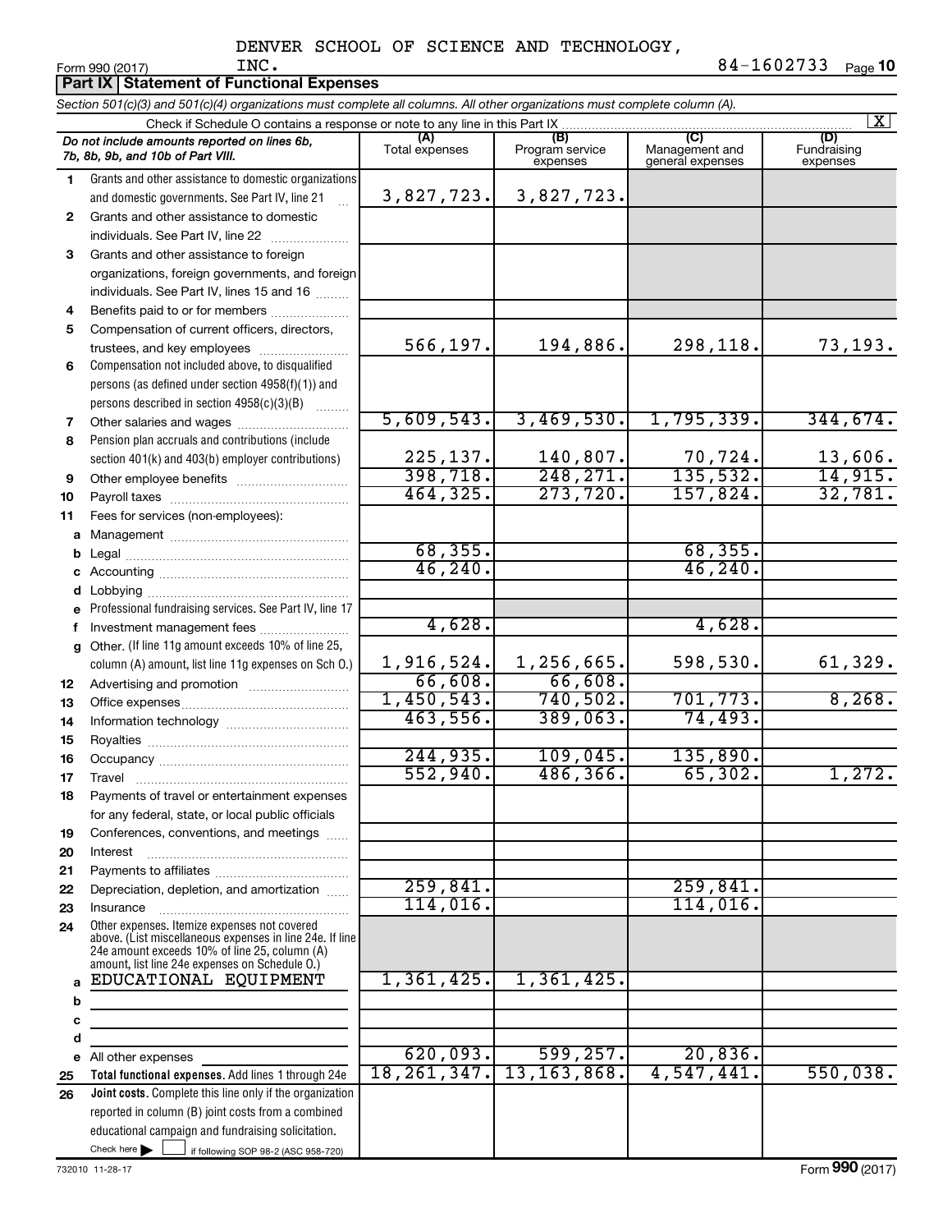DENVER SCHOOL OF SCIENCE AND TECHNOLOGY, INC.

Form 990 (2017) 84-1602733 Page 10

**Part IX Statement of Functional Expenses**

*Section 501(c)(3) and 501(c)(4) organizations must complete all columns. All other organizations must complete column (A).*

Check if Schedule O contains a response or note to any line in this Part IX [X]

| | *Do not include amounts reported on lines 6b, 7b, 8b, 9b, and 10b of Part VIII.* | (A) Total expenses | (B) Program service expenses | (C) Management and general expenses | (D) Fundraising expenses |
|---|---|---|---|---|---|
| 1 | Grants and other assistance to domestic organizations and domestic governments. See Part IV, line 21 | 3,827,723. | 3,827,723. | | |
| 2 | Grants and other assistance to domestic individuals. See Part IV, line 22 | | | | |
| 3 | Grants and other assistance to foreign organizations, foreign governments, and foreign individuals. See Part IV, lines 15 and 16 | | | | |
| 4 | Benefits paid to or for members | | | | |
| 5 | Compensation of current officers, directors, trustees, and key employees | 566,197. | 194,886. | 298,118. | 73,193. |
| 6 | Compensation not included above, to disqualified persons (as defined under section 4958(f)(1)) and persons described in section 4958(c)(3)(B) | | | | |
| 7 | Other salaries and wages | 5,609,543. | 3,469,530. | 1,795,339. | 344,674. |
| 8 | Pension plan accruals and contributions (include section 401(k) and 403(b) employer contributions) | 225,137. | 140,807. | 70,724. | 13,606. |
| 9 | Other employee benefits | 398,718. | 248,271. | 135,532. | 14,915. |
| 10 | Payroll taxes | 464,325. | 273,720. | 157,824. | 32,781. |
| 11 | Fees for services (non-employees): | | | | |
| a | Management | | | | |
| b | Legal | 68,355. | | 68,355. | |
| c | Accounting | 46,240. | | 46,240. | |
| d | Lobbying | | | | |
| e | Professional fundraising services. See Part IV, line 17 | | | | |
| f | Investment management fees | 4,628. | | 4,628. | |
| g | Other. (If line 11g amount exceeds 10% of line 25, column (A) amount, list line 11g expenses on Sch O.) | 1,916,524. | 1,256,665. | 598,530. | 61,329. |
| 12 | Advertising and promotion | 66,608. | 66,608. | | |
| 13 | Office expenses | 1,450,543. | 740,502. | 701,773. | 8,268. |
| 14 | Information technology | 463,556. | 389,063. | 74,493. | |
| 15 | Royalties | | | | |
| 16 | Occupancy | 244,935. | 109,045. | 135,890. | |
| 17 | Travel | 552,940. | 486,366. | 65,302. | 1,272. |
| 18 | Payments of travel or entertainment expenses for any federal, state, or local public officials | | | | |
| 19 | Conferences, conventions, and meetings | | | | |
| 20 | Interest | | | | |
| 21 | Payments to affiliates | | | | |
| 22 | Depreciation, depletion, and amortization | 259,841. | | 259,841. | |
| 23 | Insurance | 114,016. | | 114,016. | |
| 24 | Other expenses. Itemize expenses not covered above. (List miscellaneous expenses in line 24e. If line 24e amount exceeds 10% of line 25, column (A) amount, list line 24e expenses on Schedule O.) | | | | |
| a | EDUCATIONAL EQUIPMENT | 1,361,425. | 1,361,425. | | |
| b | | | | | |
| c | | | | | |
| d | | | | | |
| e | All other expenses | 620,093. | 599,257. | 20,836. | |
| 25 | **Total functional expenses.** Add lines 1 through 24e | 18,261,347. | 13,163,868. | 4,547,441. | 550,038. |
| 26 | **Joint costs.** Complete this line only if the organization reported in column (B) joint costs from a combined educational campaign and fundraising solicitation. Check here [ ] if following SOP 98-2 (ASC 958-720) | | | | |

732010 11-28-17 Form **990** (2017)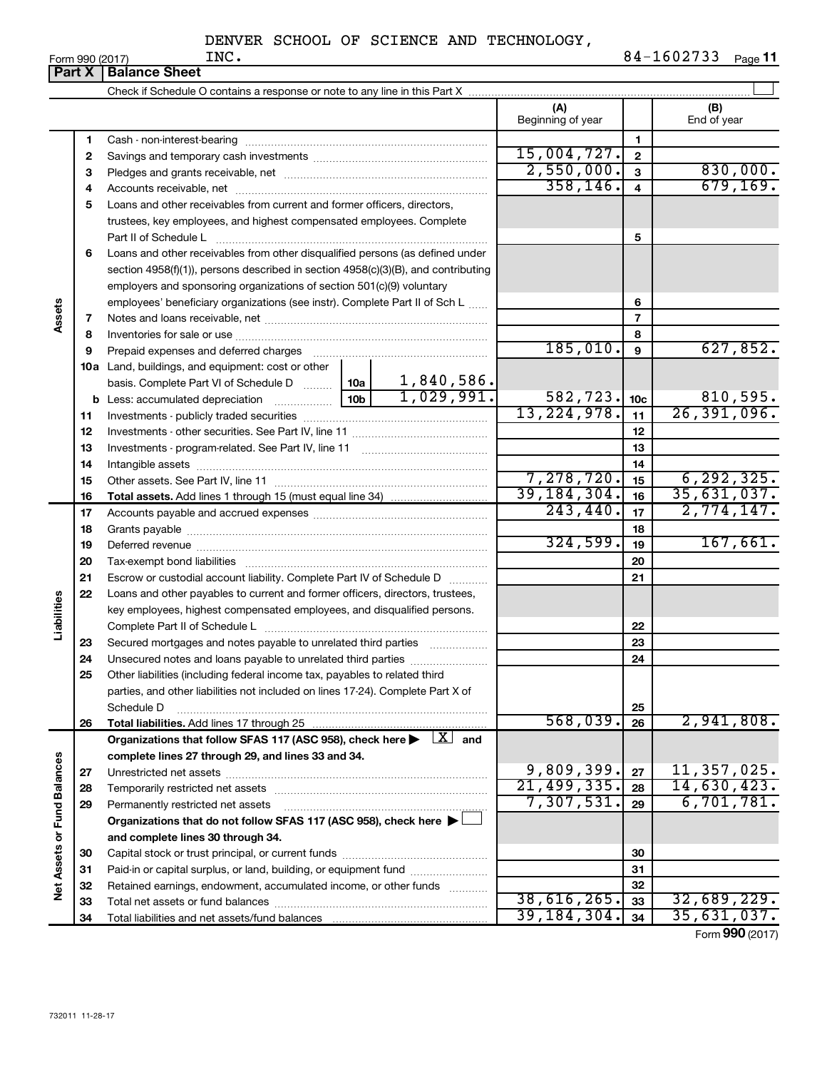DENVER SCHOOL OF SCIENCE AND TECHNOLOGY, INC.

Form 990 (2017) | 84-1602733 | Page **11**

## Part X | Balance Sheet

Check if Schedule O contains a response or note to any line in this Part X ☐

| | | | (A) Beginning of year | | (B) End of year |
|---|---|---|---|---|---|
| **Assets** | 1 | Cash - non-interest-bearing | | 1 | |
| | 2 | Savings and temporary cash investments | 15,004,727. | 2 | |
| | 3 | Pledges and grants receivable, net | 2,550,000. | 3 | 830,000. |
| | 4 | Accounts receivable, net | 358,146. | 4 | 679,169. |
| | 5 | Loans and other receivables from current and former officers, directors, trustees, key employees, and highest compensated employees. Complete Part II of Schedule L | | 5 | |
| | 6 | Loans and other receivables from other disqualified persons (as defined under section 4958(f)(1)), persons described in section 4958(c)(3)(B), and contributing employers and sponsoring organizations of section 501(c)(9) voluntary employees' beneficiary organizations (see instr). Complete Part II of Sch L | | 6 | |
| | 7 | Notes and loans receivable, net | | 7 | |
| | 8 | Inventories for sale or use | | 8 | |
| | 9 | Prepaid expenses and deferred charges | 185,010. | 9 | 627,852. |
| | 10a | Land, buildings, and equipment: cost or other basis. Complete Part VI of Schedule D — 10a: 1,840,586. | | | |
| | b | Less: accumulated depreciation — 10b: 1,029,991. | 582,723. | 10c | 810,595. |
| | 11 | Investments - publicly traded securities | 13,224,978. | 11 | 26,391,096. |
| | 12 | Investments - other securities. See Part IV, line 11 | | 12 | |
| | 13 | Investments - program-related. See Part IV, line 11 | | 13 | |
| | 14 | Intangible assets | | 14 | |
| | 15 | Other assets. See Part IV, line 11 | 7,278,720. | 15 | 6,292,325. |
| | 16 | **Total assets.** Add lines 1 through 15 (must equal line 34) | 39,184,304. | 16 | 35,631,037. |
| **Liabilities** | 17 | Accounts payable and accrued expenses | 243,440. | 17 | 2,774,147. |
| | 18 | Grants payable | | 18 | |
| | 19 | Deferred revenue | 324,599. | 19 | 167,661. |
| | 20 | Tax-exempt bond liabilities | | 20 | |
| | 21 | Escrow or custodial account liability. Complete Part IV of Schedule D | | 21 | |
| | 22 | Loans and other payables to current and former officers, directors, trustees, key employees, highest compensated employees, and disqualified persons. Complete Part II of Schedule L | | 22 | |
| | 23 | Secured mortgages and notes payable to unrelated third parties | | 23 | |
| | 24 | Unsecured notes and loans payable to unrelated third parties | | 24 | |
| | 25 | Other liabilities (including federal income tax, payables to related third parties, and other liabilities not included on lines 17-24). Complete Part X of Schedule D | | 25 | |
| | 26 | **Total liabilities.** Add lines 17 through 25 | 568,039. | 26 | 2,941,808. |
| **Net Assets or Fund Balances** | | **Organizations that follow SFAS 117 (ASC 958), check here ▶ ☒ and complete lines 27 through 29, and lines 33 and 34.** | | | |
| | 27 | Unrestricted net assets | 9,809,399. | 27 | 11,357,025. |
| | 28 | Temporarily restricted net assets | 21,499,335. | 28 | 14,630,423. |
| | 29 | Permanently restricted net assets | 7,307,531. | 29 | 6,701,781. |
| | | **Organizations that do not follow SFAS 117 (ASC 958), check here ▶ ☐ and complete lines 30 through 34.** | | | |
| | 30 | Capital stock or trust principal, or current funds | | 30 | |
| | 31 | Paid-in or capital surplus, or land, building, or equipment fund | | 31 | |
| | 32 | Retained earnings, endowment, accumulated income, or other funds | | 32 | |
| | 33 | Total net assets or fund balances | 38,616,265. | 33 | 32,689,229. |
| | 34 | Total liabilities and net assets/fund balances | 39,184,304. | 34 | 35,631,037. |

Form **990** (2017)

732011 11-28-17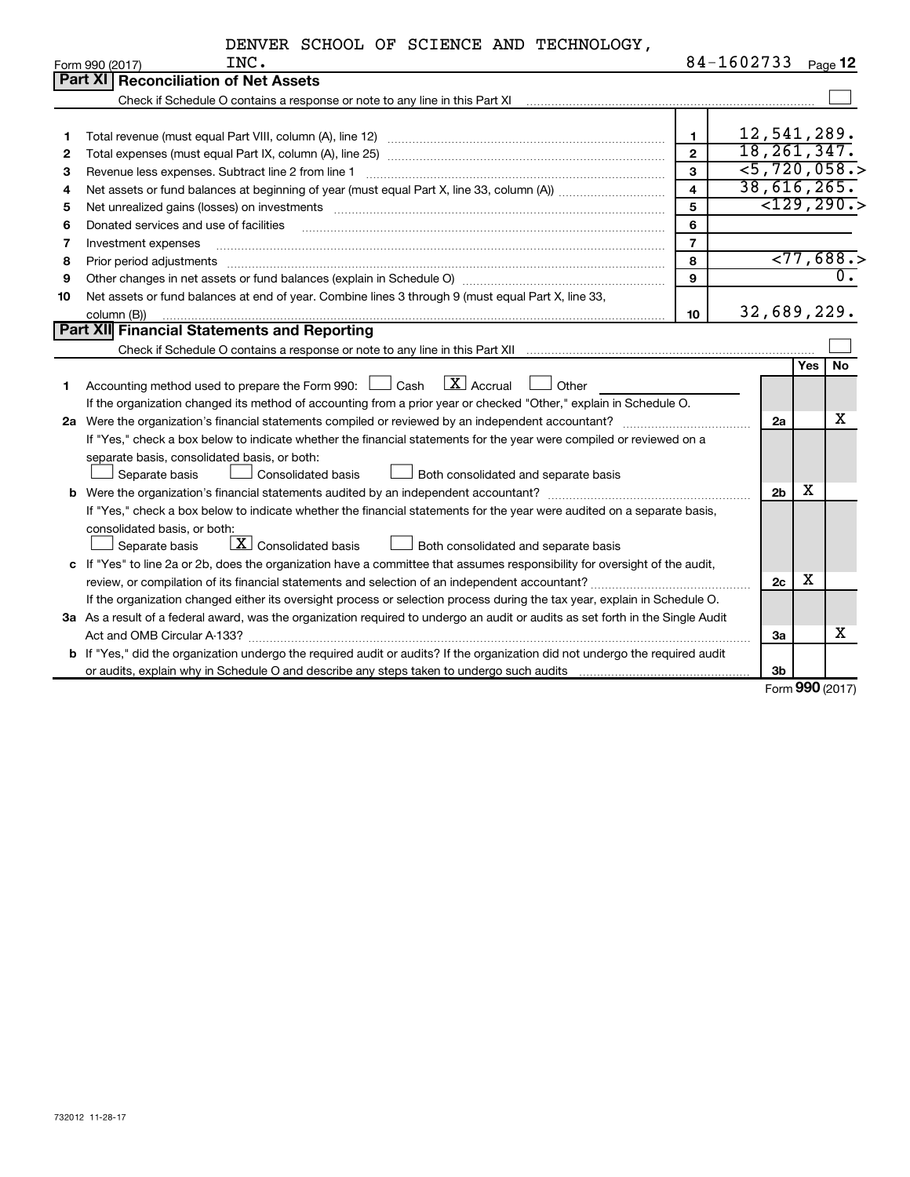DENVER SCHOOL OF SCIENCE AND TECHNOLOGY, INC. 84-1602733

## Part XI Reconciliation of Net Assets

Check if Schedule O contains a response or note to any line in this Part XI ☐

| | | | |
|---|---|---|---|
| 1 | Total revenue (must equal Part VIII, column (A), line 12) | 1 | 12,541,289. |
| 2 | Total expenses (must equal Part IX, column (A), line 25) | 2 | 18,261,347. |
| 3 | Revenue less expenses. Subtract line 2 from line 1 | 3 | <5,720,058.> |
| 4 | Net assets or fund balances at beginning of year (must equal Part X, line 33, column (A)) | 4 | 38,616,265. |
| 5 | Net unrealized gains (losses) on investments | 5 | <129,290.> |
| 6 | Donated services and use of facilities | 6 | |
| 7 | Investment expenses | 7 | |
| 8 | Prior period adjustments | 8 | <77,688.> |
| 9 | Other changes in net assets or fund balances (explain in Schedule O) | 9 | 0. |
| 10 | Net assets or fund balances at end of year. Combine lines 3 through 9 (must equal Part X, line 33, column (B)) | 10 | 32,689,229. |

## Part XII Financial Statements and Reporting

Check if Schedule O contains a response or note to any line in this Part XII ☐

| | | | Yes | No |
|---|---|---|---|---|
| 1 | Accounting method used to prepare the Form 990: ☐ Cash ☒ Accrual ☐ Other<br>If the organization changed its method of accounting from a prior year or checked "Other," explain in Schedule O. | | | |
| 2a | Were the organization's financial statements compiled or reviewed by an independent accountant?<br>If "Yes," check a box below to indicate whether the financial statements for the year were compiled or reviewed on a separate basis, consolidated basis, or both:<br>☐ Separate basis ☐ Consolidated basis ☐ Both consolidated and separate basis | 2a | | X |
| b | Were the organization's financial statements audited by an independent accountant?<br>If "Yes," check a box below to indicate whether the financial statements for the year were audited on a separate basis, consolidated basis, or both:<br>☐ Separate basis ☒ Consolidated basis ☐ Both consolidated and separate basis | 2b | X | |
| c | If "Yes" to line 2a or 2b, does the organization have a committee that assumes responsibility for oversight of the audit, review, or compilation of its financial statements and selection of an independent accountant?<br>If the organization changed either its oversight process or selection process during the tax year, explain in Schedule O. | 2c | X | |
| 3a | As a result of a federal award, was the organization required to undergo an audit or audits as set forth in the Single Audit Act and OMB Circular A-133? | 3a | | X |
| b | If "Yes," did the organization undergo the required audit or audits? If the organization did not undergo the required audit or audits, explain why in Schedule O and describe any steps taken to undergo such audits | 3b | | |

Form 990 (2017)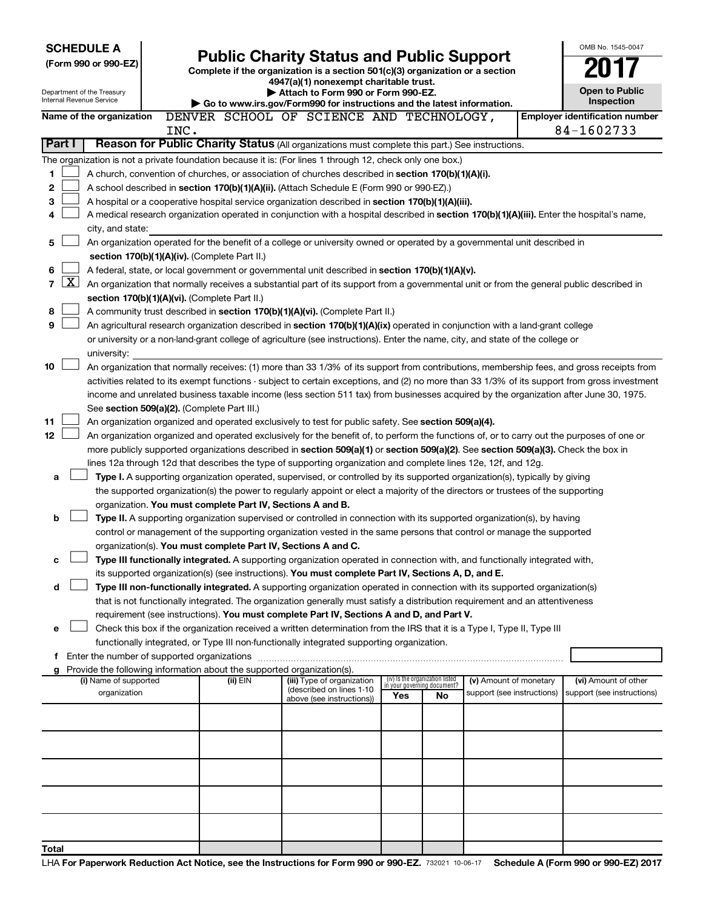**SCHEDULE A**
**(Form 990 or 990-EZ)**

Department of the Treasury
Internal Revenue Service

# Public Charity Status and Public Support

**Complete if the organization is a section 501(c)(3) organization or a section 4947(a)(1) nonexempt charitable trust.**
**▶ Attach to Form 990 or Form 990-EZ.**
**▶ Go to www.irs.gov/Form990 for instructions and the latest information.**

OMB No. 1545-0047
**2017**
**Open to Public Inspection**

**Name of the organization** DENVER SCHOOL OF SCIENCE AND TECHNOLOGY, INC.
**Employer identification number** 84-1602733

**Part I — Reason for Public Charity Status** (All organizations must complete this part.) See instructions.

The organization is not a private foundation because it is: (For lines 1 through 12, check only one box.)

1 ☐ A church, convention of churches, or association of churches described in **section 170(b)(1)(A)(i).**

2 ☐ A school described in **section 170(b)(1)(A)(ii).** (Attach Schedule E (Form 990 or 990-EZ).)

3 ☐ A hospital or a cooperative hospital service organization described in **section 170(b)(1)(A)(iii).**

4 ☐ A medical research organization operated in conjunction with a hospital described in **section 170(b)(1)(A)(iii).** Enter the hospital's name, city, and state:

5 ☐ An organization operated for the benefit of a college or university owned or operated by a governmental unit described in **section 170(b)(1)(A)(iv).** (Complete Part II.)

6 ☐ A federal, state, or local government or governmental unit described in **section 170(b)(1)(A)(v).**

7 ☒ An organization that normally receives a substantial part of its support from a governmental unit or from the general public described in **section 170(b)(1)(A)(vi).** (Complete Part II.)

8 ☐ A community trust described in **section 170(b)(1)(A)(vi).** (Complete Part II.)

9 ☐ An agricultural research organization described in **section 170(b)(1)(A)(ix)** operated in conjunction with a land-grant college or university or a non-land-grant college of agriculture (see instructions). Enter the name, city, and state of the college or university:

10 ☐ An organization that normally receives: (1) more than 33 1/3% of its support from contributions, membership fees, and gross receipts from activities related to its exempt functions - subject to certain exceptions, and (2) no more than 33 1/3% of its support from gross investment income and unrelated business taxable income (less section 511 tax) from businesses acquired by the organization after June 30, 1975. See **section 509(a)(2).** (Complete Part III.)

11 ☐ An organization organized and operated exclusively to test for public safety. See **section 509(a)(4).**

12 ☐ An organization organized and operated exclusively for the benefit of, to perform the functions of, or to carry out the purposes of one or more publicly supported organizations described in **section 509(a)(1)** or **section 509(a)(2).** See **section 509(a)(3).** Check the box in lines 12a through 12d that describes the type of supporting organization and complete lines 12e, 12f, and 12g.

a ☐ **Type I.** A supporting organization operated, supervised, or controlled by its supported organization(s), typically by giving the supported organization(s) the power to regularly appoint or elect a majority of the directors or trustees of the supporting organization. **You must complete Part IV, Sections A and B.**

b ☐ **Type II.** A supporting organization supervised or controlled in connection with its supported organization(s), by having control or management of the supporting organization vested in the same persons that control or manage the supported organization(s). **You must complete Part IV, Sections A and C.**

c ☐ **Type III functionally integrated.** A supporting organization operated in connection with, and functionally integrated with, its supported organization(s) (see instructions). **You must complete Part IV, Sections A, D, and E.**

d ☐ **Type III non-functionally integrated.** A supporting organization operated in connection with its supported organization(s) that is not functionally integrated. The organization generally must satisfy a distribution requirement and an attentiveness requirement (see instructions). **You must complete Part IV, Sections A and D, and Part V.**

e ☐ Check this box if the organization received a written determination from the IRS that it is a Type I, Type II, Type III functionally integrated, or Type III non-functionally integrated supporting organization.

f Enter the number of supported organizations

g Provide the following information about the supported organization(s).

| (i) Name of supported organization | (ii) EIN | (iii) Type of organization (described on lines 1-10 above (see instructions)) | (iv) Is the organization listed in your governing document? Yes | No | (v) Amount of monetary support (see instructions) | (vi) Amount of other support (see instructions) |
|---|---|---|---|---|---|---|
| | | | | | | |
| | | | | | | |
| | | | | | | |
| | | | | | | |
| | | | | | | |
| **Total** | | | | | | |

LHA **For Paperwork Reduction Act Notice, see the Instructions for Form 990 or 990-EZ.** 732021 10-06-17 **Schedule A (Form 990 or 990-EZ) 2017**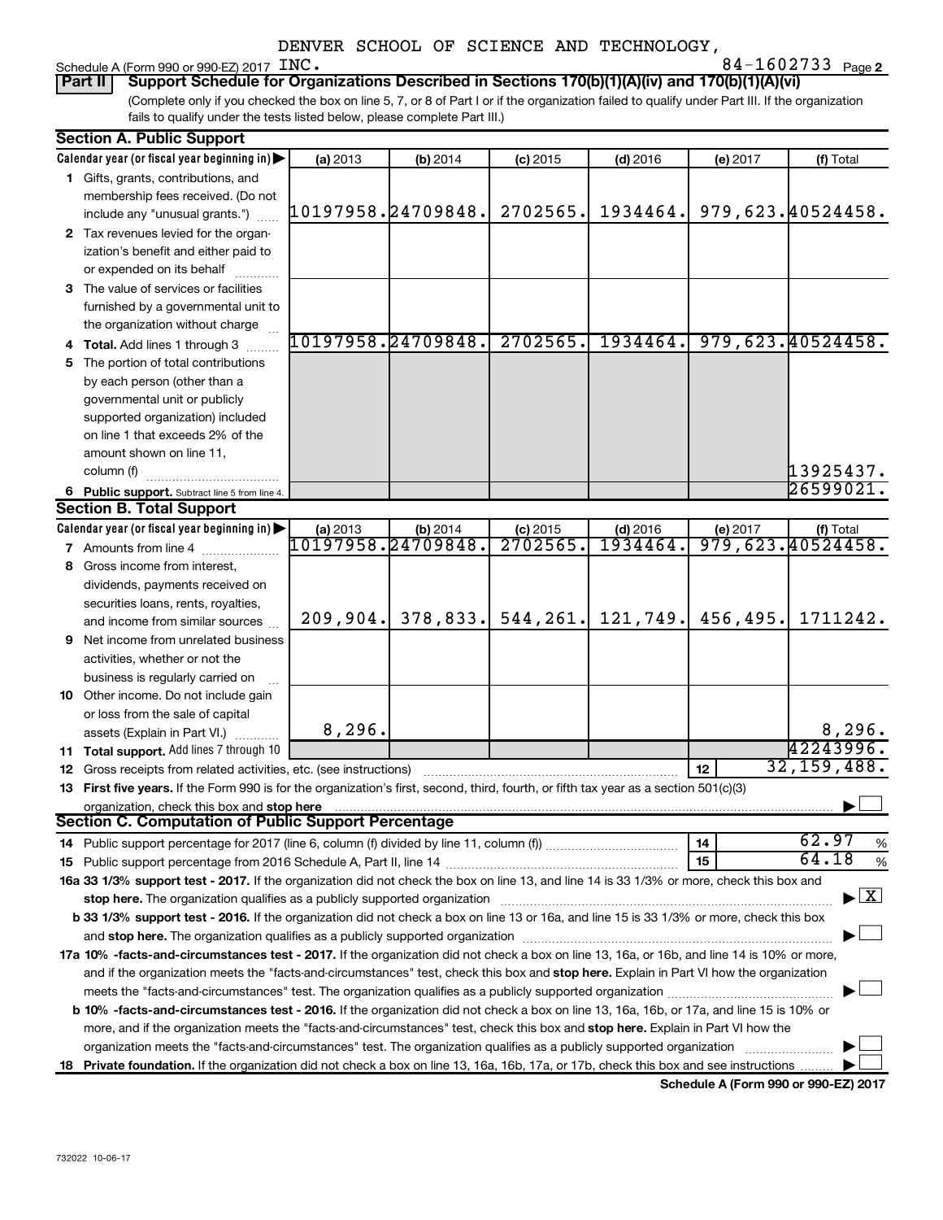DENVER SCHOOL OF SCIENCE AND TECHNOLOGY, INC.

Schedule A (Form 990 or 990-EZ) 2017 84-1602733 Page **2**

**Part II** **Support Schedule for Organizations Described in Sections 170(b)(1)(A)(iv) and 170(b)(1)(A)(vi)**

(Complete only if you checked the box on line 5, 7, or 8 of Part I or if the organization failed to qualify under Part III. If the organization fails to qualify under the tests listed below, please complete Part III.)

**Section A. Public Support**

| Calendar year (or fiscal year beginning in) ▶ | (a) 2013 | (b) 2014 | (c) 2015 | (d) 2016 | (e) 2017 | (f) Total |
|---|---|---|---|---|---|---|
| **1** Gifts, grants, contributions, and membership fees received. (Do not include any "unusual grants.") | 10197958. | 24709848. | 2702565. | 1934464. | 979,623. | 40524458. |
| **2** Tax revenues levied for the organization's benefit and either paid to or expended on its behalf | | | | | | |
| **3** The value of services or facilities furnished by a governmental unit to the organization without charge | | | | | | |
| **4 Total.** Add lines 1 through 3 | 10197958. | 24709848. | 2702565. | 1934464. | 979,623. | 40524458. |
| **5** The portion of total contributions by each person (other than a governmental unit or publicly supported organization) included on line 1 that exceeds 2% of the amount shown on line 11, column (f) | | | | | | 13925437. |
| **6 Public support.** Subtract line 5 from line 4. | | | | | | 26599021. |

**Section B. Total Support**

| Calendar year (or fiscal year beginning in) ▶ | (a) 2013 | (b) 2014 | (c) 2015 | (d) 2016 | (e) 2017 | (f) Total |
|---|---|---|---|---|---|---|
| **7** Amounts from line 4 | 10197958. | 24709848. | 2702565. | 1934464. | 979,623. | 40524458. |
| **8** Gross income from interest, dividends, payments received on securities loans, rents, royalties, and income from similar sources | 209,904. | 378,833. | 544,261. | 121,749. | 456,495. | 1711242. |
| **9** Net income from unrelated business activities, whether or not the business is regularly carried on | | | | | | |
| **10** Other income. Do not include gain or loss from the sale of capital assets (Explain in Part VI.) | 8,296. | | | | | 8,296. |
| **11 Total support.** Add lines 7 through 10 | | | | | | 42243996. |
| **12** Gross receipts from related activities, etc. (see instructions) | | | | | **12** | 32,159,488. |

**13 First five years.** If the Form 990 is for the organization's first, second, third, fourth, or fifth tax year as a section 501(c)(3) organization, check this box and **stop here** ▶ ☐

**Section C. Computation of Public Support Percentage**

| | | |
|---|---|---|
| **14** Public support percentage for 2017 (line 6, column (f) divided by line 11, column (f)) | **14** | 62.97 % |
| **15** Public support percentage from 2016 Schedule A, Part II, line 14 | **15** | 64.18 % |

**16a 33 1/3% support test - 2017.** If the organization did not check the box on line 13, and line 14 is 33 1/3% or more, check this box and **stop here.** The organization qualifies as a publicly supported organization ▶ ☒

**b 33 1/3% support test - 2016.** If the organization did not check a box on line 13 or 16a, and line 15 is 33 1/3% or more, check this box and **stop here.** The organization qualifies as a publicly supported organization ▶ ☐

**17a 10% -facts-and-circumstances test - 2017.** If the organization did not check a box on line 13, 16a, or 16b, and line 14 is 10% or more, and if the organization meets the "facts-and-circumstances" test, check this box and **stop here.** Explain in Part VI how the organization meets the "facts-and-circumstances" test. The organization qualifies as a publicly supported organization ▶ ☐

**b 10% -facts-and-circumstances test - 2016.** If the organization did not check a box on line 13, 16a, 16b, or 17a, and line 15 is 10% or more, and if the organization meets the "facts-and-circumstances" test, check this box and **stop here.** Explain in Part VI how the organization meets the "facts-and-circumstances" test. The organization qualifies as a publicly supported organization ▶ ☐

**18 Private foundation.** If the organization did not check a box on line 13, 16a, 16b, 17a, or 17b, check this box and see instructions ▶ ☐

**Schedule A (Form 990 or 990-EZ) 2017**

732022 10-06-17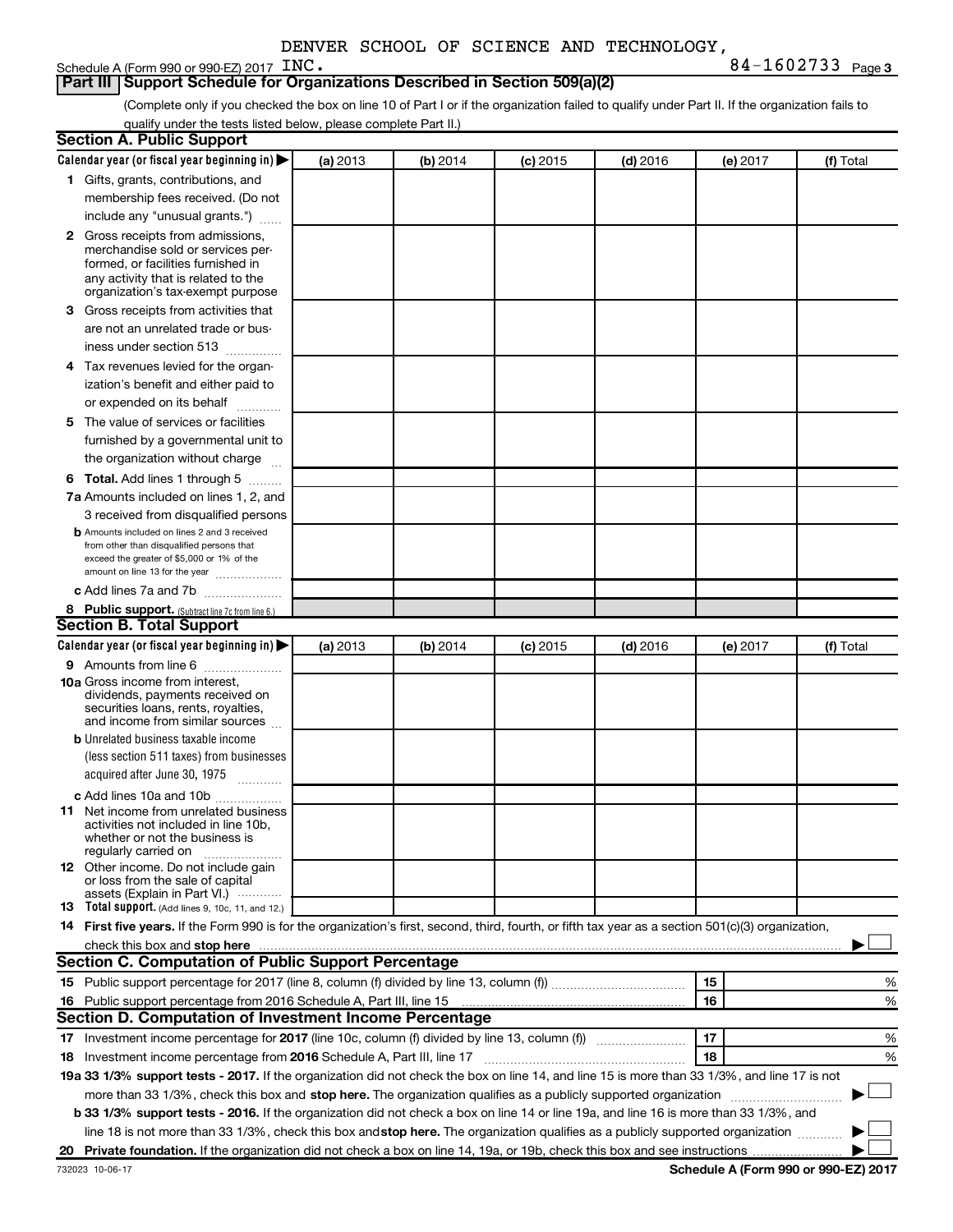DENVER SCHOOL OF SCIENCE AND TECHNOLOGY, INC. 84-1602733

## Part III Support Schedule for Organizations Described in Section 509(a)(2)

(Complete only if you checked the box on line 10 of Part I or if the organization failed to qualify under Part II. If the organization fails to qualify under the tests listed below, please complete Part II.)

### Section A. Public Support

| Calendar year (or fiscal year beginning in) ▶ | (a) 2013 | (b) 2014 | (c) 2015 | (d) 2016 | (e) 2017 | (f) Total |
|---|---|---|---|---|---|---|
| **1** Gifts, grants, contributions, and membership fees received. (Do not include any "unusual grants.") | | | | | | |
| **2** Gross receipts from admissions, merchandise sold or services performed, or facilities furnished in any activity that is related to the organization's tax-exempt purpose | | | | | | |
| **3** Gross receipts from activities that are not an unrelated trade or business under section 513 | | | | | | |
| **4** Tax revenues levied for the organization's benefit and either paid to or expended on its behalf | | | | | | |
| **5** The value of services or facilities furnished by a governmental unit to the organization without charge | | | | | | |
| **6 Total.** Add lines 1 through 5 | | | | | | |
| **7a** Amounts included on lines 1, 2, and 3 received from disqualified persons | | | | | | |
| **b** Amounts included on lines 2 and 3 received from other than disqualified persons that exceed the greater of $5,000 or 1% of the amount on line 13 for the year | | | | | | |
| **c** Add lines 7a and 7b | | | | | | |
| **8 Public support.** (Subtract line 7c from line 6.) | | | | | | |

### Section B. Total Support

| Calendar year (or fiscal year beginning in) ▶ | (a) 2013 | (b) 2014 | (c) 2015 | (d) 2016 | (e) 2017 | (f) Total |
|---|---|---|---|---|---|---|
| **9** Amounts from line 6 | | | | | | |
| **10a** Gross income from interest, dividends, payments received on securities loans, rents, royalties, and income from similar sources | | | | | | |
| **b** Unrelated business taxable income (less section 511 taxes) from businesses acquired after June 30, 1975 | | | | | | |
| **c** Add lines 10a and 10b | | | | | | |
| **11** Net income from unrelated business activities not included in line 10b, whether or not the business is regularly carried on | | | | | | |
| **12** Other income. Do not include gain or loss from the sale of capital assets (Explain in Part VI.) | | | | | | |
| **13 Total support.** (Add lines 9, 10c, 11, and 12.) | | | | | | |

**14 First five years.** If the Form 990 is for the organization's first, second, third, fourth, or fifth tax year as a section 501(c)(3) organization, check this box and **stop here** ▶ ☐

### Section C. Computation of Public Support Percentage

| | | | |
|---|---|---|---|
| **15** | Public support percentage for 2017 (line 8, column (f) divided by line 13, column (f)) | 15 | % |
| **16** | Public support percentage from 2016 Schedule A, Part III, line 15 | 16 | % |

### Section D. Computation of Investment Income Percentage

| | | | |
|---|---|---|---|
| **17** | Investment income percentage for **2017** (line 10c, column (f) divided by line 13, column (f)) | 17 | % |
| **18** | Investment income percentage from **2016** Schedule A, Part III, line 17 | 18 | % |

**19a 33 1/3% support tests - 2017.** If the organization did not check the box on line 14, and line 15 is more than 33 1/3%, and line 17 is not more than 33 1/3%, check this box and **stop here.** The organization qualifies as a publicly supported organization ▶ ☐

**b 33 1/3% support tests - 2016.** If the organization did not check a box on line 14 or line 19a, and line 16 is more than 33 1/3%, and line 18 is not more than 33 1/3%, check this box and **stop here.** The organization qualifies as a publicly supported organization ▶ ☐

**20 Private foundation.** If the organization did not check a box on line 14, 19a, or 19b, check this box and see instructions ▶ ☐

732023 10-06-17 **Schedule A (Form 990 or 990-EZ) 2017**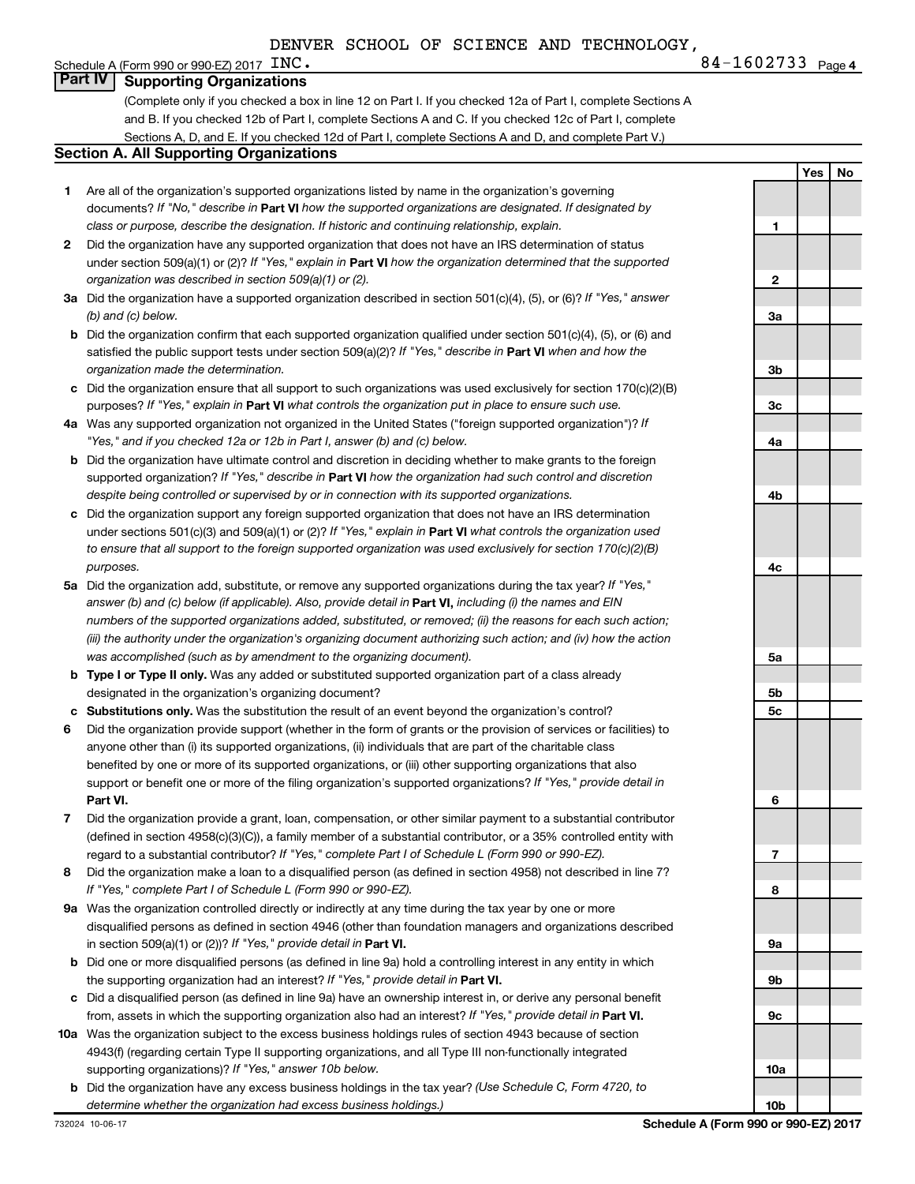DENVER SCHOOL OF SCIENCE AND TECHNOLOGY,

Schedule A (Form 990 or 990-EZ) 2017 INC. 84-1602733 Page 4

## Part IV Supporting Organizations

(Complete only if you checked a box in line 12 on Part I. If you checked 12a of Part I, complete Sections A and B. If you checked 12b of Part I, complete Sections A and C. If you checked 12c of Part I, complete Sections A, D, and E. If you checked 12d of Part I, complete Sections A and D, and complete Part V.)

### Section A. All Supporting Organizations

| | | | Yes | No |
|---|---|---|---|---|
| **1** | Are all of the organization's supported organizations listed by name in the organization's governing documents? *If "No," describe in* **Part VI** *how the supported organizations are designated. If designated by class or purpose, describe the designation. If historic and continuing relationship, explain.* | 1 | | |
| **2** | Did the organization have any supported organization that does not have an IRS determination of status under section 509(a)(1) or (2)? *If "Yes," explain in* **Part VI** *how the organization determined that the supported organization was described in section 509(a)(1) or (2).* | 2 | | |
| **3a** | Did the organization have a supported organization described in section 501(c)(4), (5), or (6)? *If "Yes," answer (b) and (c) below.* | 3a | | |
| **b** | Did the organization confirm that each supported organization qualified under section 501(c)(4), (5), or (6) and satisfied the public support tests under section 509(a)(2)? *If "Yes," describe in* **Part VI** *when and how the organization made the determination.* | 3b | | |
| **c** | Did the organization ensure that all support to such organizations was used exclusively for section 170(c)(2)(B) purposes? *If "Yes," explain in* **Part VI** *what controls the organization put in place to ensure such use.* | 3c | | |
| **4a** | Was any supported organization not organized in the United States ("foreign supported organization")? *If "Yes," and if you checked 12a or 12b in Part I, answer (b) and (c) below.* | 4a | | |
| **b** | Did the organization have ultimate control and discretion in deciding whether to make grants to the foreign supported organization? *If "Yes," describe in* **Part VI** *how the organization had such control and discretion despite being controlled or supervised by or in connection with its supported organizations.* | 4b | | |
| **c** | Did the organization support any foreign supported organization that does not have an IRS determination under sections 501(c)(3) and 509(a)(1) or (2)? *If "Yes," explain in* **Part VI** *what controls the organization used to ensure that all support to the foreign supported organization was used exclusively for section 170(c)(2)(B) purposes.* | 4c | | |
| **5a** | Did the organization add, substitute, or remove any supported organizations during the tax year? *If "Yes," answer (b) and (c) below (if applicable). Also, provide detail in* **Part VI,** *including (i) the names and EIN numbers of the supported organizations added, substituted, or removed; (ii) the reasons for each such action; (iii) the authority under the organization's organizing document authorizing such action; and (iv) how the action was accomplished (such as by amendment to the organizing document).* | 5a | | |
| **b** | **Type I or Type II only.** Was any added or substituted supported organization part of a class already designated in the organization's organizing document? | 5b | | |
| **c** | **Substitutions only.** Was the substitution the result of an event beyond the organization's control? | 5c | | |
| **6** | Did the organization provide support (whether in the form of grants or the provision of services or facilities) to anyone other than (i) its supported organizations, (ii) individuals that are part of the charitable class benefited by one or more of its supported organizations, or (iii) other supporting organizations that also support or benefit one or more of the filing organization's supported organizations? *If "Yes," provide detail in* **Part VI.** | 6 | | |
| **7** | Did the organization provide a grant, loan, compensation, or other similar payment to a substantial contributor (defined in section 4958(c)(3)(C)), a family member of a substantial contributor, or a 35% controlled entity with regard to a substantial contributor? *If "Yes," complete Part I of Schedule L (Form 990 or 990-EZ).* | 7 | | |
| **8** | Did the organization make a loan to a disqualified person (as defined in section 4958) not described in line 7? *If "Yes," complete Part I of Schedule L (Form 990 or 990-EZ).* | 8 | | |
| **9a** | Was the organization controlled directly or indirectly at any time during the tax year by one or more disqualified persons as defined in section 4946 (other than foundation managers and organizations described in section 509(a)(1) or (2))? *If "Yes," provide detail in* **Part VI.** | 9a | | |
| **b** | Did one or more disqualified persons (as defined in line 9a) hold a controlling interest in any entity in which the supporting organization had an interest? *If "Yes," provide detail in* **Part VI.** | 9b | | |
| **c** | Did a disqualified person (as defined in line 9a) have an ownership interest in, or derive any personal benefit from, assets in which the supporting organization also had an interest? *If "Yes," provide detail in* **Part VI.** | 9c | | |
| **10a** | Was the organization subject to the excess business holdings rules of section 4943 because of section 4943(f) (regarding certain Type II supporting organizations, and all Type III non-functionally integrated supporting organizations)? *If "Yes," answer 10b below.* | 10a | | |
| **b** | Did the organization have any excess business holdings in the tax year? *(Use Schedule C, Form 4720, to determine whether the organization had excess business holdings.)* | 10b | | |

732024 10-06-17 **Schedule A (Form 990 or 990-EZ) 2017**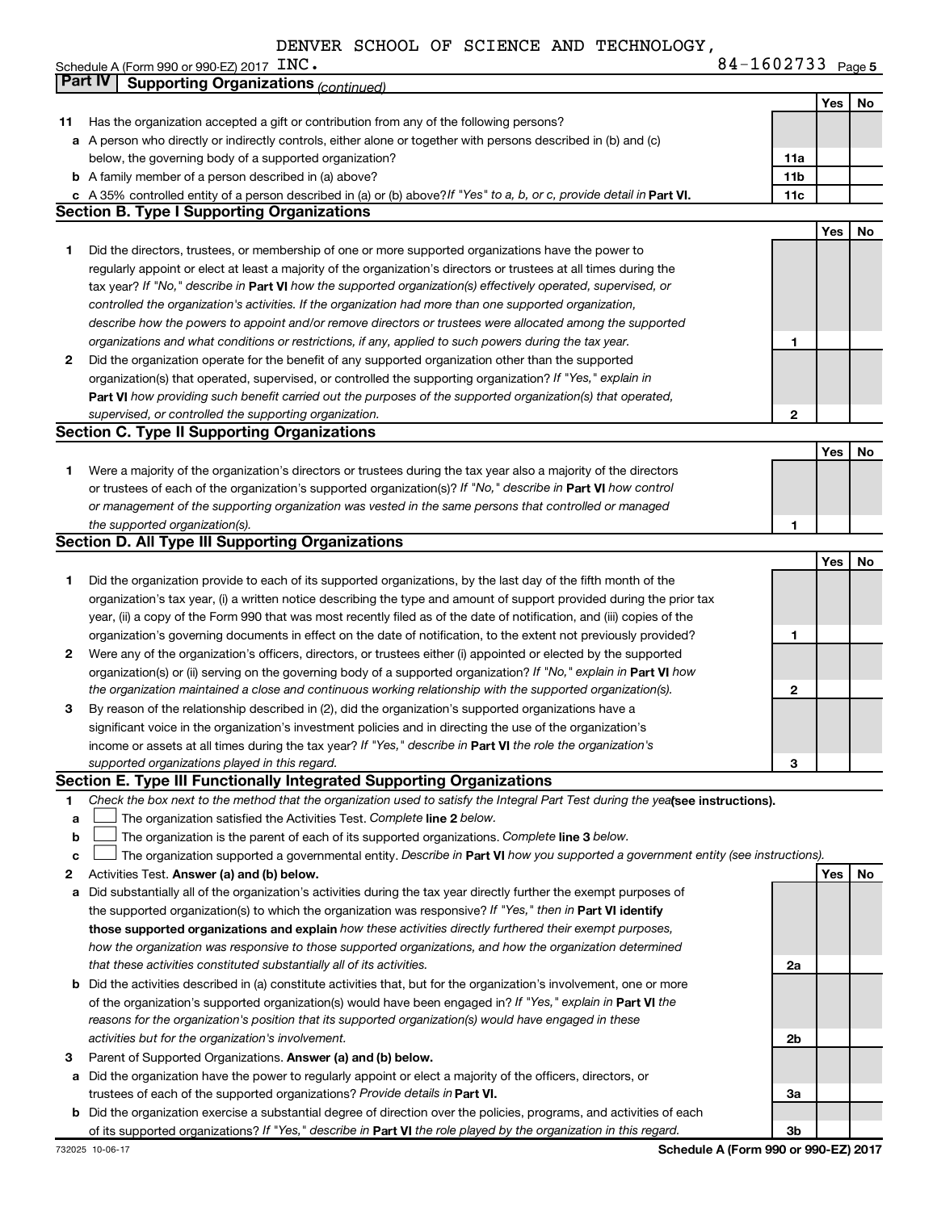DENVER SCHOOL OF SCIENCE AND TECHNOLOGY, INC. 84-1602733

Schedule A (Form 990 or 990-EZ) 2017

## Part IV Supporting Organizations *(continued)*

| | | | Yes | No |
|---|---|---|---|---|
| **11** | Has the organization accepted a gift or contribution from any of the following persons? | | | |
| **a** | A person who directly or indirectly controls, either alone or together with persons described in (b) and (c) below, the governing body of a supported organization? | **11a** | | |
| **b** | A family member of a person described in (a) above? | **11b** | | |
| **c** | A 35% controlled entity of a person described in (a) or (b) above? *If "Yes" to a, b, or c, provide detail in* **Part VI.** | **11c** | | |

### Section B. Type I Supporting Organizations

| | | | Yes | No |
|---|---|---|---|---|
| **1** | Did the directors, trustees, or membership of one or more supported organizations have the power to regularly appoint or elect at least a majority of the organization's directors or trustees at all times during the tax year? *If "No," describe in* **Part VI** *how the supported organization(s) effectively operated, supervised, or controlled the organization's activities. If the organization had more than one supported organization, describe how the powers to appoint and/or remove directors or trustees were allocated among the supported organizations and what conditions or restrictions, if any, applied to such powers during the tax year.* | **1** | | |
| **2** | Did the organization operate for the benefit of any supported organization other than the supported organization(s) that operated, supervised, or controlled the supporting organization? *If "Yes," explain in* **Part VI** *how providing such benefit carried out the purposes of the supported organization(s) that operated, supervised, or controlled the supporting organization.* | **2** | | |

### Section C. Type II Supporting Organizations

| | | | Yes | No |
|---|---|---|---|---|
| **1** | Were a majority of the organization's directors or trustees during the tax year also a majority of the directors or trustees of each of the organization's supported organization(s)? *If "No," describe in* **Part VI** *how control or management of the supporting organization was vested in the same persons that controlled or managed the supported organization(s).* | **1** | | |

### Section D. All Type III Supporting Organizations

| | | | Yes | No |
|---|---|---|---|---|
| **1** | Did the organization provide to each of its supported organizations, by the last day of the fifth month of the organization's tax year, (i) a written notice describing the type and amount of support provided during the prior tax year, (ii) a copy of the Form 990 that was most recently filed as of the date of notification, and (iii) copies of the organization's governing documents in effect on the date of notification, to the extent not previously provided? | **1** | | |
| **2** | Were any of the organization's officers, directors, or trustees either (i) appointed or elected by the supported organization(s) or (ii) serving on the governing body of a supported organization? *If "No," explain in* **Part VI** *how the organization maintained a close and continuous working relationship with the supported organization(s).* | **2** | | |
| **3** | By reason of the relationship described in (2), did the organization's supported organizations have a significant voice in the organization's investment policies and in directing the use of the organization's income or assets at all times during the tax year? *If "Yes," describe in* **Part VI** *the role the organization's supported organizations played in this regard.* | **3** | | |

### Section E. Type III Functionally Integrated Supporting Organizations

**1** *Check the box next to the method that the organization used to satisfy the Integral Part Test during the year* **(see instructions).**

- **a** ☐ The organization satisfied the Activities Test. *Complete* **line 2** *below.*
- **b** ☐ The organization is the parent of each of its supported organizations. *Complete* **line 3** *below.*
- **c** ☐ The organization supported a governmental entity. *Describe in* **Part VI** *how you supported a government entity (see instructions).*

| | | | Yes | No |
|---|---|---|---|---|
| **2** | Activities Test. **Answer (a) and (b) below.** | | | |
| **a** | Did substantially all of the organization's activities during the tax year directly further the exempt purposes of the supported organization(s) to which the organization was responsive? *If "Yes," then in* **Part VI identify those supported organizations and explain** *how these activities directly furthered their exempt purposes, how the organization was responsive to those supported organizations, and how the organization determined that these activities constituted substantially all of its activities.* | **2a** | | |
| **b** | Did the activities described in (a) constitute activities that, but for the organization's involvement, one or more of the organization's supported organization(s) would have been engaged in? *If "Yes," explain in* **Part VI** *the reasons for the organization's position that its supported organization(s) would have engaged in these activities but for the organization's involvement.* | **2b** | | |
| **3** | Parent of Supported Organizations. **Answer (a) and (b) below.** | | | |
| **a** | Did the organization have the power to regularly appoint or elect a majority of the officers, directors, or trustees of each of the supported organizations? *Provide details in* **Part VI.** | **3a** | | |
| **b** | Did the organization exercise a substantial degree of direction over the policies, programs, and activities of each of its supported organizations? *If "Yes," describe in* **Part VI** *the role played by the organization in this regard.* | **3b** | | |

732025 10-06-17 **Schedule A (Form 990 or 990-EZ) 2017**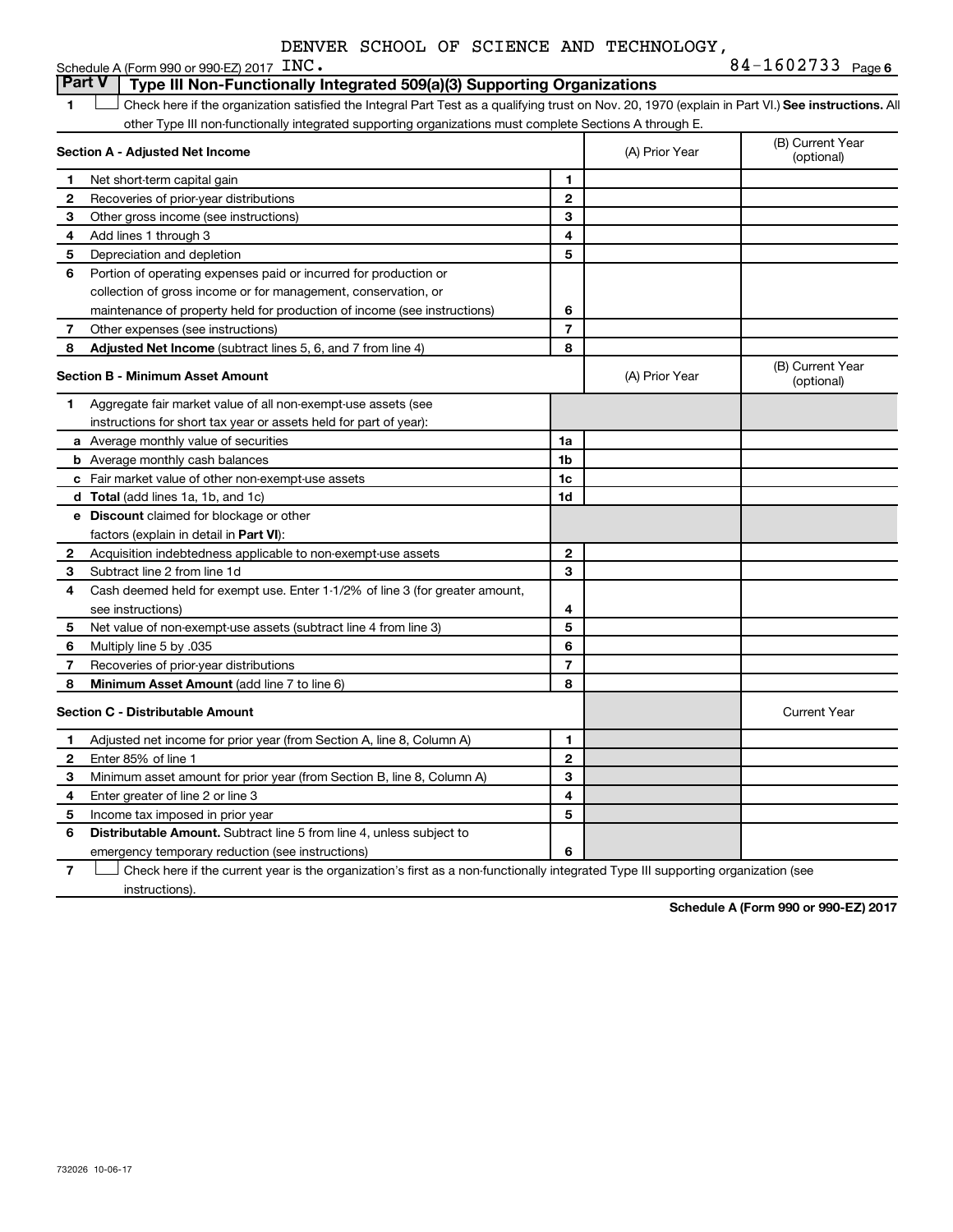DENVER SCHOOL OF SCIENCE AND TECHNOLOGY,

Schedule A (Form 990 or 990-EZ) 2017 INC. 84-1602733 Page 6

## Part V Type III Non-Functionally Integrated 509(a)(3) Supporting Organizations

1 ☐ Check here if the organization satisfied the Integral Part Test as a qualifying trust on Nov. 20, 1970 (explain in Part VI.) **See instructions.** All other Type III non-functionally integrated supporting organizations must complete Sections A through E.

| **Section A - Adjusted Net Income** | | | (A) Prior Year | (B) Current Year (optional) |
|---|---|---|---|---|
| 1 | Net short-term capital gain | 1 | | |
| 2 | Recoveries of prior-year distributions | 2 | | |
| 3 | Other gross income (see instructions) | 3 | | |
| 4 | Add lines 1 through 3 | 4 | | |
| 5 | Depreciation and depletion | 5 | | |
| 6 | Portion of operating expenses paid or incurred for production or collection of gross income or for management, conservation, or maintenance of property held for production of income (see instructions) | 6 | | |
| 7 | Other expenses (see instructions) | 7 | | |
| 8 | **Adjusted Net Income** (subtract lines 5, 6, and 7 from line 4) | 8 | | |

| **Section B - Minimum Asset Amount** | | | (A) Prior Year | (B) Current Year (optional) |
|---|---|---|---|---|
| 1 | Aggregate fair market value of all non-exempt-use assets (see instructions for short tax year or assets held for part of year): | | | |
| a | Average monthly value of securities | 1a | | |
| b | Average monthly cash balances | 1b | | |
| c | Fair market value of other non-exempt-use assets | 1c | | |
| d | **Total** (add lines 1a, 1b, and 1c) | 1d | | |
| e | **Discount** claimed for blockage or other factors (explain in detail in **Part VI**): | | | |
| 2 | Acquisition indebtedness applicable to non-exempt-use assets | 2 | | |
| 3 | Subtract line 2 from line 1d | 3 | | |
| 4 | Cash deemed held for exempt use. Enter 1-1/2% of line 3 (for greater amount, see instructions) | 4 | | |
| 5 | Net value of non-exempt-use assets (subtract line 4 from line 3) | 5 | | |
| 6 | Multiply line 5 by .035 | 6 | | |
| 7 | Recoveries of prior-year distributions | 7 | | |
| 8 | **Minimum Asset Amount** (add line 7 to line 6) | 8 | | |

| **Section C - Distributable Amount** | | | | Current Year |
|---|---|---|---|---|
| 1 | Adjusted net income for prior year (from Section A, line 8, Column A) | 1 | | |
| 2 | Enter 85% of line 1 | 2 | | |
| 3 | Minimum asset amount for prior year (from Section B, line 8, Column A) | 3 | | |
| 4 | Enter greater of line 2 or line 3 | 4 | | |
| 5 | Income tax imposed in prior year | 5 | | |
| 6 | **Distributable Amount.** Subtract line 5 from line 4, unless subject to emergency temporary reduction (see instructions) | 6 | | |

7 ☐ Check here if the current year is the organization's first as a non-functionally integrated Type III supporting organization (see instructions).

**Schedule A (Form 990 or 990-EZ) 2017**

732026 10-06-17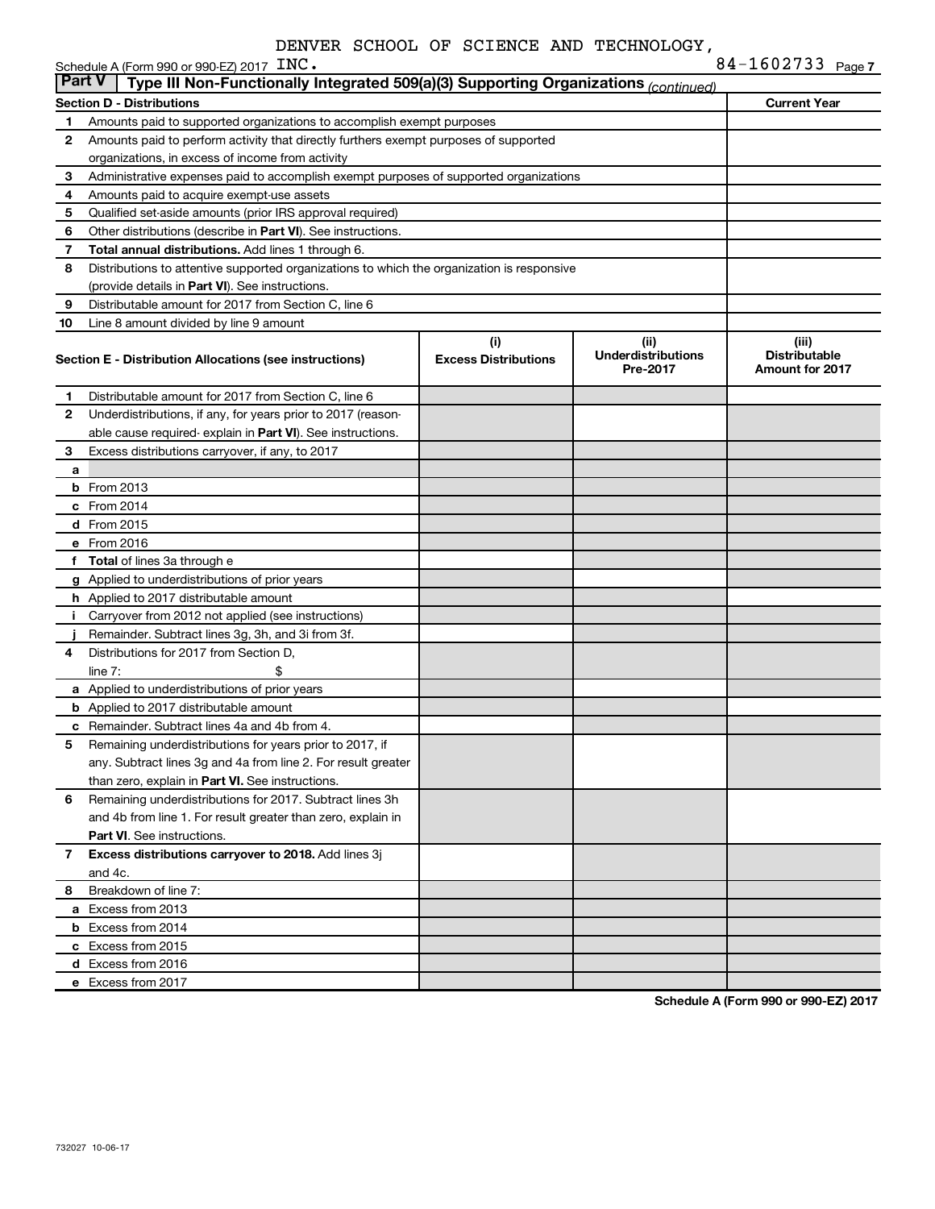DENVER SCHOOL OF SCIENCE AND TECHNOLOGY, INC.

Schedule A (Form 990 or 990-EZ) 2017 84-1602733 Page 7

**Part V | Type III Non-Functionally Integrated 509(a)(3) Supporting Organizations** *(continued)*

| Section D - Distributions | | Current Year |
|---|---|---|
| 1 | Amounts paid to supported organizations to accomplish exempt purposes | |
| 2 | Amounts paid to perform activity that directly furthers exempt purposes of supported organizations, in excess of income from activity | |
| 3 | Administrative expenses paid to accomplish exempt purposes of supported organizations | |
| 4 | Amounts paid to acquire exempt-use assets | |
| 5 | Qualified set-aside amounts (prior IRS approval required) | |
| 6 | Other distributions (describe in **Part VI**). See instructions. | |
| 7 | **Total annual distributions.** Add lines 1 through 6. | |
| 8 | Distributions to attentive supported organizations to which the organization is responsive (provide details in **Part VI**). See instructions. | |
| 9 | Distributable amount for 2017 from Section C, line 6 | |
| 10 | Line 8 amount divided by line 9 amount | |

| Section E - Distribution Allocations (see instructions) | | (i) Excess Distributions | (ii) Underdistributions Pre-2017 | (iii) Distributable Amount for 2017 |
|---|---|---|---|---|
| 1 | Distributable amount for 2017 from Section C, line 6 | | | |
| 2 | Underdistributions, if any, for years prior to 2017 (reasonable cause required- explain in **Part VI**). See instructions. | | | |
| 3 | Excess distributions carryover, if any, to 2017 | | | |
| a | | | | |
| b | From 2013 | | | |
| c | From 2014 | | | |
| d | From 2015 | | | |
| e | From 2016 | | | |
| f | **Total** of lines 3a through e | | | |
| g | Applied to underdistributions of prior years | | | |
| h | Applied to 2017 distributable amount | | | |
| i | Carryover from 2012 not applied (see instructions) | | | |
| j | Remainder. Subtract lines 3g, 3h, and 3i from 3f. | | | |
| 4 | Distributions for 2017 from Section D, line 7: $ | | | |
| a | Applied to underdistributions of prior years | | | |
| b | Applied to 2017 distributable amount | | | |
| c | Remainder. Subtract lines 4a and 4b from 4. | | | |
| 5 | Remaining underdistributions for years prior to 2017, if any. Subtract lines 3g and 4a from line 2. For result greater than zero, explain in **Part VI.** See instructions. | | | |
| 6 | Remaining underdistributions for 2017. Subtract lines 3h and 4b from line 1. For result greater than zero, explain in **Part VI**. See instructions. | | | |
| 7 | **Excess distributions carryover to 2018.** Add lines 3j and 4c. | | | |
| 8 | Breakdown of line 7: | | | |
| a | Excess from 2013 | | | |
| b | Excess from 2014 | | | |
| c | Excess from 2015 | | | |
| d | Excess from 2016 | | | |
| e | Excess from 2017 | | | |

**Schedule A (Form 990 or 990-EZ) 2017**

732027 10-06-17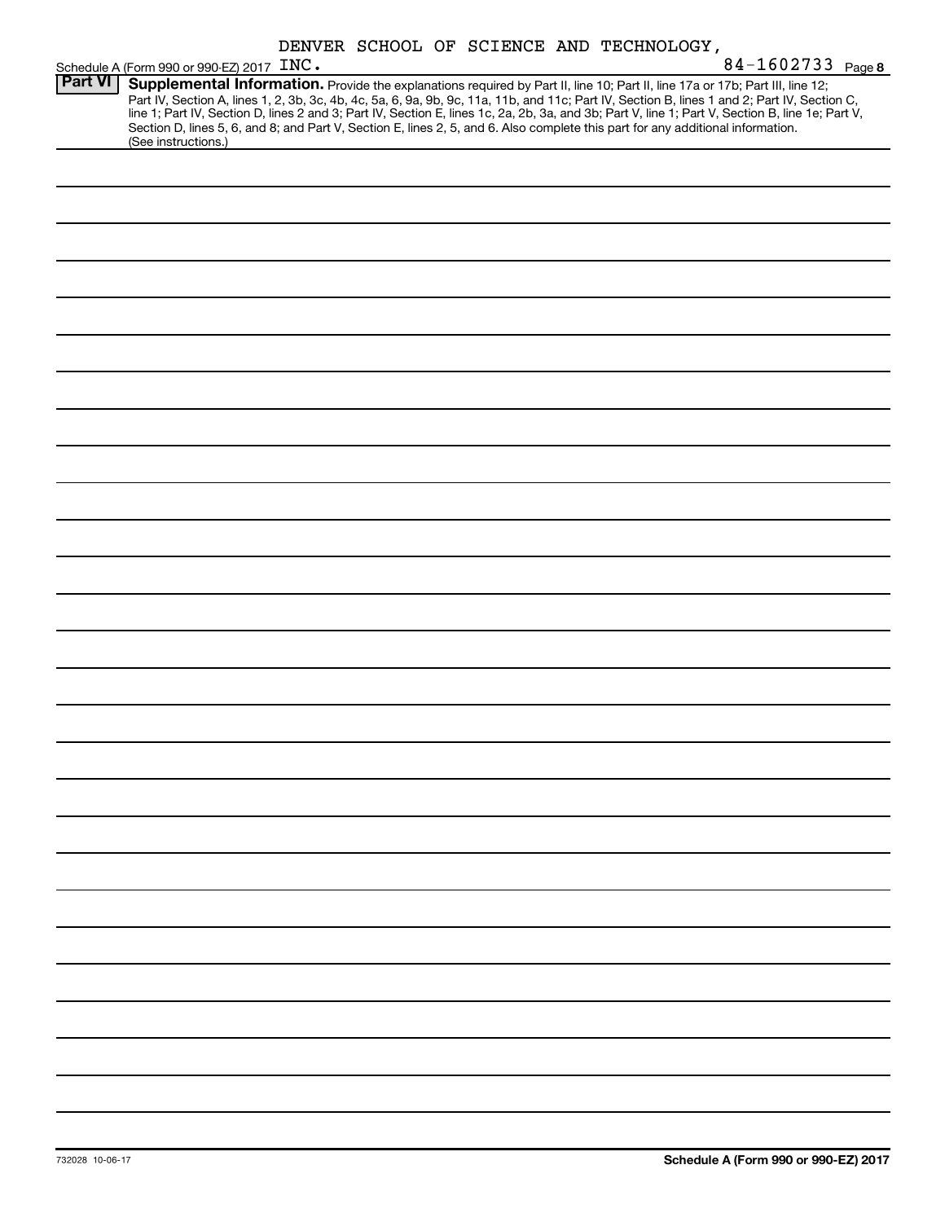DENVER SCHOOL OF SCIENCE AND TECHNOLOGY,

Schedule A (Form 990 or 990-EZ) 2017 INC. 84-1602733 Page 8

**Part VI** **Supplemental Information.** Provide the explanations required by Part II, line 10; Part II, line 17a or 17b; Part III, line 12; Part IV, Section A, lines 1, 2, 3b, 3c, 4b, 4c, 5a, 6, 9a, 9b, 9c, 11a, 11b, and 11c; Part IV, Section B, lines 1 and 2; Part IV, Section C, line 1; Part IV, Section D, lines 2 and 3; Part IV, Section E, lines 1c, 2a, 2b, 3a, and 3b; Part V, line 1; Part V, Section B, line 1e; Part V, Section D, lines 5, 6, and 8; and Part V, Section E, lines 2, 5, and 6. Also complete this part for any additional information. (See instructions.)

Schedule A (Form 990 or 990-EZ) 2017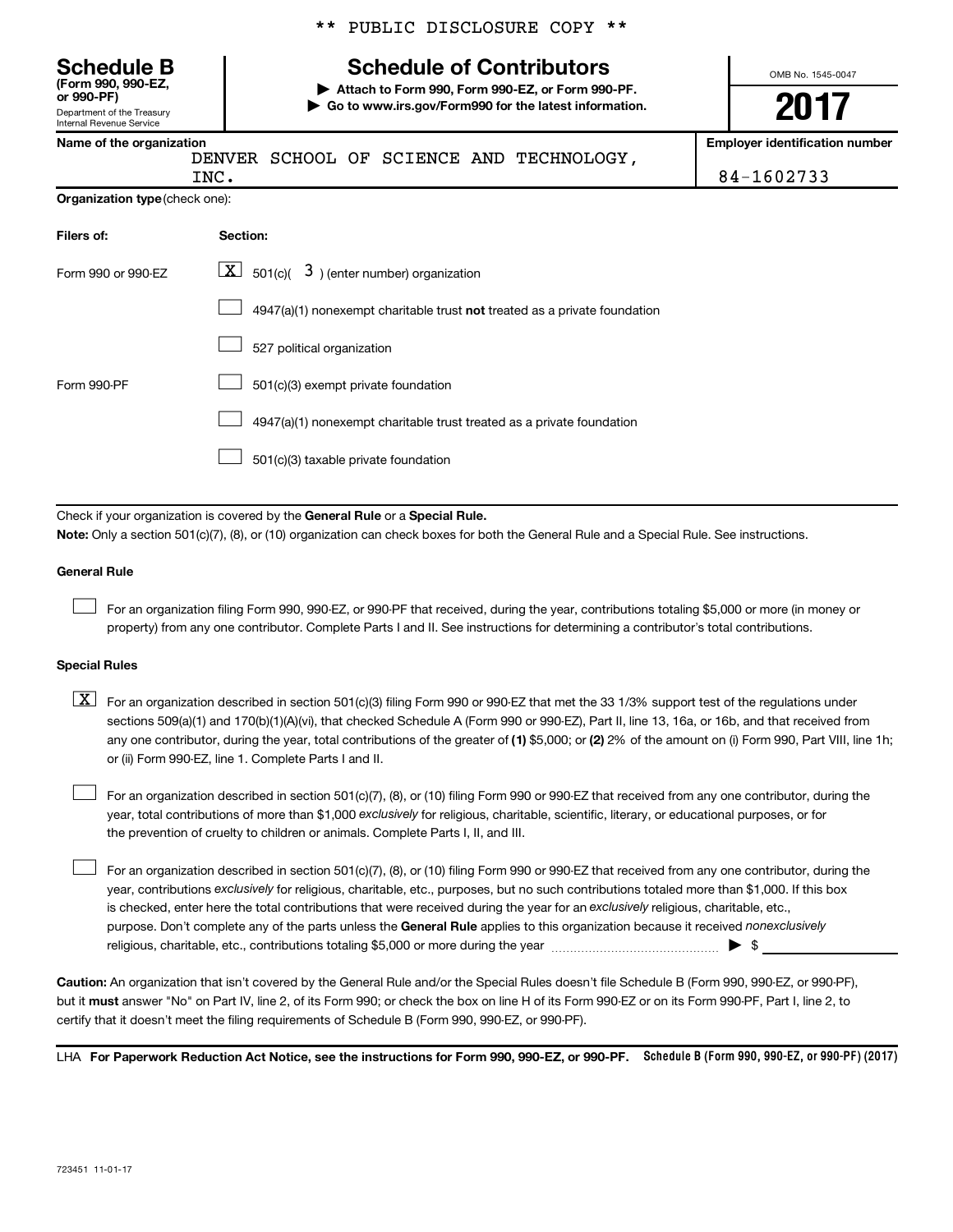** PUBLIC DISCLOSURE COPY **

**Schedule B**
**(Form 990, 990-EZ, or 990-PF)**
Department of the Treasury
Internal Revenue Service

# Schedule of Contributors

▶ **Attach to Form 990, Form 990-EZ, or Form 990-PF.**
▶ **Go to www.irs.gov/Form990 for the latest information.**

OMB No. 1545-0047

**2017**

| Name of the organization | Employer identification number |
|---|---|
| DENVER SCHOOL OF SCIENCE AND TECHNOLOGY, INC. | 84-1602733 |

**Organization type** (check one):

| Filers of: | Section: |
|---|---|
| Form 990 or 990-EZ | [X] 501(c)( 3 ) (enter number) organization |
| | [ ] 4947(a)(1) nonexempt charitable trust **not** treated as a private foundation |
| | [ ] 527 political organization |
| Form 990-PF | [ ] 501(c)(3) exempt private foundation |
| | [ ] 4947(a)(1) nonexempt charitable trust treated as a private foundation |
| | [ ] 501(c)(3) taxable private foundation |

Check if your organization is covered by the **General Rule** or a **Special Rule.**

**Note:** Only a section 501(c)(7), (8), or (10) organization can check boxes for both the General Rule and a Special Rule. See instructions.

**General Rule**

[ ] For an organization filing Form 990, 990-EZ, or 990-PF that received, during the year, contributions totaling $5,000 or more (in money or property) from any one contributor. Complete Parts I and II. See instructions for determining a contributor's total contributions.

**Special Rules**

[X] For an organization described in section 501(c)(3) filing Form 990 or 990-EZ that met the 33 1/3% support test of the regulations under sections 509(a)(1) and 170(b)(1)(A)(vi), that checked Schedule A (Form 990 or 990-EZ), Part II, line 13, 16a, or 16b, and that received from any one contributor, during the year, total contributions of the greater of **(1)** $5,000; or **(2)** 2% of the amount on (i) Form 990, Part VIII, line 1h; or (ii) Form 990-EZ, line 1. Complete Parts I and II.

[ ] For an organization described in section 501(c)(7), (8), or (10) filing Form 990 or 990-EZ that received from any one contributor, during the year, total contributions of more than $1,000 *exclusively* for religious, charitable, scientific, literary, or educational purposes, or for the prevention of cruelty to children or animals. Complete Parts I, II, and III.

[ ] For an organization described in section 501(c)(7), (8), or (10) filing Form 990 or 990-EZ that received from any one contributor, during the year, contributions *exclusively* for religious, charitable, etc., purposes, but no such contributions totaled more than $1,000. If this box is checked, enter here the total contributions that were received during the year for an *exclusively* religious, charitable, etc., purpose. Don't complete any of the parts unless the **General Rule** applies to this organization because it received *nonexclusively* religious, charitable, etc., contributions totaling $5,000 or more during the year ▶ $ ____________

**Caution:** An organization that isn't covered by the General Rule and/or the Special Rules doesn't file Schedule B (Form 990, 990-EZ, or 990-PF), but it **must** answer "No" on Part IV, line 2, of its Form 990; or check the box on line H of its Form 990-EZ or on its Form 990-PF, Part I, line 2, to certify that it doesn't meet the filing requirements of Schedule B (Form 990, 990-EZ, or 990-PF).

LHA **For Paperwork Reduction Act Notice, see the instructions for Form 990, 990-EZ, or 990-PF.** **Schedule B (Form 990, 990-EZ, or 990-PF) (2017)**

723451 11-01-17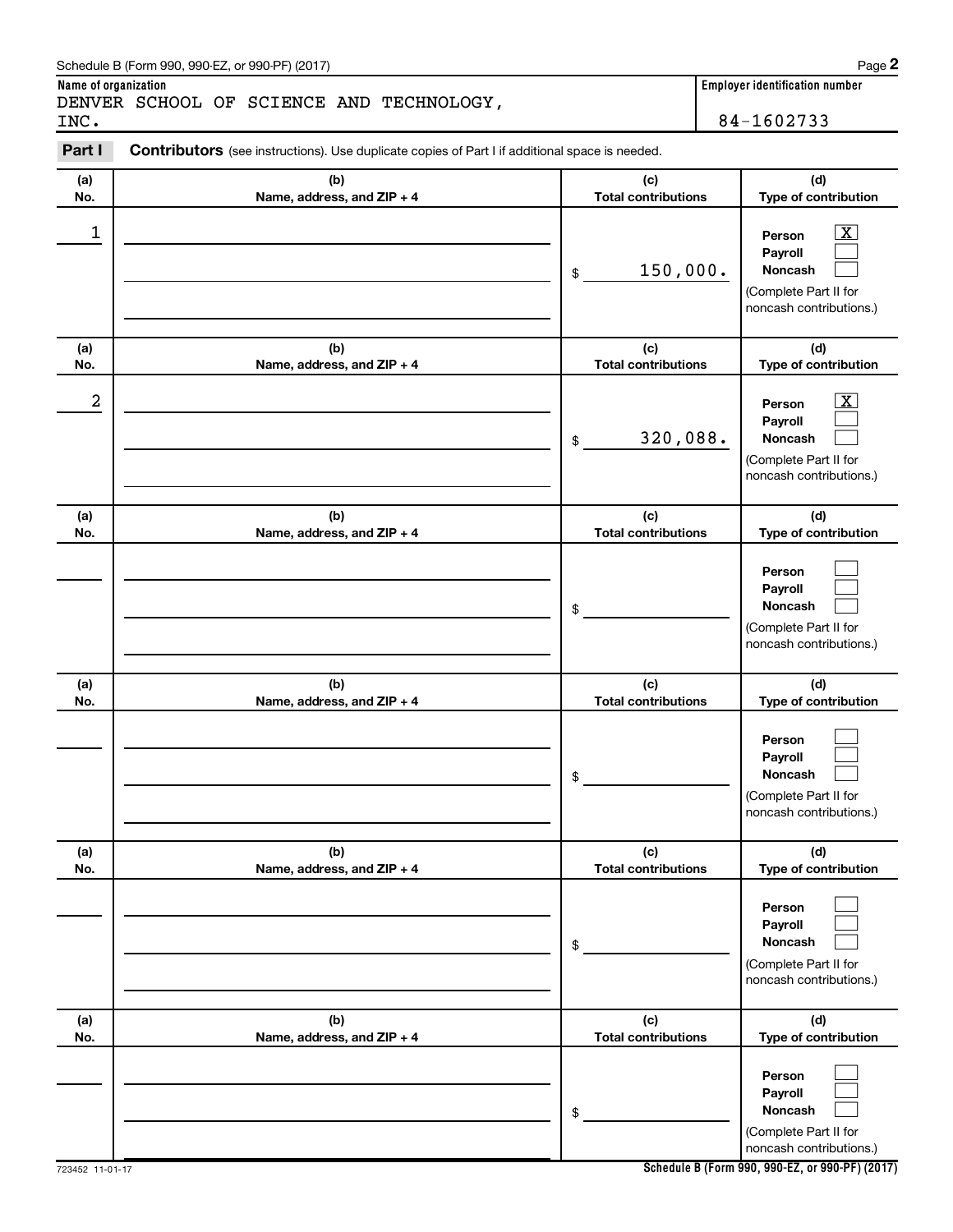Schedule B (Form 990, 990-EZ, or 990-PF) (2017)

**Name of organization**

DENVER SCHOOL OF SCIENCE AND TECHNOLOGY, INC.

**Employer identification number**

84-1602733

**Part I** **Contributors** (see instructions). Use duplicate copies of Part I if additional space is needed.

| (a) No. | (b) Name, address, and ZIP + 4 | (c) Total contributions | (d) Type of contribution |
|---|---|---|---|
| 1 | | $ 150,000. | Person [X] Payroll [ ] Noncash [ ] (Complete Part II for noncash contributions.) |
| 2 | | $ 320,088. | Person [X] Payroll [ ] Noncash [ ] (Complete Part II for noncash contributions.) |
| | | $ | Person [ ] Payroll [ ] Noncash [ ] (Complete Part II for noncash contributions.) |
| | | $ | Person [ ] Payroll [ ] Noncash [ ] (Complete Part II for noncash contributions.) |
| | | $ | Person [ ] Payroll [ ] Noncash [ ] (Complete Part II for noncash contributions.) |
| | | $ | Person [ ] Payroll [ ] Noncash [ ] (Complete Part II for noncash contributions.) |

723452 11-01-17

**Schedule B (Form 990, 990-EZ, or 990-PF) (2017)**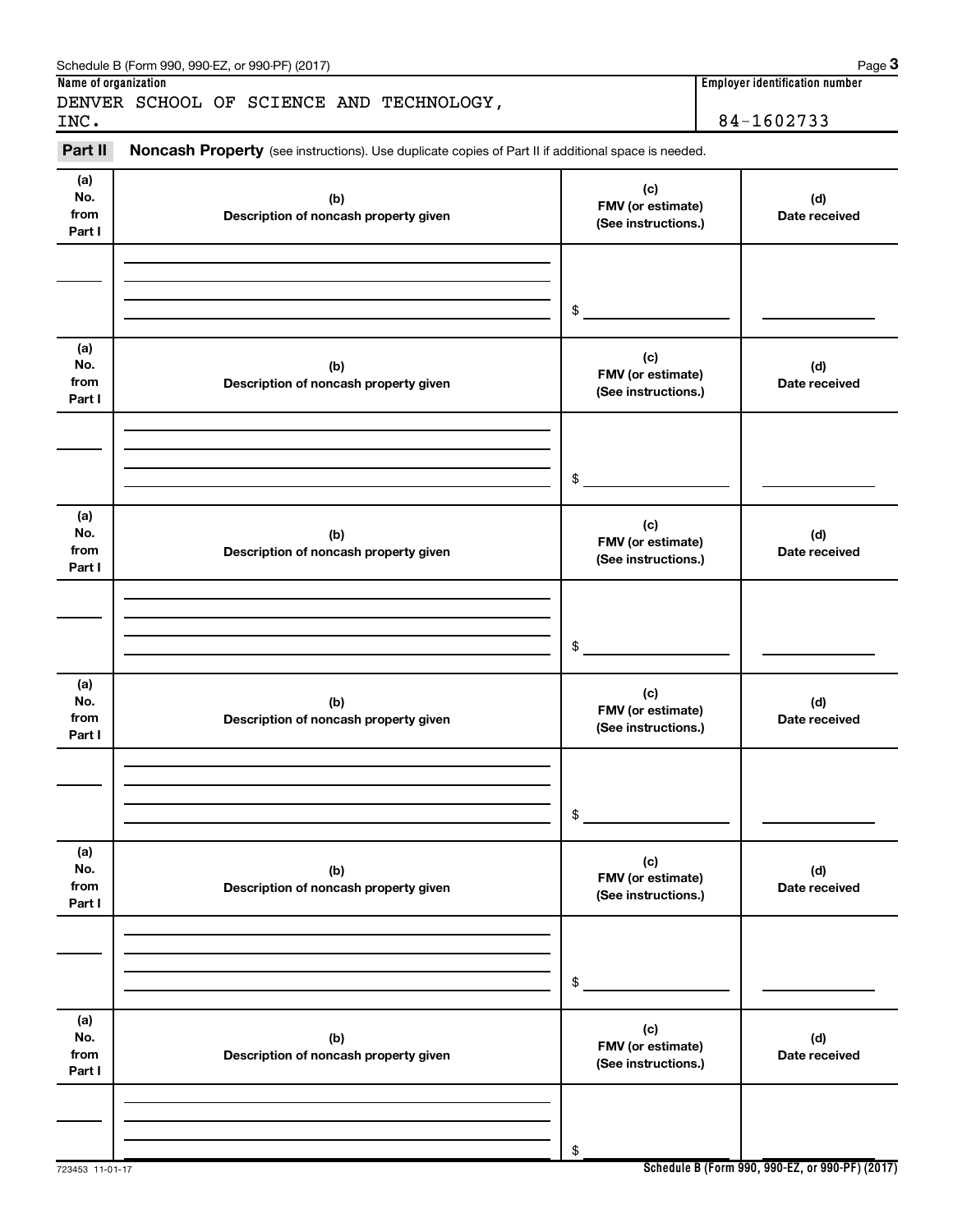Schedule B (Form 990, 990-EZ, or 990-PF) (2017)

**Name of organization**

DENVER SCHOOL OF SCIENCE AND TECHNOLOGY, INC.

**Employer identification number**

84-1602733

**Part II** **Noncash Property** (see instructions). Use duplicate copies of Part II if additional space is needed.

| (a) No. from Part I | (b) Description of noncash property given | (c) FMV (or estimate) (See instructions.) | (d) Date received |
|---|---|---|---|
| | | $ | |

| (a) No. from Part I | (b) Description of noncash property given | (c) FMV (or estimate) (See instructions.) | (d) Date received |
|---|---|---|---|
| | | $ | |

| (a) No. from Part I | (b) Description of noncash property given | (c) FMV (or estimate) (See instructions.) | (d) Date received |
|---|---|---|---|
| | | $ | |

| (a) No. from Part I | (b) Description of noncash property given | (c) FMV (or estimate) (See instructions.) | (d) Date received |
|---|---|---|---|
| | | $ | |

| (a) No. from Part I | (b) Description of noncash property given | (c) FMV (or estimate) (See instructions.) | (d) Date received |
|---|---|---|---|
| | | $ | |

| (a) No. from Part I | (b) Description of noncash property given | (c) FMV (or estimate) (See instructions.) | (d) Date received |
|---|---|---|---|
| | | $ | |

723453 11-01-17

**Schedule B (Form 990, 990-EZ, or 990-PF) (2017)**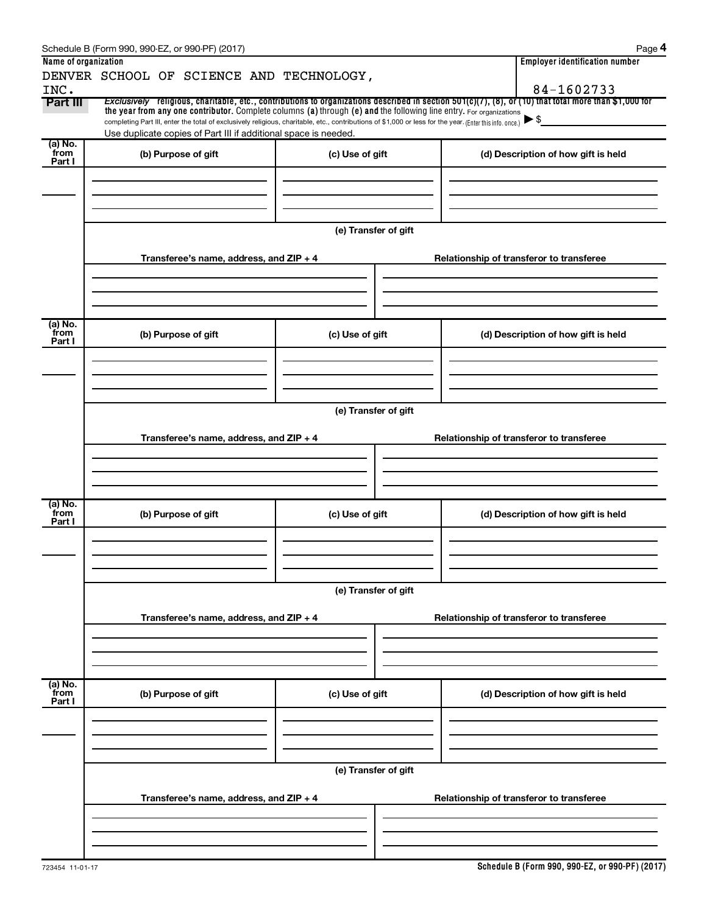Schedule B (Form 990, 990-EZ, or 990-PF) (2017)

| Name of organization | Employer identification number |
| --- | --- |
| DENVER SCHOOL OF SCIENCE AND TECHNOLOGY, INC. | 84-1602733 |

**Part III** *Exclusively* religious, charitable, etc., contributions to organizations described in section 501(c)(7), (8), or (10) that total more than $1,000 for the year from any one contributor. Complete columns (a) through (e) and the following line entry. For organizations completing Part III, enter the total of exclusively religious, charitable, etc., contributions of $1,000 or less for the year. (Enter this info. once.) ▶ $

Use duplicate copies of Part III if additional space is needed.

| (a) No. from Part I | (b) Purpose of gift | (c) Use of gift | (d) Description of how gift is held |
| --- | --- | --- | --- |
| | | | |

(e) Transfer of gift

| Transferee's name, address, and ZIP + 4 | Relationship of transferor to transferee |
| --- | --- |
| | |

| (a) No. from Part I | (b) Purpose of gift | (c) Use of gift | (d) Description of how gift is held |
| --- | --- | --- | --- |
| | | | |

(e) Transfer of gift

| Transferee's name, address, and ZIP + 4 | Relationship of transferor to transferee |
| --- | --- |
| | |

| (a) No. from Part I | (b) Purpose of gift | (c) Use of gift | (d) Description of how gift is held |
| --- | --- | --- | --- |
| | | | |

(e) Transfer of gift

| Transferee's name, address, and ZIP + 4 | Relationship of transferor to transferee |
| --- | --- |
| | |

| (a) No. from Part I | (b) Purpose of gift | (c) Use of gift | (d) Description of how gift is held |
| --- | --- | --- | --- |
| | | | |

(e) Transfer of gift

| Transferee's name, address, and ZIP + 4 | Relationship of transferor to transferee |
| --- | --- |
| | |

723454 11-01-17

**Schedule B (Form 990, 990-EZ, or 990-PF) (2017)**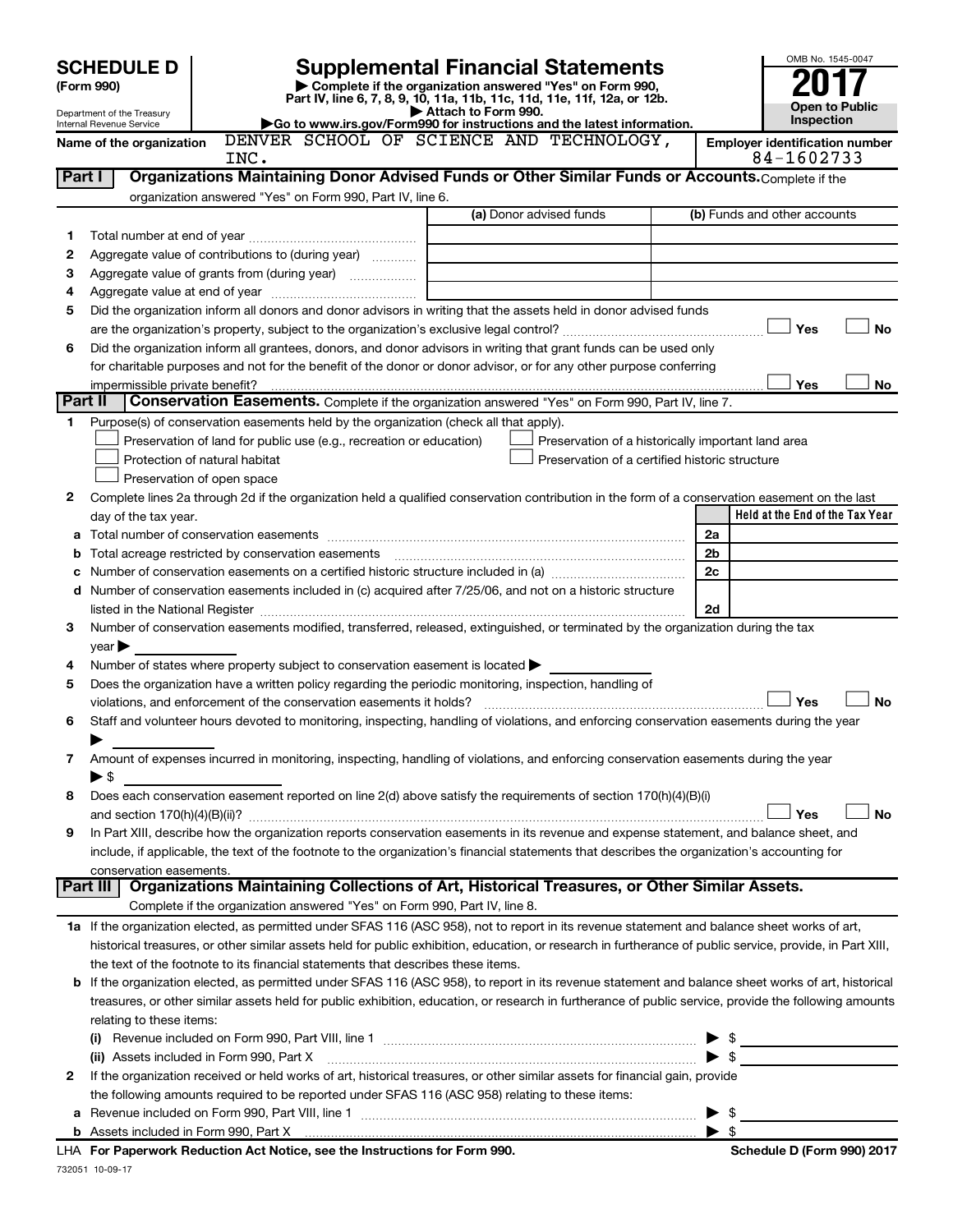# SCHEDULE D (Form 990)

Department of the Treasury
Internal Revenue Service

# Supplemental Financial Statements

▶ Complete if the organization answered "Yes" on Form 990, Part IV, line 6, 7, 8, 9, 10, 11a, 11b, 11c, 11d, 11e, 11f, 12a, or 12b.
▶ Attach to Form 990.
▶Go to www.irs.gov/Form990 for instructions and the latest information.

OMB No. 1545-0047

**2017**

**Open to Public Inspection**

**Name of the organization** DENVER SCHOOL OF SCIENCE AND TECHNOLOGY, INC.

**Employer identification number** 84-1602733

## Part I Organizations Maintaining Donor Advised Funds or Other Similar Funds or Accounts.

Complete if the organization answered "Yes" on Form 990, Part IV, line 6.

| | | (a) Donor advised funds | (b) Funds and other accounts |
|---|---|---|---|
| 1 | Total number at end of year | | |
| 2 | Aggregate value of contributions to (during year) | | |
| 3 | Aggregate value of grants from (during year) | | |
| 4 | Aggregate value at end of year | | |

5 Did the organization inform all donors and donor advisors in writing that the assets held in donor advised funds are the organization's property, subject to the organization's exclusive legal control? ☐ Yes ☐ No

6 Did the organization inform all grantees, donors, and donor advisors in writing that grant funds can be used only for charitable purposes and not for the benefit of the donor or donor advisor, or for any other purpose conferring impermissible private benefit? ☐ Yes ☐ No

## Part II Conservation Easements.

Complete if the organization answered "Yes" on Form 990, Part IV, line 7.

1 Purpose(s) of conservation easements held by the organization (check all that apply).

- ☐ Preservation of land for public use (e.g., recreation or education)
- ☐ Protection of natural habitat
- ☐ Preservation of open space
- ☐ Preservation of a historically important land area
- ☐ Preservation of a certified historic structure

2 Complete lines 2a through 2d if the organization held a qualified conservation contribution in the form of a conservation easement on the last day of the tax year.

| | | | Held at the End of the Tax Year |
|---|---|---|---|
| a | Total number of conservation easements | 2a | |
| b | Total acreage restricted by conservation easements | 2b | |
| c | Number of conservation easements on a certified historic structure included in (a) | 2c | |
| d | Number of conservation easements included in (c) acquired after 7/25/06, and not on a historic structure listed in the National Register | 2d | |

3 Number of conservation easements modified, transferred, released, extinguished, or terminated by the organization during the tax year ▶

4 Number of states where property subject to conservation easement is located ▶

5 Does the organization have a written policy regarding the periodic monitoring, inspection, handling of violations, and enforcement of the conservation easements it holds? ☐ Yes ☐ No

6 Staff and volunteer hours devoted to monitoring, inspecting, handling of violations, and enforcing conservation easements during the year ▶

7 Amount of expenses incurred in monitoring, inspecting, handling of violations, and enforcing conservation easements during the year ▶ $

8 Does each conservation easement reported on line 2(d) above satisfy the requirements of section 170(h)(4)(B)(i) and section 170(h)(4)(B)(ii)? ☐ Yes ☐ No

9 In Part XIII, describe how the organization reports conservation easements in its revenue and expense statement, and balance sheet, and include, if applicable, the text of the footnote to the organization's financial statements that describes the organization's accounting for conservation easements.

## Part III Organizations Maintaining Collections of Art, Historical Treasures, or Other Similar Assets.

Complete if the organization answered "Yes" on Form 990, Part IV, line 8.

1a If the organization elected, as permitted under SFAS 116 (ASC 958), not to report in its revenue statement and balance sheet works of art, historical treasures, or other similar assets held for public exhibition, education, or research in furtherance of public service, provide, in Part XIII, the text of the footnote to its financial statements that describes these items.

b If the organization elected, as permitted under SFAS 116 (ASC 958), to report in its revenue statement and balance sheet works of art, historical treasures, or other similar assets held for public exhibition, education, or research in furtherance of public service, provide the following amounts relating to these items:

(i) Revenue included on Form 990, Part VIII, line 1 ▶ $

(ii) Assets included in Form 990, Part X ▶ $

2 If the organization received or held works of art, historical treasures, or other similar assets for financial gain, provide the following amounts required to be reported under SFAS 116 (ASC 958) relating to these items:

a Revenue included on Form 990, Part VIII, line 1 ▶ $

b Assets included in Form 990, Part X ▶ $

LHA For Paperwork Reduction Act Notice, see the Instructions for Form 990. Schedule D (Form 990) 2017

732051 10-09-17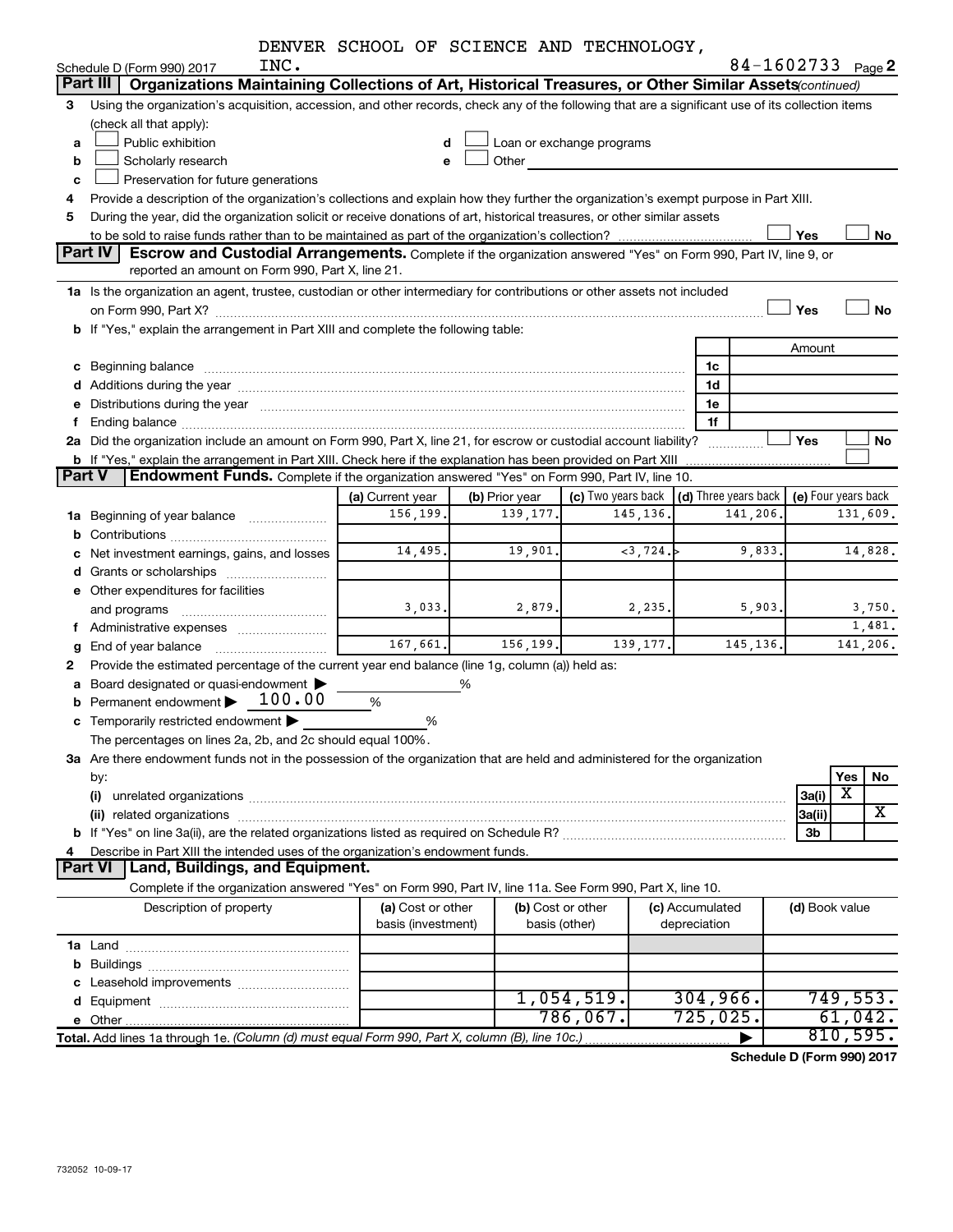DENVER SCHOOL OF SCIENCE AND TECHNOLOGY, INC. 84-1602733

Schedule D (Form 990) 2017 Page **2**

## Part III Organizations Maintaining Collections of Art, Historical Treasures, or Other Similar Assets *(continued)*

**3** Using the organization's acquisition, accession, and other records, check any of the following that are a significant use of its collection items (check all that apply):

- **a** ☐ Public exhibition
- **b** ☐ Scholarly research
- **c** ☐ Preservation for future generations
- **d** ☐ Loan or exchange programs
- **e** ☐ Other

**4** Provide a description of the organization's collections and explain how they further the organization's exempt purpose in Part XIII.

**5** During the year, did the organization solicit or receive donations of art, historical treasures, or other similar assets to be sold to raise funds rather than to be maintained as part of the organization's collection? ☐ Yes ☐ No

## Part IV Escrow and Custodial Arrangements. 

Complete if the organization answered "Yes" on Form 990, Part IV, line 9, or reported an amount on Form 990, Part X, line 21.

**1a** Is the organization an agent, trustee, custodian or other intermediary for contributions or other assets not included on Form 990, Part X? ☐ Yes ☐ No

**b** If "Yes," explain the arrangement in Part XIII and complete the following table:

| | | Amount |
|---|---|---|
| **c** Beginning balance | 1c | |
| **d** Additions during the year | 1d | |
| **e** Distributions during the year | 1e | |
| **f** Ending balance | 1f | |

**2a** Did the organization include an amount on Form 990, Part X, line 21, for escrow or custodial account liability? ☐ Yes ☐ No

**b** If "Yes," explain the arrangement in Part XIII. Check here if the explanation has been provided on Part XIII ☐

## Part V Endowment Funds. 

Complete if the organization answered "Yes" on Form 990, Part IV, line 10.

| | (a) Current year | (b) Prior year | (c) Two years back | (d) Three years back | (e) Four years back |
|---|---|---|---|---|---|
| **1a** Beginning of year balance | 156,199. | 139,177. | 145,136. | 141,206. | 131,609. |
| **b** Contributions | | | | | |
| **c** Net investment earnings, gains, and losses | 14,495. | 19,901. | <3,724.> | 9,833. | 14,828. |
| **d** Grants or scholarships | | | | | |
| **e** Other expenditures for facilities and programs | 3,033. | 2,879. | 2,235. | 5,903. | 3,750. |
| **f** Administrative expenses | | | | | 1,481. |
| **g** End of year balance | 167,661. | 156,199. | 139,177. | 145,136. | 141,206. |

**2** Provide the estimated percentage of the current year end balance (line 1g, column (a)) held as:

- **a** Board designated or quasi-endowment ▶ %
- **b** Permanent endowment ▶ 100.00 %
- **c** Temporarily restricted endowment ▶ %

The percentages on lines 2a, 2b, and 2c should equal 100%.

**3a** Are there endowment funds not in the possession of the organization that are held and administered for the organization by:

| | | Yes | No |
|---|---|---|---|
| **(i)** unrelated organizations | 3a(i) | X | |
| **(ii)** related organizations | 3a(ii) | | X |
| **b** If "Yes" on line 3a(ii), are the related organizations listed as required on Schedule R? | 3b | | |

**4** Describe in Part XIII the intended uses of the organization's endowment funds.

## Part VI Land, Buildings, and Equipment.

Complete if the organization answered "Yes" on Form 990, Part IV, line 11a. See Form 990, Part X, line 10.

| Description of property | (a) Cost or other basis (investment) | (b) Cost or other basis (other) | (c) Accumulated depreciation | (d) Book value |
|---|---|---|---|---|
| **1a** Land | | | | |
| **b** Buildings | | | | |
| **c** Leasehold improvements | | | | |
| **d** Equipment | | 1,054,519. | 304,966. | 749,553. |
| **e** Other | | 786,067. | 725,025. | 61,042. |
| **Total.** Add lines 1a through 1e. *(Column (d) must equal Form 990, Part X, column (B), line 10c.)* | | | ▶ | 810,595. |

**Schedule D (Form 990) 2017**

732052 10-09-17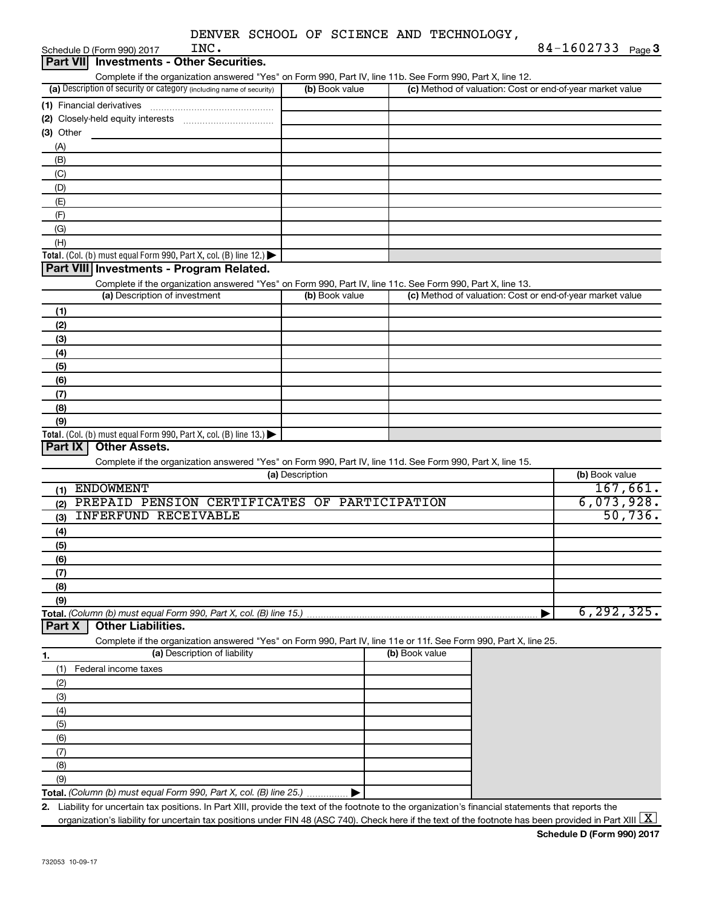DENVER SCHOOL OF SCIENCE AND TECHNOLOGY, INC. 84-1602733

Schedule D (Form 990) 2017

## Part VII Investments - Other Securities.

Complete if the organization answered "Yes" on Form 990, Part IV, line 11b. See Form 990, Part X, line 12.

| (a) Description of security or category (including name of security) | (b) Book value | (c) Method of valuation: Cost or end-of-year market value |
|---|---|---|
| (1) Financial derivatives | | |
| (2) Closely-held equity interests | | |
| (3) Other | | |
| (A) | | |
| (B) | | |
| (C) | | |
| (D) | | |
| (E) | | |
| (F) | | |
| (G) | | |
| (H) | | |
| Total. (Col. (b) must equal Form 990, Part X, col. (B) line 12.) | | |

## Part VIII Investments - Program Related.

Complete if the organization answered "Yes" on Form 990, Part IV, line 11c. See Form 990, Part X, line 13.

| (a) Description of investment | (b) Book value | (c) Method of valuation: Cost or end-of-year market value |
|---|---|---|
| (1) | | |
| (2) | | |
| (3) | | |
| (4) | | |
| (5) | | |
| (6) | | |
| (7) | | |
| (8) | | |
| (9) | | |
| Total. (Col. (b) must equal Form 990, Part X, col. (B) line 13.) | | |

## Part IX Other Assets.

Complete if the organization answered "Yes" on Form 990, Part IV, line 11d. See Form 990, Part X, line 15.

| (a) Description | (b) Book value |
|---|---|
| (1) ENDOWMENT | 167,661. |
| (2) PREPAID PENSION CERTIFICATES OF PARTICIPATION | 6,073,928. |
| (3) INFERFUND RECEIVABLE | 50,736. |
| (4) | |
| (5) | |
| (6) | |
| (7) | |
| (8) | |
| (9) | |
| Total. (Column (b) must equal Form 990, Part X, col. (B) line 15.) | 6,292,325. |

## Part X Other Liabilities.

Complete if the organization answered "Yes" on Form 990, Part IV, line 11e or 11f. See Form 990, Part X, line 25.

| 1. (a) Description of liability | (b) Book value |
|---|---|
| (1) Federal income taxes | |
| (2) | |
| (3) | |
| (4) | |
| (5) | |
| (6) | |
| (7) | |
| (8) | |
| (9) | |
| Total. (Column (b) must equal Form 990, Part X, col. (B) line 25.) | |

2. Liability for uncertain tax positions. In Part XIII, provide the text of the footnote to the organization's financial statements that reports the organization's liability for uncertain tax positions under FIN 48 (ASC 740). Check here if the text of the footnote has been provided in Part XIII [X]

Schedule D (Form 990) 2017

732053 10-09-17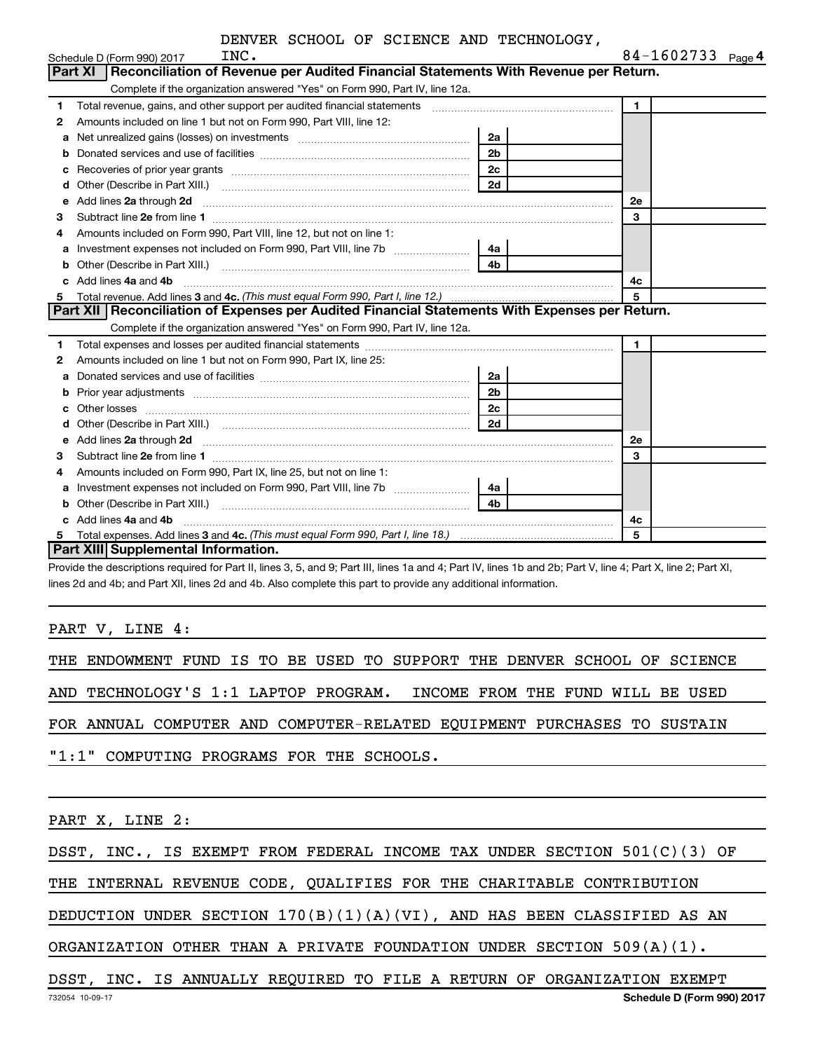DENVER SCHOOL OF SCIENCE AND TECHNOLOGY, INC.

Schedule D (Form 990) 2017 84-1602733 Page 4

## Part XI Reconciliation of Revenue per Audited Financial Statements With Revenue per Return.

Complete if the organization answered "Yes" on Form 990, Part IV, line 12a.

| | | | | | |
|---|---|---|---|---|---|
| 1 | Total revenue, gains, and other support per audited financial statements | | | 1 | |
| 2 | Amounts included on line 1 but not on Form 990, Part VIII, line 12: | | | | |
| a | Net unrealized gains (losses) on investments | 2a | | | |
| b | Donated services and use of facilities | 2b | | | |
| c | Recoveries of prior year grants | 2c | | | |
| d | Other (Describe in Part XIII.) | 2d | | | |
| e | Add lines **2a** through **2d** | | | 2e | |
| 3 | Subtract line **2e** from line **1** | | | 3 | |
| 4 | Amounts included on Form 990, Part VIII, line 12, but not on line 1: | | | | |
| a | Investment expenses not included on Form 990, Part VIII, line 7b | 4a | | | |
| b | Other (Describe in Part XIII.) | 4b | | | |
| c | Add lines **4a** and **4b** | | | 4c | |
| 5 | Total revenue. Add lines **3** and **4c.** *(This must equal Form 990, Part I, line 12.)* | | | 5 | |

## Part XII Reconciliation of Expenses per Audited Financial Statements With Expenses per Return.

Complete if the organization answered "Yes" on Form 990, Part IV, line 12a.

| | | | | | |
|---|---|---|---|---|---|
| 1 | Total expenses and losses per audited financial statements | | | 1 | |
| 2 | Amounts included on line 1 but not on Form 990, Part IX, line 25: | | | | |
| a | Donated services and use of facilities | 2a | | | |
| b | Prior year adjustments | 2b | | | |
| c | Other losses | 2c | | | |
| d | Other (Describe in Part XIII.) | 2d | | | |
| e | Add lines **2a** through **2d** | | | 2e | |
| 3 | Subtract line **2e** from line **1** | | | 3 | |
| 4 | Amounts included on Form 990, Part IX, line 25, but not on line 1: | | | | |
| a | Investment expenses not included on Form 990, Part VIII, line 7b | 4a | | | |
| b | Other (Describe in Part XIII.) | 4b | | | |
| c | Add lines **4a** and **4b** | | | 4c | |
| 5 | Total expenses. Add lines **3** and **4c.** *(This must equal Form 990, Part I, line 18.)* | | | 5 | |

## Part XIII Supplemental Information.

Provide the descriptions required for Part II, lines 3, 5, and 9; Part III, lines 1a and 4; Part IV, lines 1b and 2b; Part V, line 4; Part X, line 2; Part XI, lines 2d and 4b; and Part XII, lines 2d and 4b. Also complete this part to provide any additional information.

PART V, LINE 4:

THE ENDOWMENT FUND IS TO BE USED TO SUPPORT THE DENVER SCHOOL OF SCIENCE AND TECHNOLOGY'S 1:1 LAPTOP PROGRAM. INCOME FROM THE FUND WILL BE USED FOR ANNUAL COMPUTER AND COMPUTER-RELATED EQUIPMENT PURCHASES TO SUSTAIN "1:1" COMPUTING PROGRAMS FOR THE SCHOOLS.

PART X, LINE 2:

DSST, INC., IS EXEMPT FROM FEDERAL INCOME TAX UNDER SECTION 501(C)(3) OF THE INTERNAL REVENUE CODE, QUALIFIES FOR THE CHARITABLE CONTRIBUTION DEDUCTION UNDER SECTION 170(B)(1)(A)(VI), AND HAS BEEN CLASSIFIED AS AN ORGANIZATION OTHER THAN A PRIVATE FOUNDATION UNDER SECTION 509(A)(1). DSST, INC. IS ANNUALLY REQUIRED TO FILE A RETURN OF ORGANIZATION EXEMPT

732054 10-09-17 **Schedule D (Form 990) 2017**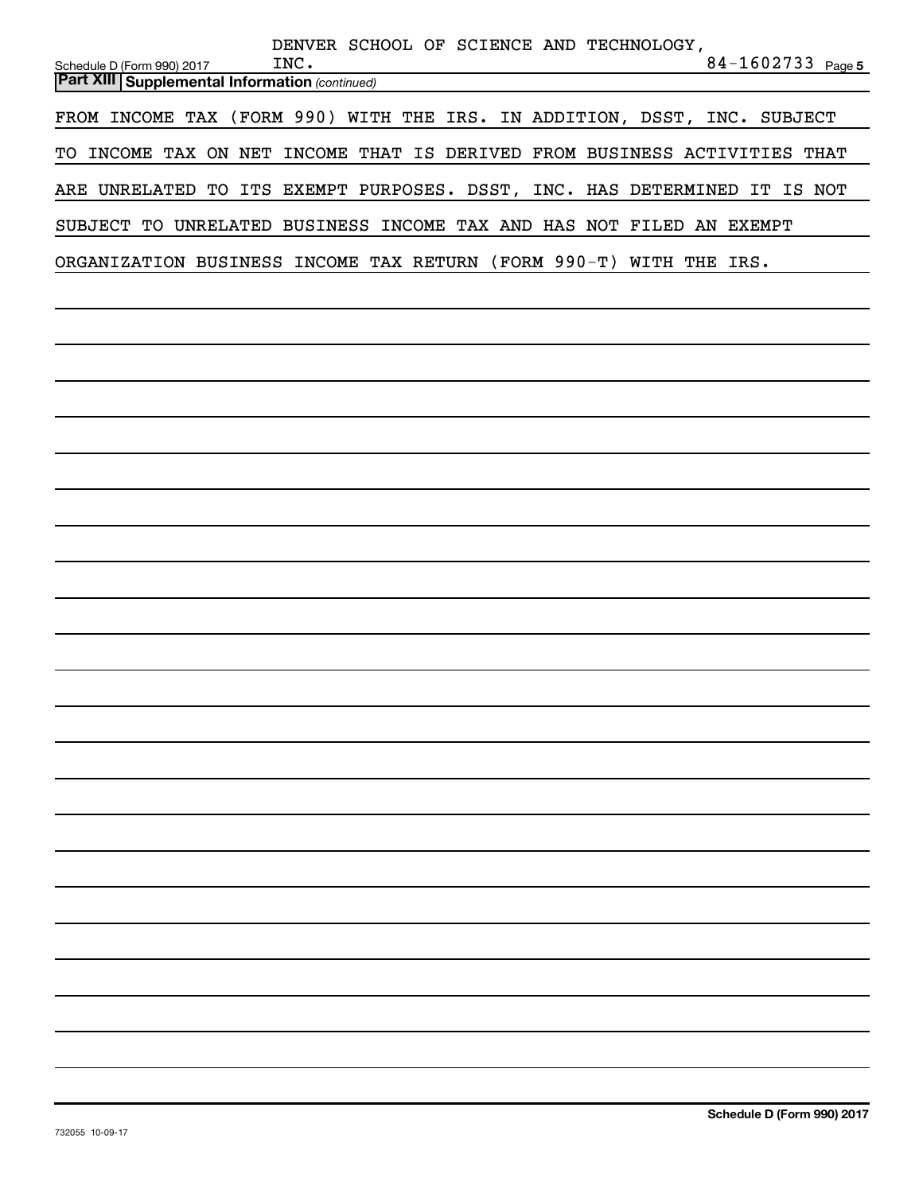DENVER SCHOOL OF SCIENCE AND TECHNOLOGY, INC. 84-1602733

Schedule D (Form 990) 2017

**Part XIII Supplemental Information** *(continued)*

FROM INCOME TAX (FORM 990) WITH THE IRS. IN ADDITION, DSST, INC. SUBJECT TO INCOME TAX ON NET INCOME THAT IS DERIVED FROM BUSINESS ACTIVITIES THAT ARE UNRELATED TO ITS EXEMPT PURPOSES. DSST, INC. HAS DETERMINED IT IS NOT SUBJECT TO UNRELATED BUSINESS INCOME TAX AND HAS NOT FILED AN EXEMPT ORGANIZATION BUSINESS INCOME TAX RETURN (FORM 990-T) WITH THE IRS.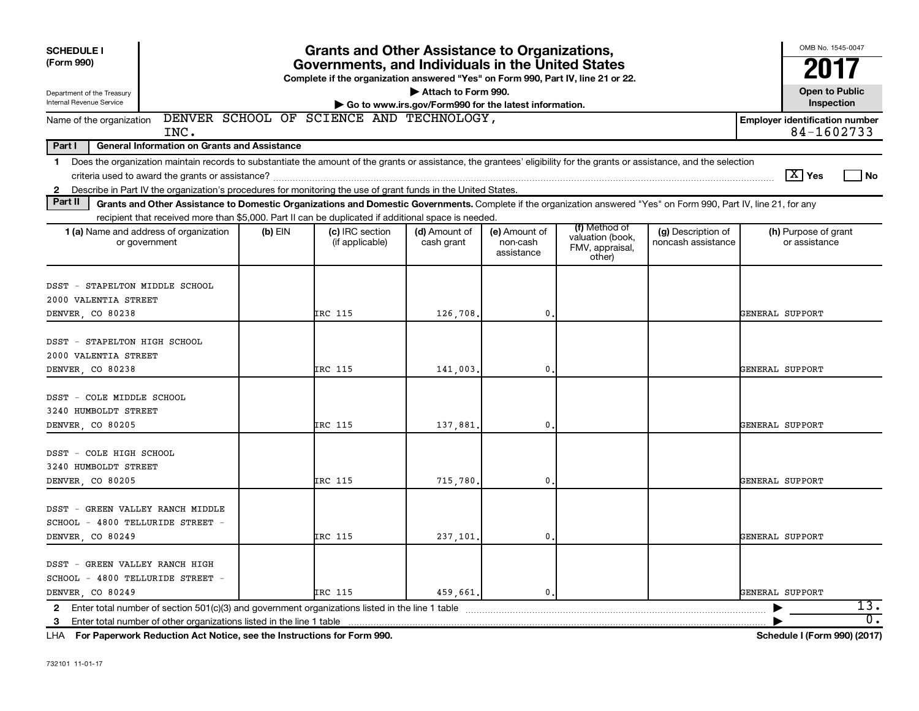**SCHEDULE I (Form 990)**

Department of the Treasury
Internal Revenue Service

# Grants and Other Assistance to Organizations, Governments, and Individuals in the United States

Complete if the organization answered "Yes" on Form 990, Part IV, line 21 or 22.
▶ Attach to Form 990.
▶ Go to www.irs.gov/Form990 for the latest information.

OMB No. 1545-0047

**2017**

**Open to Public Inspection**

Name of the organization: DENVER SCHOOL OF SCIENCE AND TECHNOLOGY, INC.

**Employer identification number** 84-1602733

**Part I — General Information on Grants and Assistance**

1 Does the organization maintain records to substantiate the amount of the grants or assistance, the grantees' eligibility for the grants or assistance, and the selection criteria used to award the grants or assistance? [X] Yes [ ] No

2 Describe in Part IV the organization's procedures for monitoring the use of grant funds in the United States.

**Part II — Grants and Other Assistance to Domestic Organizations and Domestic Governments.** Complete if the organization answered "Yes" on Form 990, Part IV, line 21, for any recipient that received more than $5,000. Part II can be duplicated if additional space is needed.

| 1 (a) Name and address of organization or government | (b) EIN | (c) IRC section (if applicable) | (d) Amount of cash grant | (e) Amount of non-cash assistance | (f) Method of valuation (book, FMV, appraisal, other) | (g) Description of noncash assistance | (h) Purpose of grant or assistance |
|---|---|---|---|---|---|---|---|
| DSST - STAPELTON MIDDLE SCHOOL 2000 VALENTIA STREET DENVER, CO 80238 | | IRC 115 | 126,708. | 0. | | | GENERAL SUPPORT |
| DSST - STAPELTON HIGH SCHOOL 2000 VALENTIA STREET DENVER, CO 80238 | | IRC 115 | 141,003. | 0. | | | GENERAL SUPPORT |
| DSST - COLE MIDDLE SCHOOL 3240 HUMBOLDT STREET DENVER, CO 80205 | | IRC 115 | 137,881. | 0. | | | GENERAL SUPPORT |
| DSST - COLE HIGH SCHOOL 3240 HUMBOLDT STREET DENVER, CO 80205 | | IRC 115 | 715,780. | 0. | | | GENERAL SUPPORT |
| DSST - GREEN VALLEY RANCH MIDDLE SCHOOL - 4800 TELLURIDE STREET - DENVER, CO 80249 | | IRC 115 | 237,101. | 0. | | | GENERAL SUPPORT |
| DSST - GREEN VALLEY RANCH HIGH SCHOOL - 4800 TELLURIDE STREET - DENVER, CO 80249 | | IRC 115 | 459,661. | 0. | | | GENERAL SUPPORT |

2 Enter total number of section 501(c)(3) and government organizations listed in the line 1 table ▶ 13.

3 Enter total number of other organizations listed in the line 1 table ▶ 0.

LHA **For Paperwork Reduction Act Notice, see the Instructions for Form 990.** **Schedule I (Form 990) (2017)**

732101 11-01-17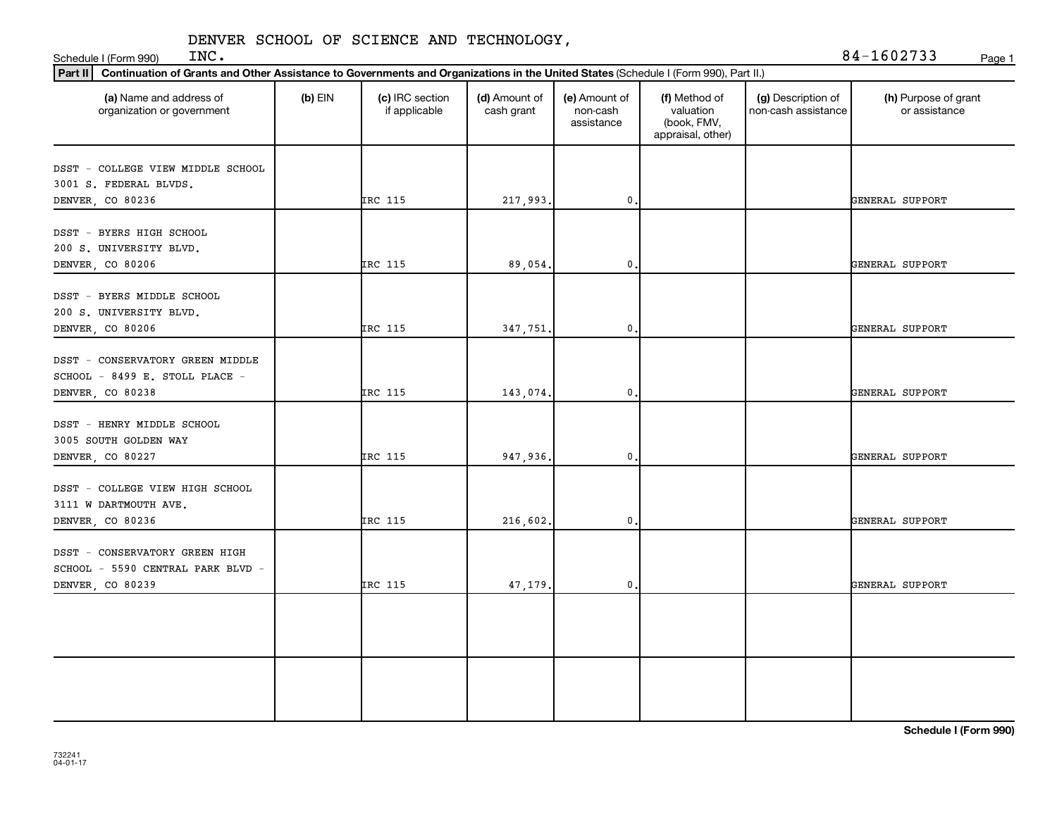DENVER SCHOOL OF SCIENCE AND TECHNOLOGY, INC.

Schedule I (Form 990) 84-1602733

**Part II** **Continuation of Grants and Other Assistance to Governments and Organizations in the United States** (Schedule I (Form 990), Part II.)

| (a) Name and address of organization or government | (b) EIN | (c) IRC section if applicable | (d) Amount of cash grant | (e) Amount of non-cash assistance | (f) Method of valuation (book, FMV, appraisal, other) | (g) Description of non-cash assistance | (h) Purpose of grant or assistance |
|---|---|---|---|---|---|---|---|
| DSST - COLLEGE VIEW MIDDLE SCHOOL 3001 S. FEDERAL BLVDS. DENVER, CO 80236 | | IRC 115 | 217,993. | 0. | | | GENERAL SUPPORT |
| DSST - BYERS HIGH SCHOOL 200 S. UNIVERSITY BLVD. DENVER, CO 80206 | | IRC 115 | 89,054. | 0. | | | GENERAL SUPPORT |
| DSST - BYERS MIDDLE SCHOOL 200 S. UNIVERSITY BLVD. DENVER, CO 80206 | | IRC 115 | 347,751. | 0. | | | GENERAL SUPPORT |
| DSST - CONSERVATORY GREEN MIDDLE SCHOOL - 8499 E. STOLL PLACE - DENVER, CO 80238 | | IRC 115 | 143,074. | 0. | | | GENERAL SUPPORT |
| DSST - HENRY MIDDLE SCHOOL 3005 SOUTH GOLDEN WAY DENVER, CO 80227 | | IRC 115 | 947,936. | 0. | | | GENERAL SUPPORT |
| DSST - COLLEGE VIEW HIGH SCHOOL 3111 W DARTMOUTH AVE. DENVER, CO 80236 | | IRC 115 | 216,602. | 0. | | | GENERAL SUPPORT |
| DSST - CONSERVATORY GREEN HIGH SCHOOL - 5590 CENTRAL PARK BLVD - DENVER, CO 80239 | | IRC 115 | 47,179. | 0. | | | GENERAL SUPPORT |
| | | | | | | | |
| | | | | | | | |

**Schedule I (Form 990)**

732241
04-01-17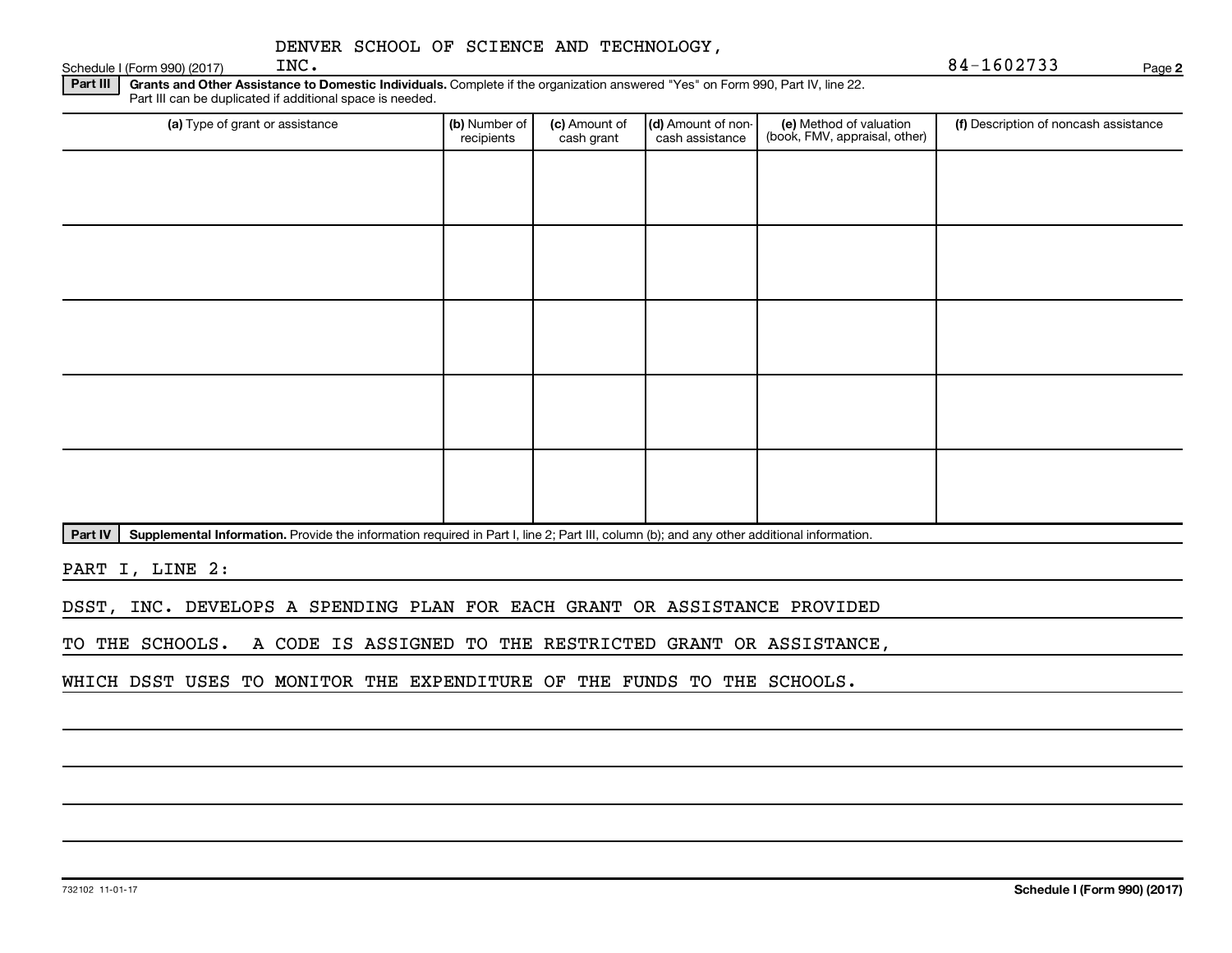DENVER SCHOOL OF SCIENCE AND TECHNOLOGY, INC.

84-1602733

**Part III** **Grants and Other Assistance to Domestic Individuals.** Complete if the organization answered "Yes" on Form 990, Part IV, line 22. Part III can be duplicated if additional space is needed.

| (a) Type of grant or assistance | (b) Number of recipients | (c) Amount of cash grant | (d) Amount of non-cash assistance | (e) Method of valuation (book, FMV, appraisal, other) | (f) Description of noncash assistance |
|---|---|---|---|---|---|
| | | | | | |
| | | | | | |
| | | | | | |
| | | | | | |
| | | | | | |

**Part IV** **Supplemental Information.** Provide the information required in Part I, line 2; Part III, column (b); and any other additional information.

PART I, LINE 2:

DSST, INC. DEVELOPS A SPENDING PLAN FOR EACH GRANT OR ASSISTANCE PROVIDED TO THE SCHOOLS. A CODE IS ASSIGNED TO THE RESTRICTED GRANT OR ASSISTANCE, WHICH DSST USES TO MONITOR THE EXPENDITURE OF THE FUNDS TO THE SCHOOLS.

732102 11-01-17

**Schedule I (Form 990) (2017)**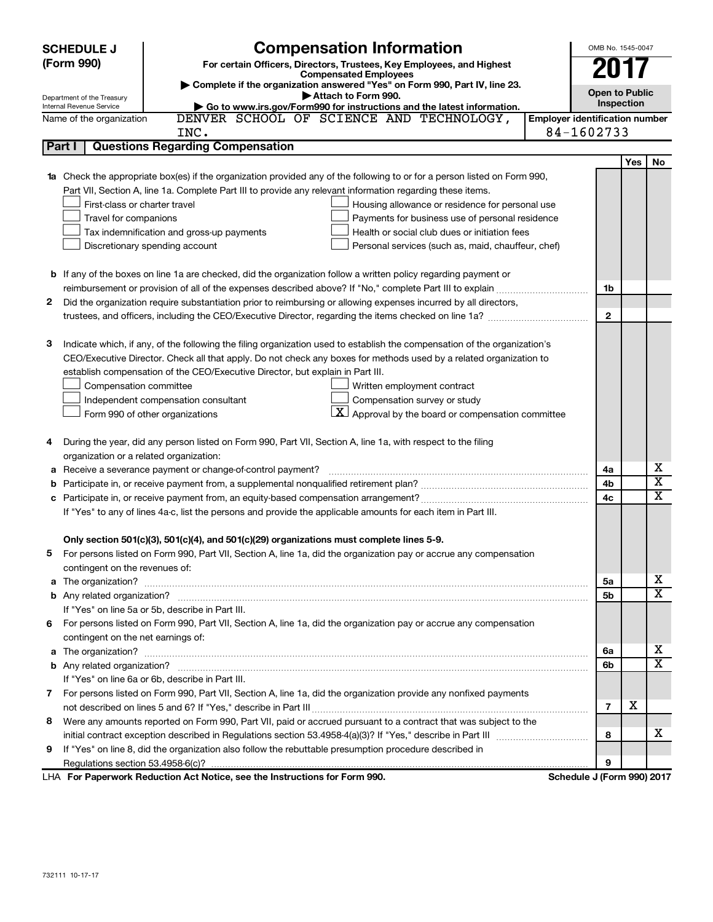# SCHEDULE J (Form 990)

## Compensation Information

**For certain Officers, Directors, Trustees, Key Employees, and Highest Compensated Employees**

▶ Complete if the organization answered "Yes" on Form 990, Part IV, line 23.

▶ Attach to Form 990.

▶ Go to www.irs.gov/Form990 for instructions and the latest information.

Department of the Treasury
Internal Revenue Service

OMB No. 1545-0047

**2017**

**Open to Public Inspection**

Name of the organization: DENVER SCHOOL OF SCIENCE AND TECHNOLOGY, INC.

Employer identification number: 84-1602733

### Part I | Questions Regarding Compensation

| | | | Yes | No |
|---|---|---|---|---|
| **1a** | Check the appropriate box(es) if the organization provided any of the following to or for a person listed on Form 990, Part VII, Section A, line 1a. Complete Part III to provide any relevant information regarding these items.<br>☐ First-class or charter travel ☐ Housing allowance or residence for personal use<br>☐ Travel for companions ☐ Payments for business use of personal residence<br>☐ Tax indemnification and gross-up payments ☐ Health or social club dues or initiation fees<br>☐ Discretionary spending account ☐ Personal services (such as, maid, chauffeur, chef) | | | |
| **b** | If any of the boxes on line 1a are checked, did the organization follow a written policy regarding payment or reimbursement or provision of all of the expenses described above? If "No," complete Part III to explain | 1b | | |
| **2** | Did the organization require substantiation prior to reimbursing or allowing expenses incurred by all directors, trustees, and officers, including the CEO/Executive Director, regarding the items checked on line 1a? | 2 | | |
| **3** | Indicate which, if any, of the following the filing organization used to establish the compensation of the organization's CEO/Executive Director. Check all that apply. Do not check any boxes for methods used by a related organization to establish compensation of the CEO/Executive Director, but explain in Part III.<br>☐ Compensation committee ☐ Written employment contract<br>☐ Independent compensation consultant ☐ Compensation survey or study<br>☐ Form 990 of other organizations ☒ Approval by the board or compensation committee | | | |
| **4** | During the year, did any person listed on Form 990, Part VII, Section A, line 1a, with respect to the filing organization or a related organization: | | | |
| **a** | Receive a severance payment or change-of-control payment? | 4a | | X |
| **b** | Participate in, or receive payment from, a supplemental nonqualified retirement plan? | 4b | | X |
| **c** | Participate in, or receive payment from, an equity-based compensation arrangement? | 4c | | X |
| | If "Yes" to any of lines 4a-c, list the persons and provide the applicable amounts for each item in Part III. | | | |
| | **Only section 501(c)(3), 501(c)(4), and 501(c)(29) organizations must complete lines 5-9.** | | | |
| **5** | For persons listed on Form 990, Part VII, Section A, line 1a, did the organization pay or accrue any compensation contingent on the revenues of: | | | |
| **a** | The organization? | 5a | | X |
| **b** | Any related organization? | 5b | | X |
| | If "Yes" on line 5a or 5b, describe in Part III. | | | |
| **6** | For persons listed on Form 990, Part VII, Section A, line 1a, did the organization pay or accrue any compensation contingent on the net earnings of: | | | |
| **a** | The organization? | 6a | | X |
| **b** | Any related organization? | 6b | | X |
| | If "Yes" on line 6a or 6b, describe in Part III. | | | |
| **7** | For persons listed on Form 990, Part VII, Section A, line 1a, did the organization provide any nonfixed payments not described on lines 5 and 6? If "Yes," describe in Part III | 7 | X | |
| **8** | Were any amounts reported on Form 990, Part VII, paid or accrued pursuant to a contract that was subject to the initial contract exception described in Regulations section 53.4958-4(a)(3)? If "Yes," describe in Part III | 8 | | X |
| **9** | If "Yes" on line 8, did the organization also follow the rebuttable presumption procedure described in Regulations section 53.4958-6(c)? | 9 | | |

LHA **For Paperwork Reduction Act Notice, see the Instructions for Form 990.** **Schedule J (Form 990) 2017**

732111 10-17-17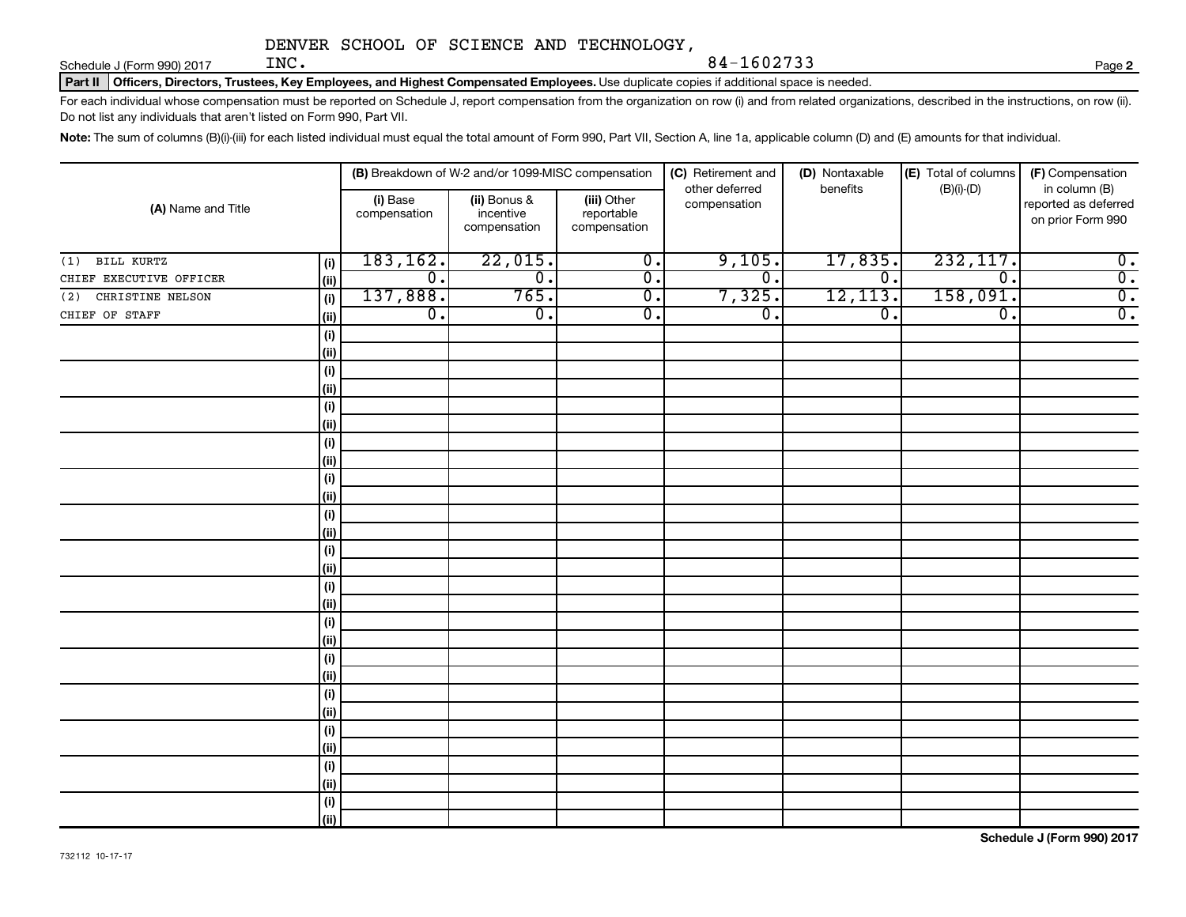DENVER SCHOOL OF SCIENCE AND TECHNOLOGY, INC.

84-1602733

Schedule J (Form 990) 2017

## Part II Officers, Directors, Trustees, Key Employees, and Highest Compensated Employees. Use duplicate copies if additional space is needed.

For each individual whose compensation must be reported on Schedule J, report compensation from the organization on row (i) and from related organizations, described in the instructions, on row (ii). Do not list any individuals that aren't listed on Form 990, Part VII.

**Note:** The sum of columns (B)(i)-(iii) for each listed individual must equal the total amount of Form 990, Part VII, Section A, line 1a, applicable column (D) and (E) amounts for that individual.

| (A) Name and Title | | (B) Breakdown of W-2 and/or 1099-MISC compensation | | | (C) Retirement and other deferred compensation | (D) Nontaxable benefits | (E) Total of columns (B)(i)-(D) | (F) Compensation in column (B) reported as deferred on prior Form 990 |
|---|---|---|---|---|---|---|---|---|
| | | (i) Base compensation | (ii) Bonus & incentive compensation | (iii) Other reportable compensation | | | | |
| (1) BILL KURTZ | (i) | 183,162. | 22,015. | 0. | 9,105. | 17,835. | 232,117. | 0. |
| CHIEF EXECUTIVE OFFICER | (ii) | 0. | 0. | 0. | 0. | 0. | 0. | 0. |
| (2) CHRISTINE NELSON | (i) | 137,888. | 765. | 0. | 7,325. | 12,113. | 158,091. | 0. |
| CHIEF OF STAFF | (ii) | 0. | 0. | 0. | 0. | 0. | 0. | 0. |

Schedule J (Form 990) 2017

732112 10-17-17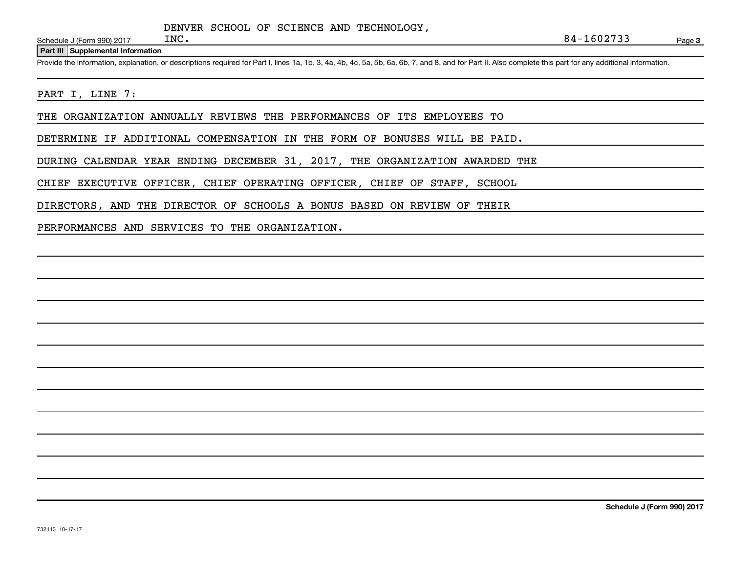DENVER SCHOOL OF SCIENCE AND TECHNOLOGY, INC. 84-1602733

**Part III Supplemental Information**

Provide the information, explanation, or descriptions required for Part I, lines 1a, 1b, 3, 4a, 4b, 4c, 5a, 5b, 6a, 6b, 7, and 8, and for Part II. Also complete this part for any additional information.

PART I, LINE 7:

THE ORGANIZATION ANNUALLY REVIEWS THE PERFORMANCES OF ITS EMPLOYEES TO DETERMINE IF ADDITIONAL COMPENSATION IN THE FORM OF BONUSES WILL BE PAID. DURING CALENDAR YEAR ENDING DECEMBER 31, 2017, THE ORGANIZATION AWARDED THE CHIEF EXECUTIVE OFFICER, CHIEF OPERATING OFFICER, CHIEF OF STAFF, SCHOOL DIRECTORS, AND THE DIRECTOR OF SCHOOLS A BONUS BASED ON REVIEW OF THEIR PERFORMANCES AND SERVICES TO THE ORGANIZATION.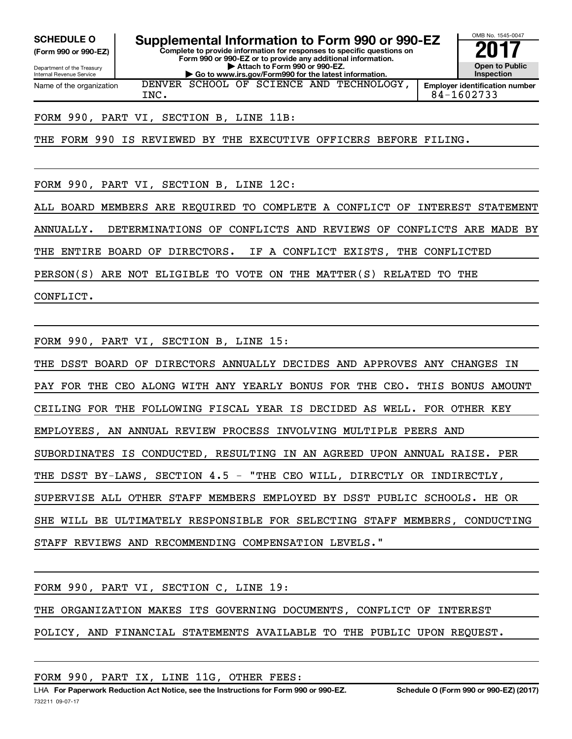**SCHEDULE O**
**(Form 990 or 990-EZ)**

Department of the Treasury
Internal Revenue Service

# Supplemental Information to Form 990 or 990-EZ

**Complete to provide information for responses to specific questions on Form 990 or 990-EZ or to provide any additional information.**
**▶ Attach to Form 990 or 990-EZ.**
**▶ Go to www.irs.gov/Form990 for the latest information.**

OMB No. 1545-0047

**2017**

**Open to Public Inspection**

Name of the organization: DENVER SCHOOL OF SCIENCE AND TECHNOLOGY, INC.

**Employer identification number** 84-1602733

FORM 990, PART VI, SECTION B, LINE 11B:

THE FORM 990 IS REVIEWED BY THE EXECUTIVE OFFICERS BEFORE FILING.

FORM 990, PART VI, SECTION B, LINE 12C:

ALL BOARD MEMBERS ARE REQUIRED TO COMPLETE A CONFLICT OF INTEREST STATEMENT ANNUALLY. DETERMINATIONS OF CONFLICTS AND REVIEWS OF CONFLICTS ARE MADE BY THE ENTIRE BOARD OF DIRECTORS. IF A CONFLICT EXISTS, THE CONFLICTED PERSON(S) ARE NOT ELIGIBLE TO VOTE ON THE MATTER(S) RELATED TO THE CONFLICT.

FORM 990, PART VI, SECTION B, LINE 15:

THE DSST BOARD OF DIRECTORS ANNUALLY DECIDES AND APPROVES ANY CHANGES IN PAY FOR THE CEO ALONG WITH ANY YEARLY BONUS FOR THE CEO. THIS BONUS AMOUNT CEILING FOR THE FOLLOWING FISCAL YEAR IS DECIDED AS WELL. FOR OTHER KEY EMPLOYEES, AN ANNUAL REVIEW PROCESS INVOLVING MULTIPLE PEERS AND SUBORDINATES IS CONDUCTED, RESULTING IN AN AGREED UPON ANNUAL RAISE. PER THE DSST BY-LAWS, SECTION 4.5 - "THE CEO WILL, DIRECTLY OR INDIRECTLY, SUPERVISE ALL OTHER STAFF MEMBERS EMPLOYED BY DSST PUBLIC SCHOOLS. HE OR SHE WILL BE ULTIMATELY RESPONSIBLE FOR SELECTING STAFF MEMBERS, CONDUCTING STAFF REVIEWS AND RECOMMENDING COMPENSATION LEVELS."

FORM 990, PART VI, SECTION C, LINE 19:

THE ORGANIZATION MAKES ITS GOVERNING DOCUMENTS, CONFLICT OF INTEREST POLICY, AND FINANCIAL STATEMENTS AVAILABLE TO THE PUBLIC UPON REQUEST.

FORM 990, PART IX, LINE 11G, OTHER FEES:

LHA **For Paperwork Reduction Act Notice, see the Instructions for Form 990 or 990-EZ.** **Schedule O (Form 990 or 990-EZ) (2017)**
732211 09-07-17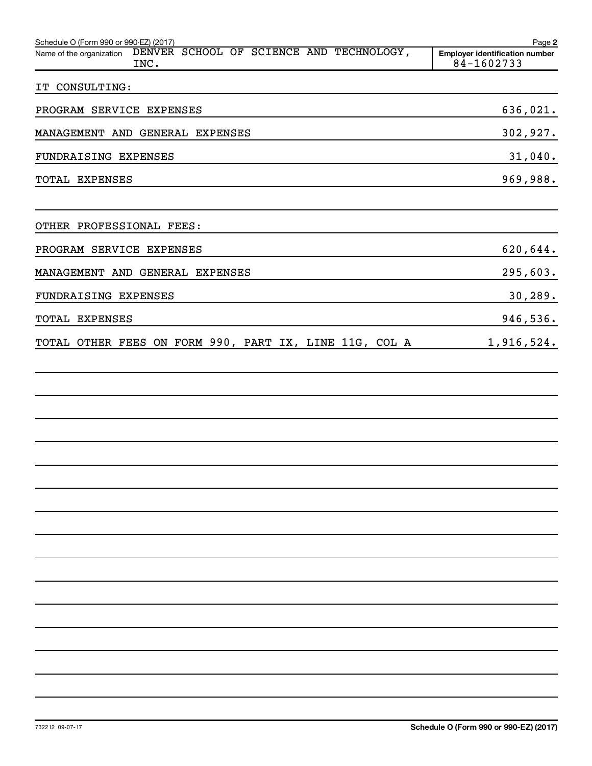Schedule O (Form 990 or 990-EZ) (2017)

Name of the organization DENVER SCHOOL OF SCIENCE AND TECHNOLOGY, INC.

Employer identification number 84-1602733

| | |
|---|---|
| IT CONSULTING: | |
| PROGRAM SERVICE EXPENSES | 636,021. |
| MANAGEMENT AND GENERAL EXPENSES | 302,927. |
| FUNDRAISING EXPENSES | 31,040. |
| TOTAL EXPENSES | 969,988. |
| | |
| OTHER PROFESSIONAL FEES: | |
| PROGRAM SERVICE EXPENSES | 620,644. |
| MANAGEMENT AND GENERAL EXPENSES | 295,603. |
| FUNDRAISING EXPENSES | 30,289. |
| TOTAL EXPENSES | 946,536. |
| TOTAL OTHER FEES ON FORM 990, PART IX, LINE 11G, COL A | 1,916,524. |

732212 09-07-17

Schedule O (Form 990 or 990-EZ) (2017)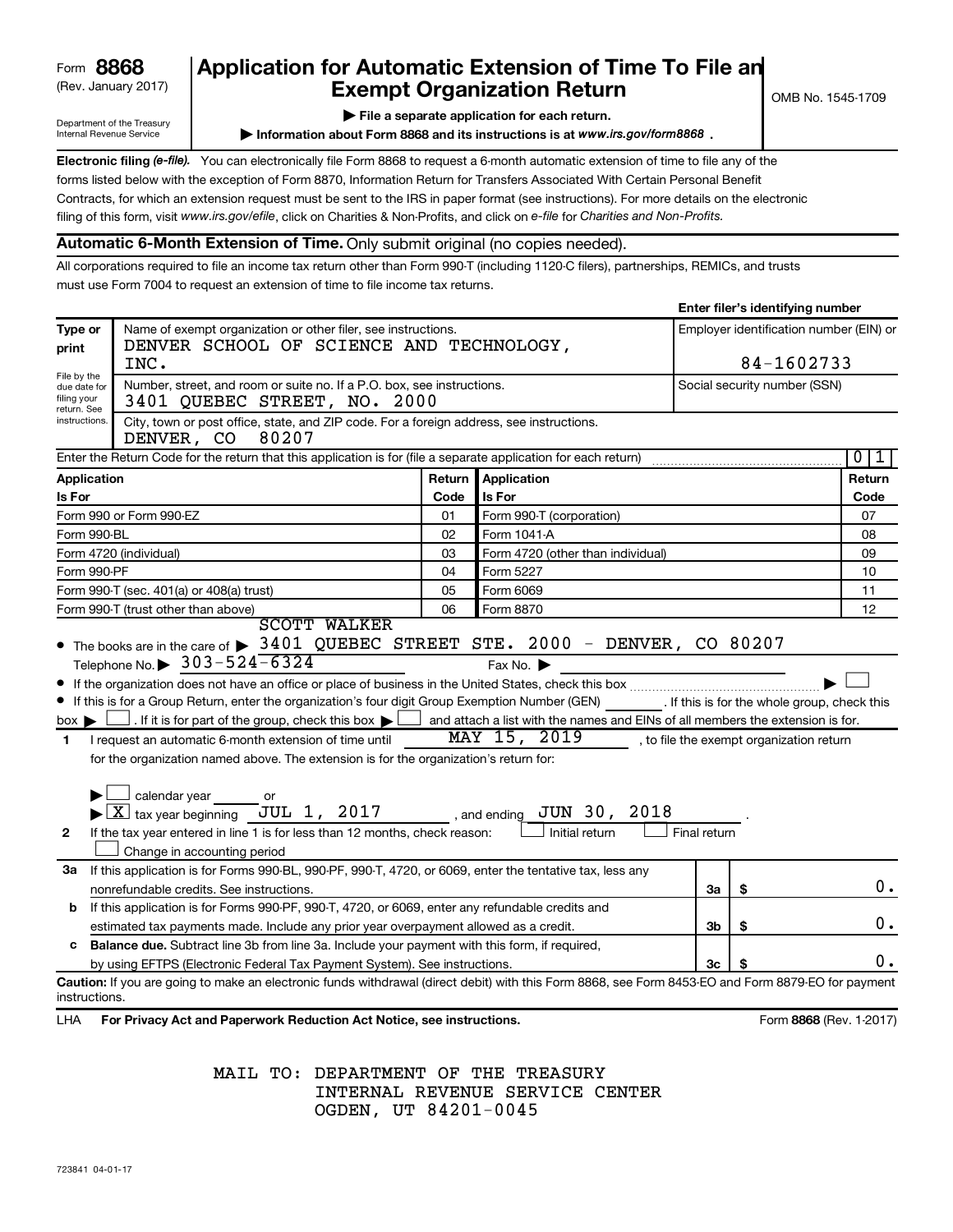Form **8868**
(Rev. January 2017)

Department of the Treasury
Internal Revenue Service

# Application for Automatic Extension of Time To File an Exempt Organization Return

▶ **File a separate application for each return.**

▶ **Information about Form 8868 and its instructions is at** ***www.irs.gov/form8868*** **.**

OMB No. 1545-1709

**Electronic filing** ***(e-file).*** You can electronically file Form 8868 to request a 6-month automatic extension of time to file any of the forms listed below with the exception of Form 8870, Information Return for Transfers Associated With Certain Personal Benefit Contracts, for which an extension request must be sent to the IRS in paper format (see instructions). For more details on the electronic filing of this form, visit *www.irs.gov/efile*, click on Charities & Non-Profits, and click on *e-file* for *Charities and Non-Profits.*

## Automatic 6-Month Extension of Time. Only submit original (no copies needed).

All corporations required to file an income tax return other than Form 990-T (including 1120-C filers), partnerships, REMICs, and trusts must use Form 7004 to request an extension of time to file income tax returns.

**Enter filer's identifying number**

| | | |
|---|---|---|
| **Type or print** | Name of exempt organization or other filer, see instructions.<br>DENVER SCHOOL OF SCIENCE AND TECHNOLOGY, INC. | Employer identification number (EIN) or<br>84-1602733 |
| File by the due date for filing your return. See instructions. | Number, street, and room or suite no. If a P.O. box, see instructions.<br>3401 QUEBEC STREET, NO. 2000 | Social security number (SSN) |
| | City, town or post office, state, and ZIP code. For a foreign address, see instructions.<br>DENVER, CO 80207 | |

Enter the Return Code for the return that this application is for (file a separate application for each return) 0 1

| **Application Is For** | **Return Code** | **Application Is For** | **Return Code** |
|---|---|---|---|
| Form 990 or Form 990-EZ | 01 | Form 990-T (corporation) | 07 |
| Form 990-BL | 02 | Form 1041-A | 08 |
| Form 4720 (individual) | 03 | Form 4720 (other than individual) | 09 |
| Form 990-PF | 04 | Form 5227 | 10 |
| Form 990-T (sec. 401(a) or 408(a) trust) | 05 | Form 6069 | 11 |
| Form 990-T (trust other than above) | 06 | Form 8870 | 12 |

- The books are in the care of ▶ SCOTT WALKER 3401 QUEBEC STREET STE. 2000 - DENVER, CO 80207
  Telephone No. ▶ 303-524-6324 Fax No. ▶
- If the organization does not have an office or place of business in the United States, check this box ▶ ☐
- If this is for a Group Return, enter the organization's four digit Group Exemption Number (GEN) ______ . If this is for the whole group, check this box ▶ ☐ . If it is for part of the group, check this box ▶ ☐ and attach a list with the names and EINs of all members the extension is for.

**1** I request an automatic 6-month extension of time until MAY 15, 2019 , to file the exempt organization return for the organization named above. The extension is for the organization's return for:

▶ ☐ calendar year ______ or
▶ ☒ tax year beginning JUL 1, 2017 , and ending JUN 30, 2018 .

**2** If the tax year entered in line 1 is for less than 12 months, check reason: ☐ Initial return ☐ Final return ☐ Change in accounting period

| | | | |
|---|---|---|---|
| **3a** | If this application is for Forms 990-BL, 990-PF, 990-T, 4720, or 6069, enter the tentative tax, less any nonrefundable credits. See instructions. | **3a** | $ 0. |
| **b** | If this application is for Forms 990-PF, 990-T, 4720, or 6069, enter any refundable credits and estimated tax payments made. Include any prior year overpayment allowed as a credit. | **3b** | $ 0. |
| **c** | **Balance due.** Subtract line 3b from line 3a. Include your payment with this form, if required, by using EFTPS (Electronic Federal Tax Payment System). See instructions. | **3c** | $ 0. |

**Caution:** If you are going to make an electronic funds withdrawal (direct debit) with this Form 8868, see Form 8453-EO and Form 8879-EO for payment instructions.

LHA **For Privacy Act and Paperwork Reduction Act Notice, see instructions.** Form **8868** (Rev. 1-2017)

MAIL TO: DEPARTMENT OF THE TREASURY
INTERNAL REVENUE SERVICE CENTER
OGDEN, UT 84201-0045

723841 04-01-17